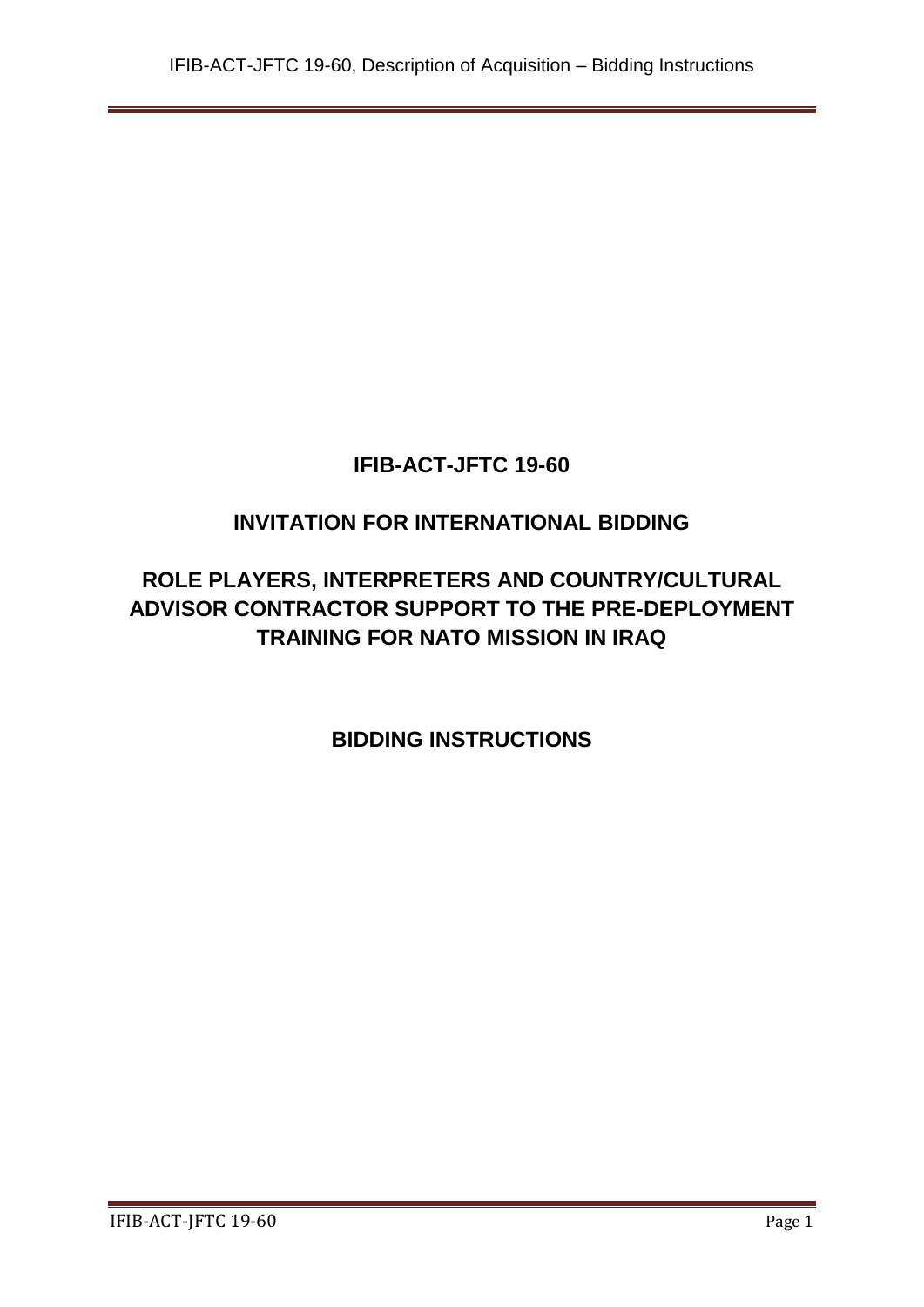# IFIB-ACT-JFTC 19-60

# INVITATION FOR INTERNATIONAL BIDDING

# ROLE PLAYERS, INTERPRETERS AND COUNTRY/CULTURAL ADVISOR CONTRACTOR SUPPORT TO THE PRE-DEPLOYMENT TRAINING FOR NATO MISSION IN IRAQ

# BIDDING INSTRUCTIONS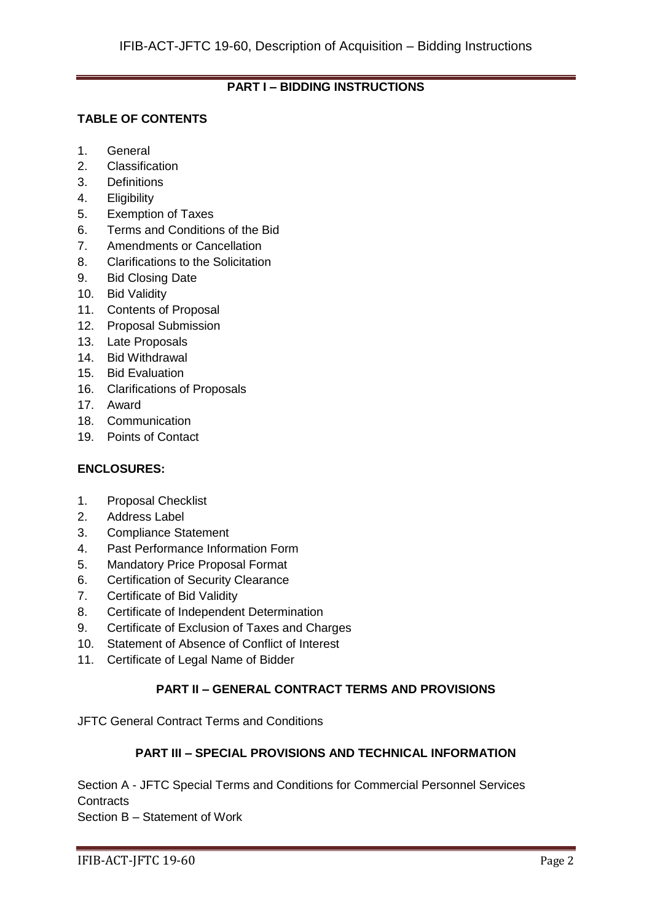## PART I – BIDDING INSTRUCTIONS

### TABLE OF CONTENTS

1. General
2. Classification
3. Definitions
4. Eligibility
5. Exemption of Taxes
6. Terms and Conditions of the Bid
7. Amendments or Cancellation
8. Clarifications to the Solicitation
9. Bid Closing Date
10. Bid Validity
11. Contents of Proposal
12. Proposal Submission
13. Late Proposals
14. Bid Withdrawal
15. Bid Evaluation
16. Clarifications of Proposals
17. Award
18. Communication
19. Points of Contact

### ENCLOSURES:

1. Proposal Checklist
2. Address Label
3. Compliance Statement
4. Past Performance Information Form
5. Mandatory Price Proposal Format
6. Certification of Security Clearance
7. Certificate of Bid Validity
8. Certificate of Independent Determination
9. Certificate of Exclusion of Taxes and Charges
10. Statement of Absence of Conflict of Interest
11. Certificate of Legal Name of Bidder

## PART II – GENERAL CONTRACT TERMS AND PROVISIONS

JFTC General Contract Terms and Conditions

## PART III – SPECIAL PROVISIONS AND TECHNICAL INFORMATION

Section A - JFTC Special Terms and Conditions for Commercial Personnel Services Contracts

Section B – Statement of Work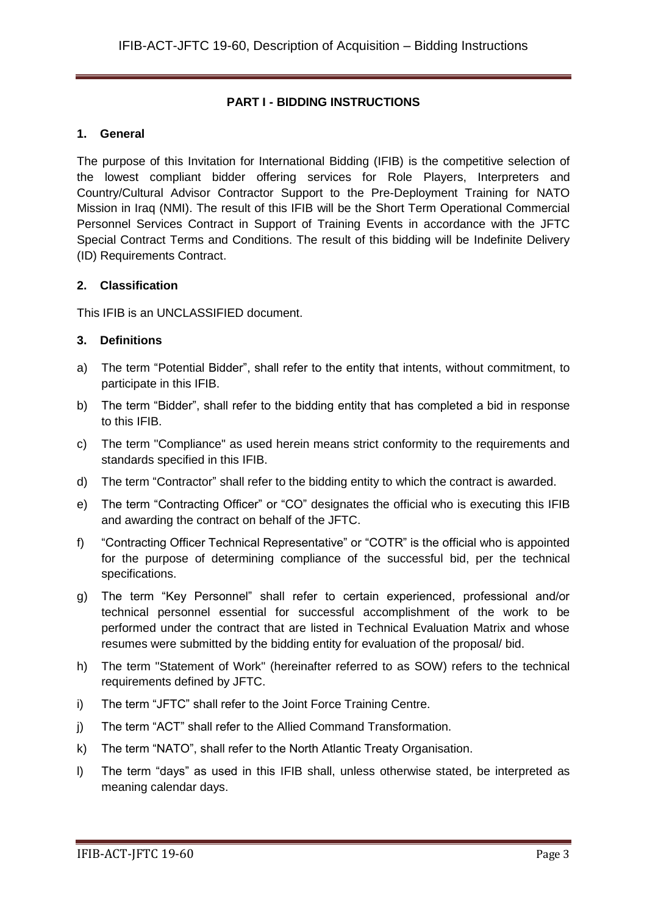## PART I - BIDDING INSTRUCTIONS

### 1. General

The purpose of this Invitation for International Bidding (IFIB) is the competitive selection of the lowest compliant bidder offering services for Role Players, Interpreters and Country/Cultural Advisor Contractor Support to the Pre-Deployment Training for NATO Mission in Iraq (NMI). The result of this IFIB will be the Short Term Operational Commercial Personnel Services Contract in Support of Training Events in accordance with the JFTC Special Contract Terms and Conditions. The result of this bidding will be Indefinite Delivery (ID) Requirements Contract.

### 2. Classification

This IFIB is an UNCLASSIFIED document.

### 3. Definitions

a) The term "Potential Bidder", shall refer to the entity that intents, without commitment, to participate in this IFIB.

b) The term "Bidder", shall refer to the bidding entity that has completed a bid in response to this IFIB.

c) The term "Compliance" as used herein means strict conformity to the requirements and standards specified in this IFIB.

d) The term "Contractor" shall refer to the bidding entity to which the contract is awarded.

e) The term "Contracting Officer" or "CO" designates the official who is executing this IFIB and awarding the contract on behalf of the JFTC.

f) "Contracting Officer Technical Representative" or "COTR" is the official who is appointed for the purpose of determining compliance of the successful bid, per the technical specifications.

g) The term "Key Personnel" shall refer to certain experienced, professional and/or technical personnel essential for successful accomplishment of the work to be performed under the contract that are listed in Technical Evaluation Matrix and whose resumes were submitted by the bidding entity for evaluation of the proposal/ bid.

h) The term "Statement of Work" (hereinafter referred to as SOW) refers to the technical requirements defined by JFTC.

i) The term "JFTC" shall refer to the Joint Force Training Centre.

j) The term "ACT" shall refer to the Allied Command Transformation.

k) The term "NATO", shall refer to the North Atlantic Treaty Organisation.

l) The term "days" as used in this IFIB shall, unless otherwise stated, be interpreted as meaning calendar days.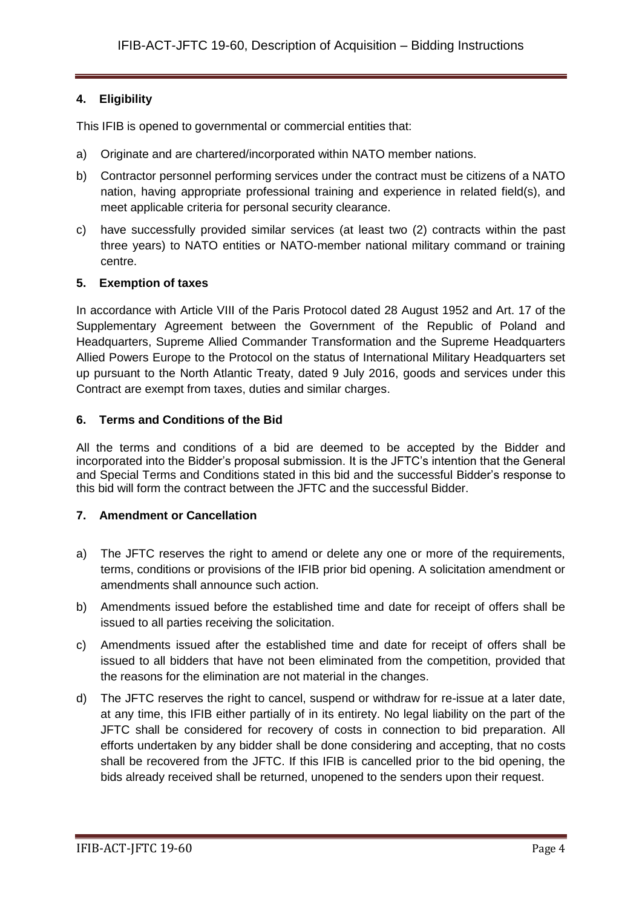## 4. Eligibility

This IFIB is opened to governmental or commercial entities that:

a) Originate and are chartered/incorporated within NATO member nations.

b) Contractor personnel performing services under the contract must be citizens of a NATO nation, having appropriate professional training and experience in related field(s), and meet applicable criteria for personal security clearance.

c) have successfully provided similar services (at least two (2) contracts within the past three years) to NATO entities or NATO-member national military command or training centre.

## 5. Exemption of taxes

In accordance with Article VIII of the Paris Protocol dated 28 August 1952 and Art. 17 of the Supplementary Agreement between the Government of the Republic of Poland and Headquarters, Supreme Allied Commander Transformation and the Supreme Headquarters Allied Powers Europe to the Protocol on the status of International Military Headquarters set up pursuant to the North Atlantic Treaty, dated 9 July 2016, goods and services under this Contract are exempt from taxes, duties and similar charges.

## 6. Terms and Conditions of the Bid

All the terms and conditions of a bid are deemed to be accepted by the Bidder and incorporated into the Bidder's proposal submission. It is the JFTC's intention that the General and Special Terms and Conditions stated in this bid and the successful Bidder's response to this bid will form the contract between the JFTC and the successful Bidder.

## 7. Amendment or Cancellation

a) The JFTC reserves the right to amend or delete any one or more of the requirements, terms, conditions or provisions of the IFIB prior bid opening. A solicitation amendment or amendments shall announce such action.

b) Amendments issued before the established time and date for receipt of offers shall be issued to all parties receiving the solicitation.

c) Amendments issued after the established time and date for receipt of offers shall be issued to all bidders that have not been eliminated from the competition, provided that the reasons for the elimination are not material in the changes.

d) The JFTC reserves the right to cancel, suspend or withdraw for re-issue at a later date, at any time, this IFIB either partially of in its entirety. No legal liability on the part of the JFTC shall be considered for recovery of costs in connection to bid preparation. All efforts undertaken by any bidder shall be done considering and accepting, that no costs shall be recovered from the JFTC. If this IFIB is cancelled prior to the bid opening, the bids already received shall be returned, unopened to the senders upon their request.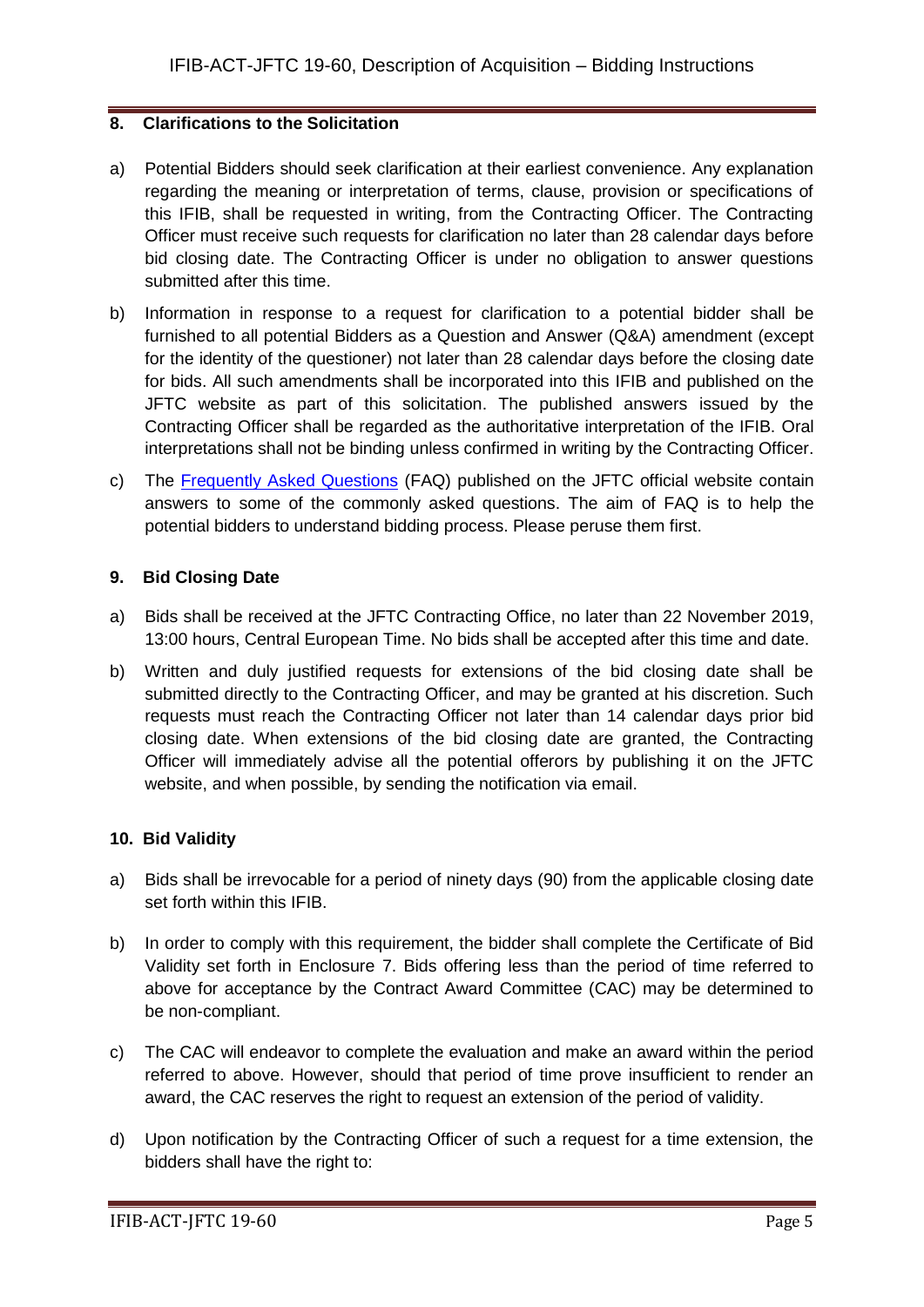## 8. Clarifications to the Solicitation

a) Potential Bidders should seek clarification at their earliest convenience. Any explanation regarding the meaning or interpretation of terms, clause, provision or specifications of this IFIB, shall be requested in writing, from the Contracting Officer. The Contracting Officer must receive such requests for clarification no later than 28 calendar days before bid closing date. The Contracting Officer is under no obligation to answer questions submitted after this time.

b) Information in response to a request for clarification to a potential bidder shall be furnished to all potential Bidders as a Question and Answer (Q&A) amendment (except for the identity of the questioner) not later than 28 calendar days before the closing date for bids. All such amendments shall be incorporated into this IFIB and published on the JFTC website as part of this solicitation. The published answers issued by the Contracting Officer shall be regarded as the authoritative interpretation of the IFIB. Oral interpretations shall not be binding unless confirmed in writing by the Contracting Officer.

c) The Frequently Asked Questions (FAQ) published on the JFTC official website contain answers to some of the commonly asked questions. The aim of FAQ is to help the potential bidders to understand bidding process. Please peruse them first.

## 9. Bid Closing Date

a) Bids shall be received at the JFTC Contracting Office, no later than 22 November 2019, 13:00 hours, Central European Time. No bids shall be accepted after this time and date.

b) Written and duly justified requests for extensions of the bid closing date shall be submitted directly to the Contracting Officer, and may be granted at his discretion. Such requests must reach the Contracting Officer not later than 14 calendar days prior bid closing date. When extensions of the bid closing date are granted, the Contracting Officer will immediately advise all the potential offerors by publishing it on the JFTC website, and when possible, by sending the notification via email.

## 10. Bid Validity

a) Bids shall be irrevocable for a period of ninety days (90) from the applicable closing date set forth within this IFIB.

b) In order to comply with this requirement, the bidder shall complete the Certificate of Bid Validity set forth in Enclosure 7. Bids offering less than the period of time referred to above for acceptance by the Contract Award Committee (CAC) may be determined to be non-compliant.

c) The CAC will endeavor to complete the evaluation and make an award within the period referred to above. However, should that period of time prove insufficient to render an award, the CAC reserves the right to request an extension of the period of validity.

d) Upon notification by the Contracting Officer of such a request for a time extension, the bidders shall have the right to: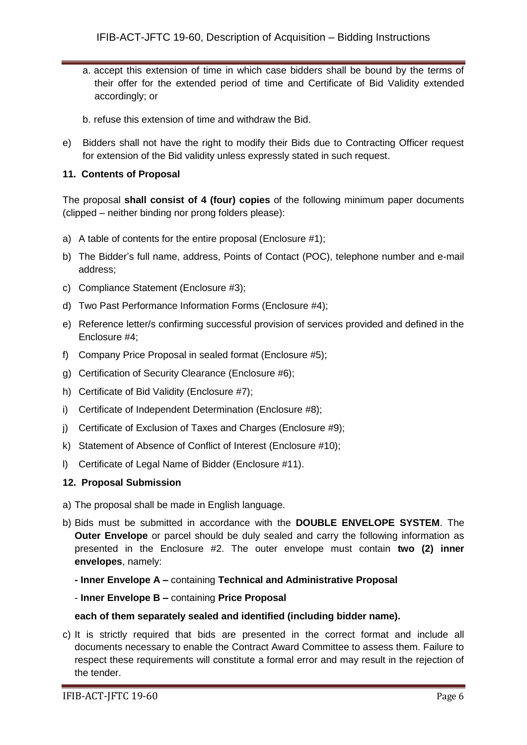a. accept this extension of time in which case bidders shall be bound by the terms of their offer for the extended period of time and Certificate of Bid Validity extended accordingly; or

b. refuse this extension of time and withdraw the Bid.

e) Bidders shall not have the right to modify their Bids due to Contracting Officer request for extension of the Bid validity unless expressly stated in such request.

### 11. Contents of Proposal

The proposal **shall consist of 4 (four) copies** of the following minimum paper documents (clipped – neither binding nor prong folders please):

a) A table of contents for the entire proposal (Enclosure #1);

b) The Bidder's full name, address, Points of Contact (POC), telephone number and e-mail address;

c) Compliance Statement (Enclosure #3);

d) Two Past Performance Information Forms (Enclosure #4);

e) Reference letter/s confirming successful provision of services provided and defined in the Enclosure #4;

f) Company Price Proposal in sealed format (Enclosure #5);

g) Certification of Security Clearance (Enclosure #6);

h) Certificate of Bid Validity (Enclosure #7);

i) Certificate of Independent Determination (Enclosure #8);

j) Certificate of Exclusion of Taxes and Charges (Enclosure #9);

k) Statement of Absence of Conflict of Interest (Enclosure #10);

l) Certificate of Legal Name of Bidder (Enclosure #11).

### 12. Proposal Submission

a) The proposal shall be made in English language.

b) Bids must be submitted in accordance with the **DOUBLE ENVELOPE SYSTEM**. The **Outer Envelope** or parcel should be duly sealed and carry the following information as presented in the Enclosure #2. The outer envelope must contain **two (2) inner envelopes**, namely:

   **- Inner Envelope A –** containing **Technical and Administrative Proposal**

   - **Inner Envelope B –** containing **Price Proposal**

   **each of them separately sealed and identified (including bidder name).**

c) It is strictly required that bids are presented in the correct format and include all documents necessary to enable the Contract Award Committee to assess them. Failure to respect these requirements will constitute a formal error and may result in the rejection of the tender.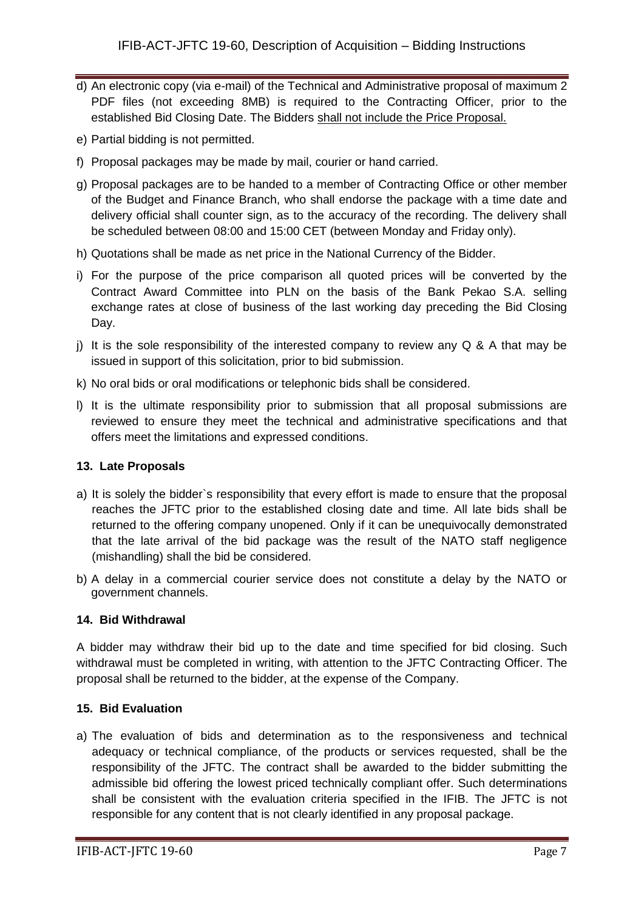d) An electronic copy (via e-mail) of the Technical and Administrative proposal of maximum 2 PDF files (not exceeding 8MB) is required to the Contracting Officer, prior to the established Bid Closing Date. The Bidders shall not include the Price Proposal.

e) Partial bidding is not permitted.

f) Proposal packages may be made by mail, courier or hand carried.

g) Proposal packages are to be handed to a member of Contracting Office or other member of the Budget and Finance Branch, who shall endorse the package with a time date and delivery official shall counter sign, as to the accuracy of the recording. The delivery shall be scheduled between 08:00 and 15:00 CET (between Monday and Friday only).

h) Quotations shall be made as net price in the National Currency of the Bidder.

i) For the purpose of the price comparison all quoted prices will be converted by the Contract Award Committee into PLN on the basis of the Bank Pekao S.A. selling exchange rates at close of business of the last working day preceding the Bid Closing Day.

j) It is the sole responsibility of the interested company to review any Q & A that may be issued in support of this solicitation, prior to bid submission.

k) No oral bids or oral modifications or telephonic bids shall be considered.

l) It is the ultimate responsibility prior to submission that all proposal submissions are reviewed to ensure they meet the technical and administrative specifications and that offers meet the limitations and expressed conditions.

#### 13. Late Proposals

a) It is solely the bidder`s responsibility that every effort is made to ensure that the proposal reaches the JFTC prior to the established closing date and time. All late bids shall be returned to the offering company unopened. Only if it can be unequivocally demonstrated that the late arrival of the bid package was the result of the NATO staff negligence (mishandling) shall the bid be considered.

b) A delay in a commercial courier service does not constitute a delay by the NATO or government channels.

#### 14. Bid Withdrawal

A bidder may withdraw their bid up to the date and time specified for bid closing. Such withdrawal must be completed in writing, with attention to the JFTC Contracting Officer. The proposal shall be returned to the bidder, at the expense of the Company.

#### 15. Bid Evaluation

a) The evaluation of bids and determination as to the responsiveness and technical adequacy or technical compliance, of the products or services requested, shall be the responsibility of the JFTC. The contract shall be awarded to the bidder submitting the admissible bid offering the lowest priced technically compliant offer. Such determinations shall be consistent with the evaluation criteria specified in the IFIB. The JFTC is not responsible for any content that is not clearly identified in any proposal package.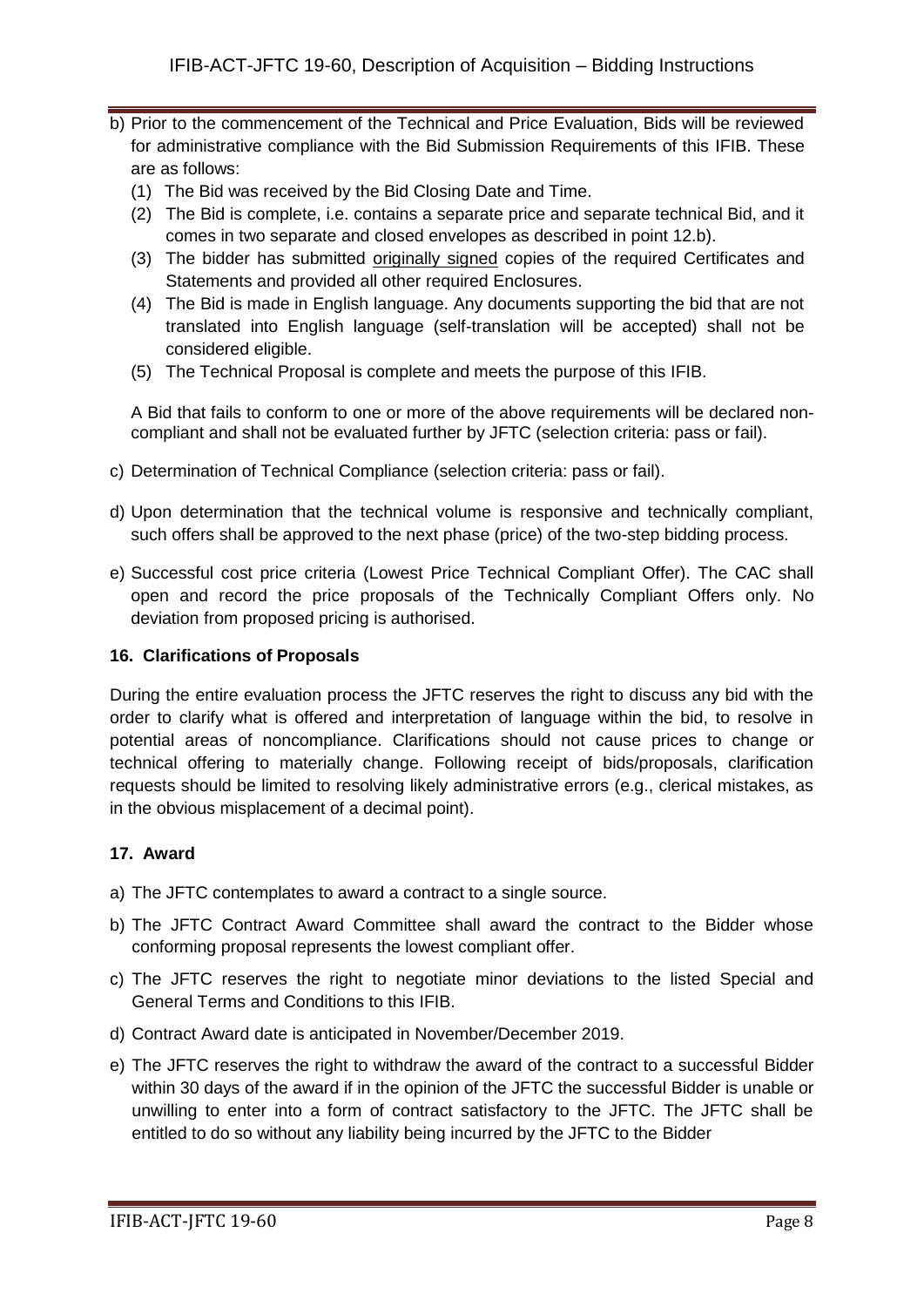b) Prior to the commencement of the Technical and Price Evaluation, Bids will be reviewed for administrative compliance with the Bid Submission Requirements of this IFIB. These are as follows:
   (1) The Bid was received by the Bid Closing Date and Time.
   (2) The Bid is complete, i.e. contains a separate price and separate technical Bid, and it comes in two separate and closed envelopes as described in point 12.b).
   (3) The bidder has submitted originally signed copies of the required Certificates and Statements and provided all other required Enclosures.
   (4) The Bid is made in English language. Any documents supporting the bid that are not translated into English language (self-translation will be accepted) shall not be considered eligible.
   (5) The Technical Proposal is complete and meets the purpose of this IFIB.

   A Bid that fails to conform to one or more of the above requirements will be declared non-compliant and shall not be evaluated further by JFTC (selection criteria: pass or fail).

c) Determination of Technical Compliance (selection criteria: pass or fail).

d) Upon determination that the technical volume is responsive and technically compliant, such offers shall be approved to the next phase (price) of the two-step bidding process.

e) Successful cost price criteria (Lowest Price Technical Compliant Offer). The CAC shall open and record the price proposals of the Technically Compliant Offers only. No deviation from proposed pricing is authorised.

**16. Clarifications of Proposals**

During the entire evaluation process the JFTC reserves the right to discuss any bid with the order to clarify what is offered and interpretation of language within the bid, to resolve in potential areas of noncompliance. Clarifications should not cause prices to change or technical offering to materially change. Following receipt of bids/proposals, clarification requests should be limited to resolving likely administrative errors (e.g., clerical mistakes, as in the obvious misplacement of a decimal point).

**17. Award**

a) The JFTC contemplates to award a contract to a single source.

b) The JFTC Contract Award Committee shall award the contract to the Bidder whose conforming proposal represents the lowest compliant offer.

c) The JFTC reserves the right to negotiate minor deviations to the listed Special and General Terms and Conditions to this IFIB.

d) Contract Award date is anticipated in November/December 2019.

e) The JFTC reserves the right to withdraw the award of the contract to a successful Bidder within 30 days of the award if in the opinion of the JFTC the successful Bidder is unable or unwilling to enter into a form of contract satisfactory to the JFTC. The JFTC shall be entitled to do so without any liability being incurred by the JFTC to the Bidder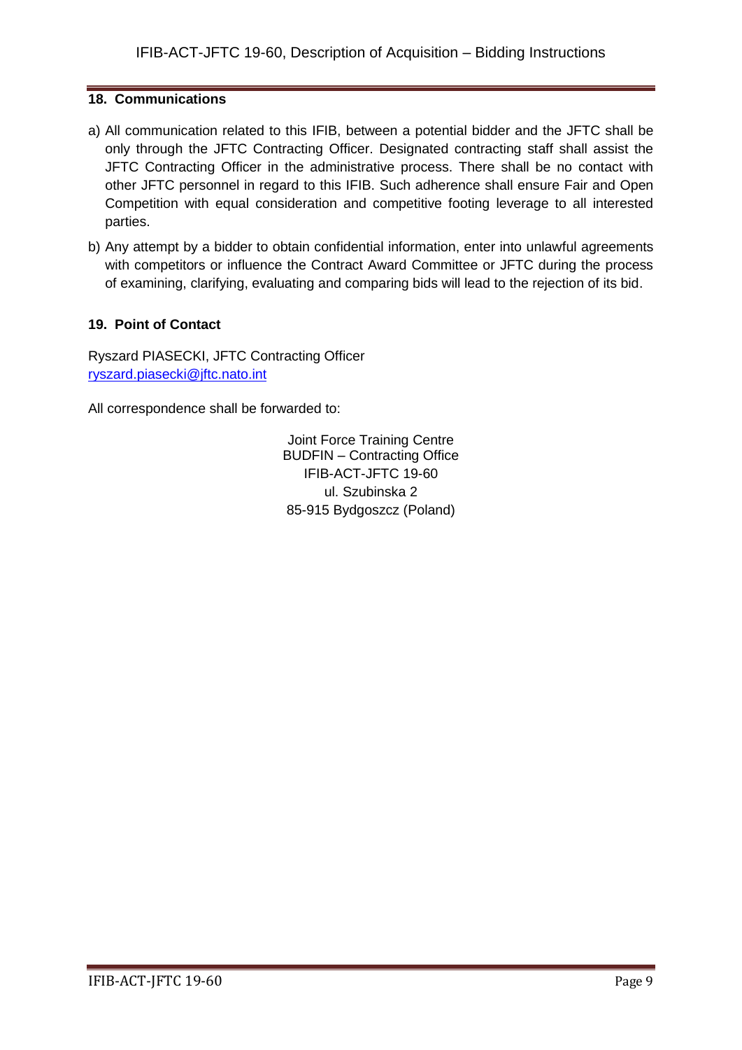## 18. Communications

a) All communication related to this IFIB, between a potential bidder and the JFTC shall be only through the JFTC Contracting Officer. Designated contracting staff shall assist the JFTC Contracting Officer in the administrative process. There shall be no contact with other JFTC personnel in regard to this IFIB. Such adherence shall ensure Fair and Open Competition with equal consideration and competitive footing leverage to all interested parties.

b) Any attempt by a bidder to obtain confidential information, enter into unlawful agreements with competitors or influence the Contract Award Committee or JFTC during the process of examining, clarifying, evaluating and comparing bids will lead to the rejection of its bid.

## 19. Point of Contact

Ryszard PIASECKI, JFTC Contracting Officer
ryszard.piasecki@jftc.nato.int

All correspondence shall be forwarded to:

Joint Force Training Centre
BUDFIN – Contracting Office
IFIB-ACT-JFTC 19-60
ul. Szubinska 2
85-915 Bydgoszcz (Poland)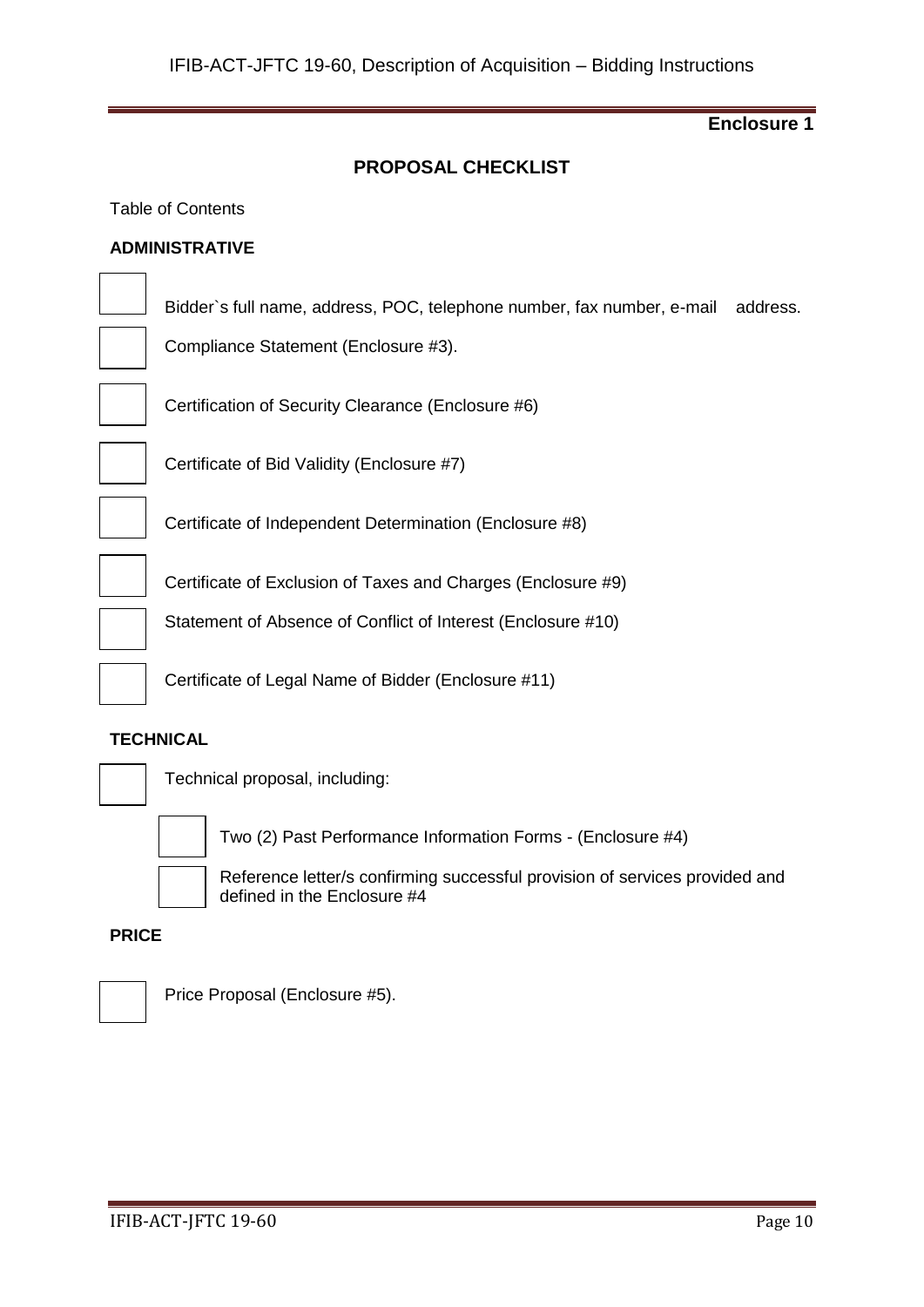**Enclosure 1**

## PROPOSAL CHECKLIST

Table of Contents

### ADMINISTRATIVE

- [ ] Bidder`s full name, address, POC, telephone number, fax number, e-mail address.
- [ ] Compliance Statement (Enclosure #3).
- [ ] Certification of Security Clearance (Enclosure #6)
- [ ] Certificate of Bid Validity (Enclosure #7)
- [ ] Certificate of Independent Determination (Enclosure #8)
- [ ] Certificate of Exclusion of Taxes and Charges (Enclosure #9)
- [ ] Statement of Absence of Conflict of Interest (Enclosure #10)
- [ ] Certificate of Legal Name of Bidder (Enclosure #11)

### TECHNICAL

- [ ] Technical proposal, including:
  - [ ] Two (2) Past Performance Information Forms - (Enclosure #4)
  - [ ] Reference letter/s confirming successful provision of services provided and defined in the Enclosure #4

### PRICE

- [ ] Price Proposal (Enclosure #5).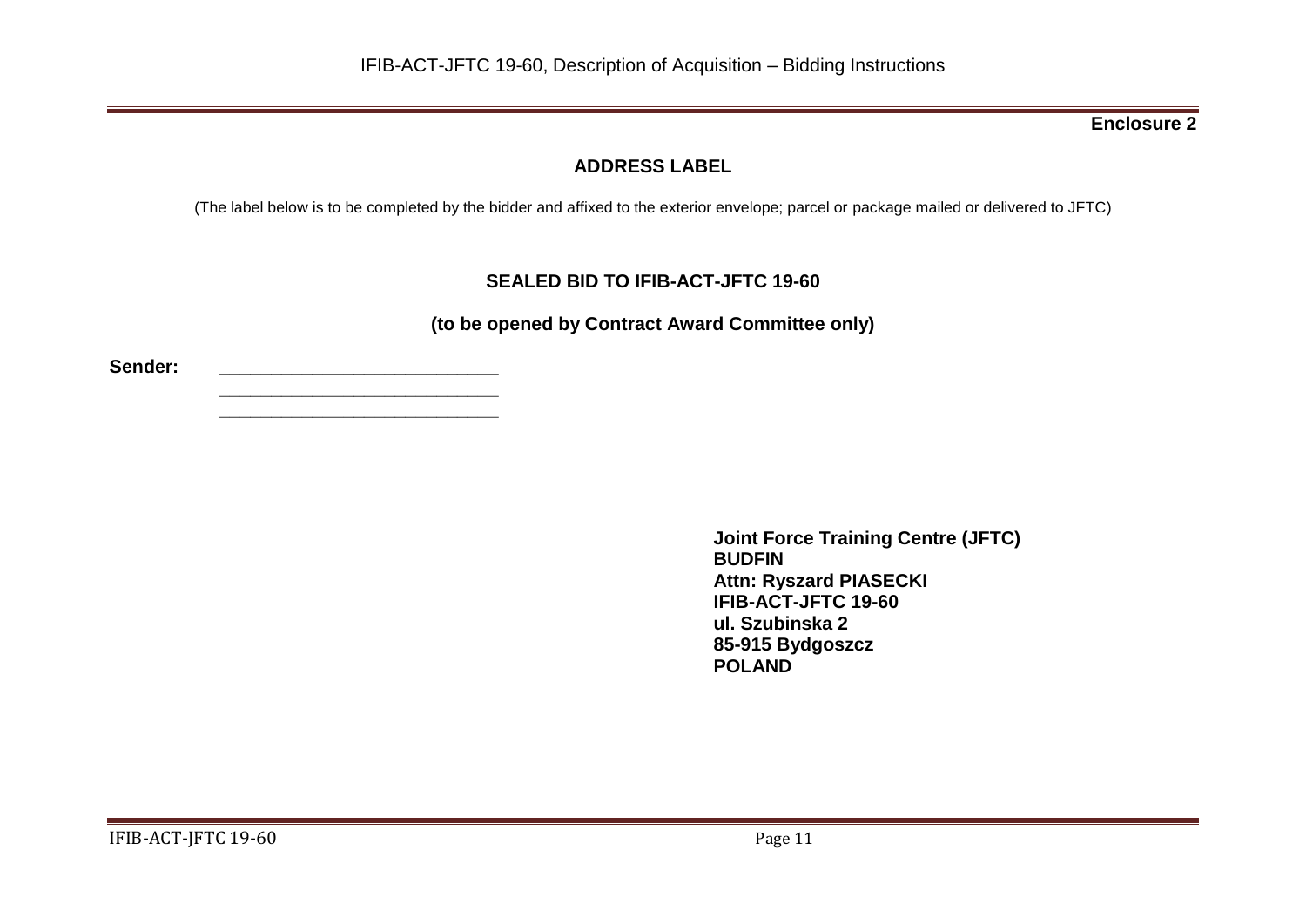**Enclosure 2**

## ADDRESS LABEL

(The label below is to be completed by the bidder and affixed to the exterior envelope; parcel or package mailed or delivered to JFTC)

### SEALED BID TO IFIB-ACT-JFTC 19-60

**(to be opened by Contract Award Committee only)**

**Sender:** ____________________________
____________________________
____________________________

**Joint Force Training Centre (JFTC)**
**BUDFIN**
**Attn: Ryszard PIASECKI**
**IFIB-ACT-JFTC 19-60**
**ul. Szubinska 2**
**85-915 Bydgoszcz**
**POLAND**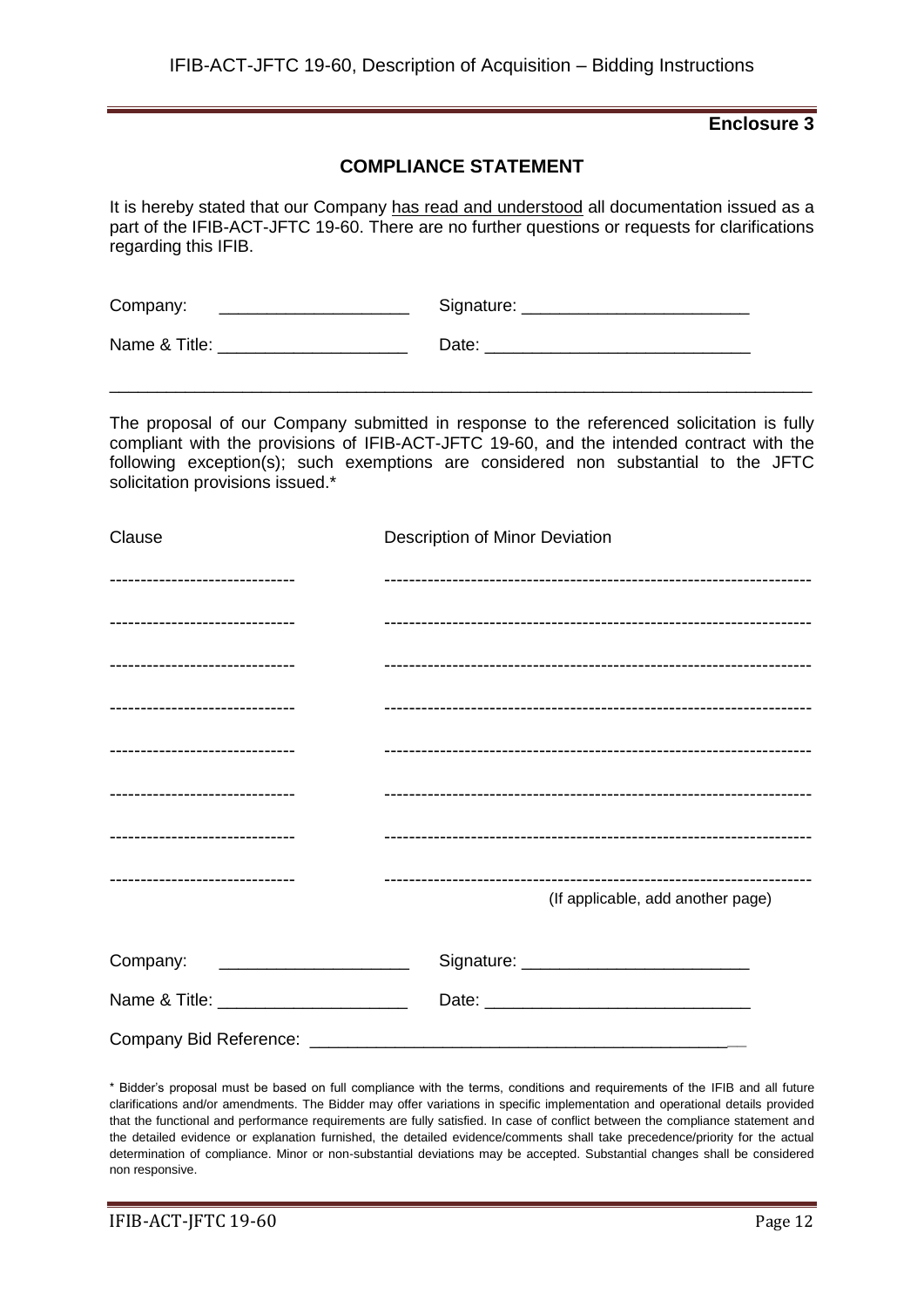**Enclosure 3**

## COMPLIANCE STATEMENT

It is hereby stated that our Company <u>has read and understood</u> all documentation issued as a part of the IFIB-ACT-JFTC 19-60. There are no further questions or requests for clarifications regarding this IFIB.

Company: ____________________ Signature: ________________________

Name & Title: ____________________ Date: ____________________________

---

The proposal of our Company submitted in response to the referenced solicitation is fully compliant with the provisions of IFIB-ACT-JFTC 19-60, and the intended contract with the following exception(s); such exemptions are considered non substantial to the JFTC solicitation provisions issued.*

| Clause | Description of Minor Deviation |
|---|---|
| ------------------------------ | ------------------------------------------------------------------- |
| ------------------------------ | ------------------------------------------------------------------- |
| ------------------------------ | ------------------------------------------------------------------- |
| ------------------------------ | ------------------------------------------------------------------- |
| ------------------------------ | ------------------------------------------------------------------- |
| ------------------------------ | ------------------------------------------------------------------- |
| ------------------------------ | ------------------------------------------------------------------- |
| ------------------------------ | ------------------------------------------------------------------- |

(If applicable, add another page)

Company: ____________________ Signature: ________________________

Name & Title: ____________________ Date: ____________________________

Company Bid Reference: ______________________________________________

\* Bidder's proposal must be based on full compliance with the terms, conditions and requirements of the IFIB and all future clarifications and/or amendments. The Bidder may offer variations in specific implementation and operational details provided that the functional and performance requirements are fully satisfied. In case of conflict between the compliance statement and the detailed evidence or explanation furnished, the detailed evidence/comments shall take precedence/priority for the actual determination of compliance. Minor or non-substantial deviations may be accepted. Substantial changes shall be considered non responsive.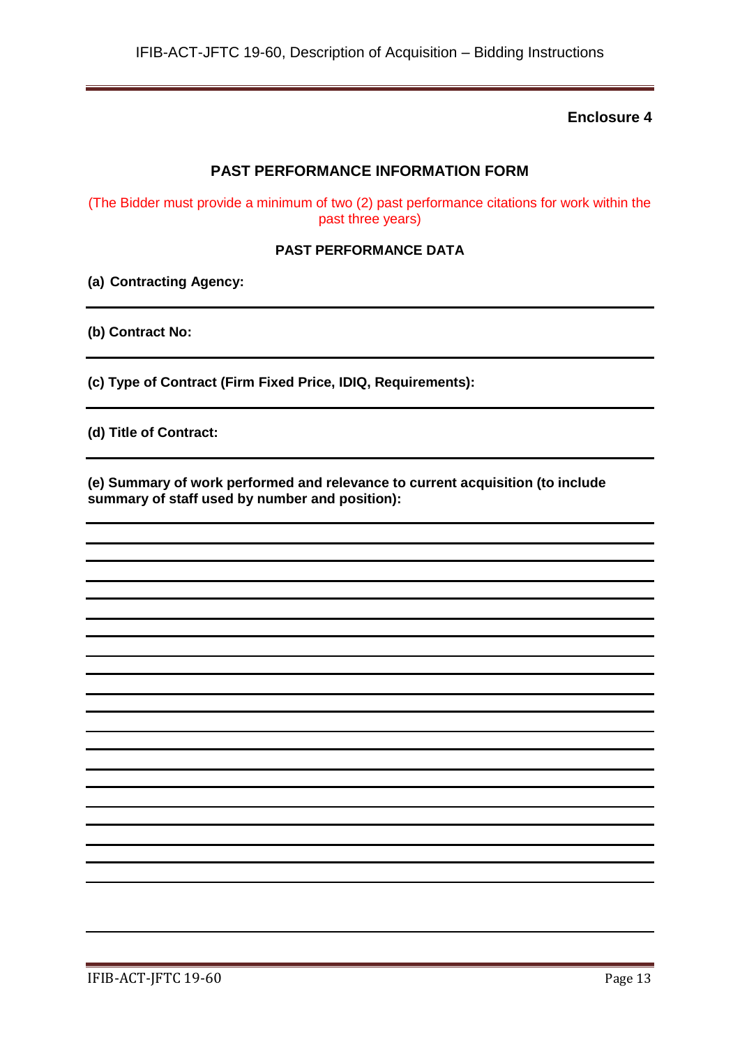**Enclosure 4**

## PAST PERFORMANCE INFORMATION FORM

(The Bidder must provide a minimum of two (2) past performance citations for work within the past three years)

### PAST PERFORMANCE DATA

**(a) Contracting Agency:**

---

**(b) Contract No:**

---

**(c) Type of Contract (Firm Fixed Price, IDIQ, Requirements):**

---

**(d) Title of Contract:**

---

**(e) Summary of work performed and relevance to current acquisition (to include summary of staff used by number and position):**

---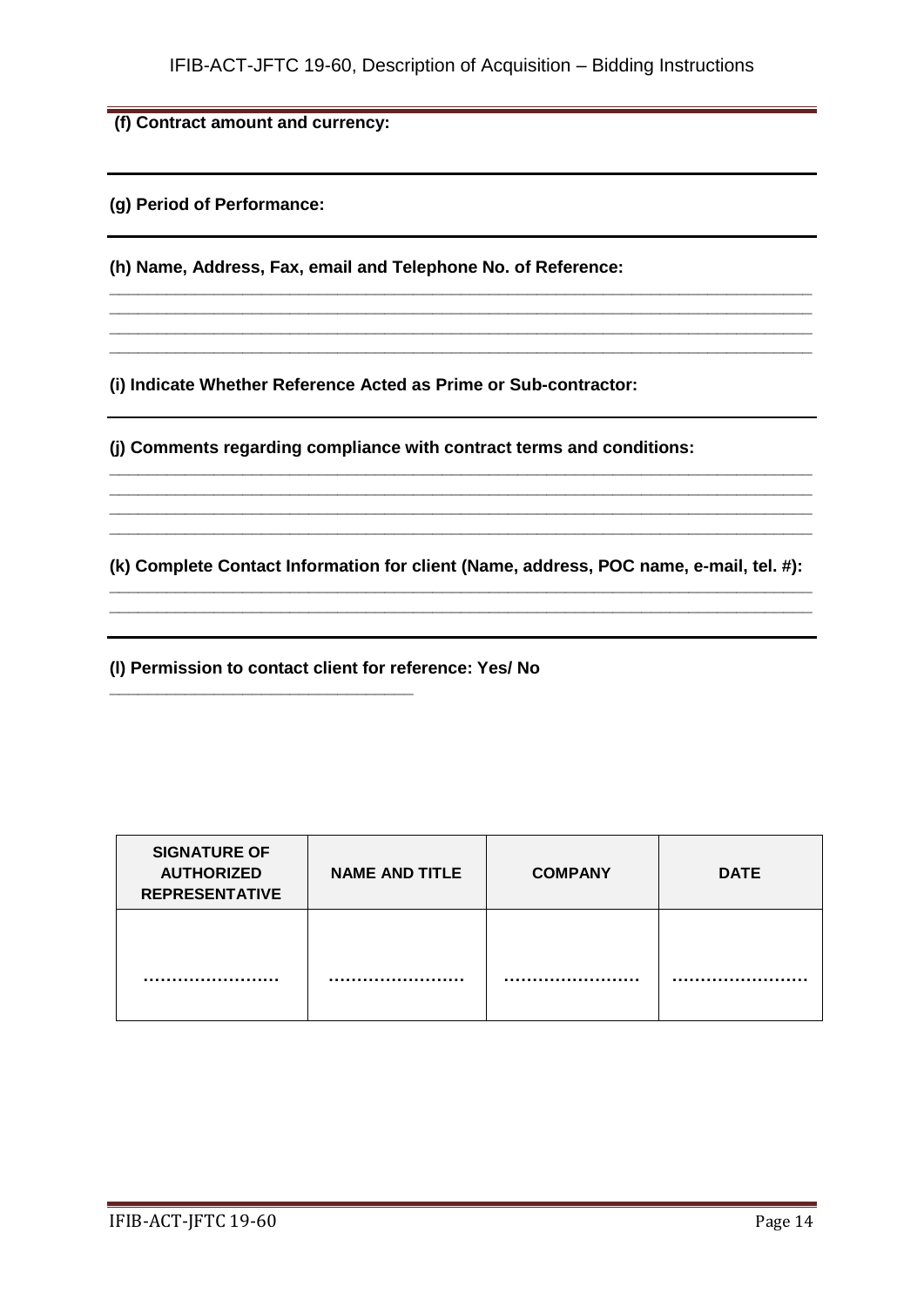**(f) Contract amount and currency:**

**(g) Period of Performance:**

**(h) Name, Address, Fax, email and Telephone No. of Reference:**

_______________________________________________________________________________
_______________________________________________________________________________
_______________________________________________________________________________
_______________________________________________________________________________

**(i) Indicate Whether Reference Acted as Prime or Sub-contractor:**

**(j) Comments regarding compliance with contract terms and conditions:**

_______________________________________________________________________________
_______________________________________________________________________________
_______________________________________________________________________________
_______________________________________________________________________________

**(k) Complete Contact Information for client (Name, address, POC name, e-mail, tel. #):**

_______________________________________________________________________________
_______________________________________________________________________________

**(l) Permission to contact client for reference: Yes/ No**

___________________________________

| SIGNATURE OF AUTHORIZED REPRESENTATIVE | NAME AND TITLE | COMPANY | DATE |
|---|---|---|---|
| …………………… | …………………… | …………………… | …………………… |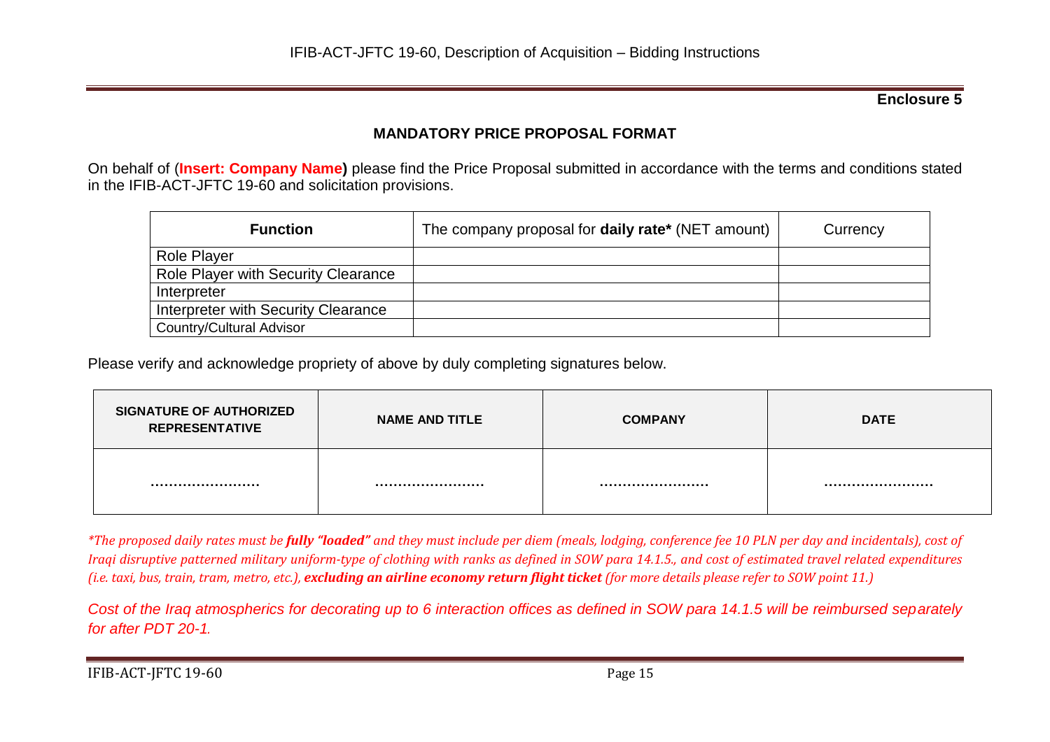**Enclosure 5**

## MANDATORY PRICE PROPOSAL FORMAT

On behalf of (**Insert: Company Name)** please find the Price Proposal submitted in accordance with the terms and conditions stated in the IFIB-ACT-JFTC 19-60 and solicitation provisions.

| **Function** | The company proposal for **daily rate*** (NET amount) | Currency |
|---|---|---|
| Role Player | | |
| Role Player with Security Clearance | | |
| Interpreter | | |
| Interpreter with Security Clearance | | |
| Country/Cultural Advisor | | |

Please verify and acknowledge propriety of above by duly completing signatures below.

| **SIGNATURE OF AUTHORIZED REPRESENTATIVE** | **NAME AND TITLE** | **COMPANY** | **DATE** |
|---|---|---|---|
| …………………… | …………………… | …………………… | …………………… |

*\*The proposed daily rates must be **fully "loaded"** and they must include per diem (meals, lodging, conference fee 10 PLN per day and incidentals), cost of Iraqi disruptive patterned military uniform-type of clothing with ranks as defined in SOW para 14.1.5., and cost of estimated travel related expenditures (i.e. taxi, bus, train, tram, metro, etc.), **excluding an airline economy return flight ticket** (for more details please refer to SOW point 11.)*

*Cost of the Iraq atmospherics for decorating up to 6 interaction offices as defined in SOW para 14.1.5 will be reimbursed separately for after PDT 20-1.*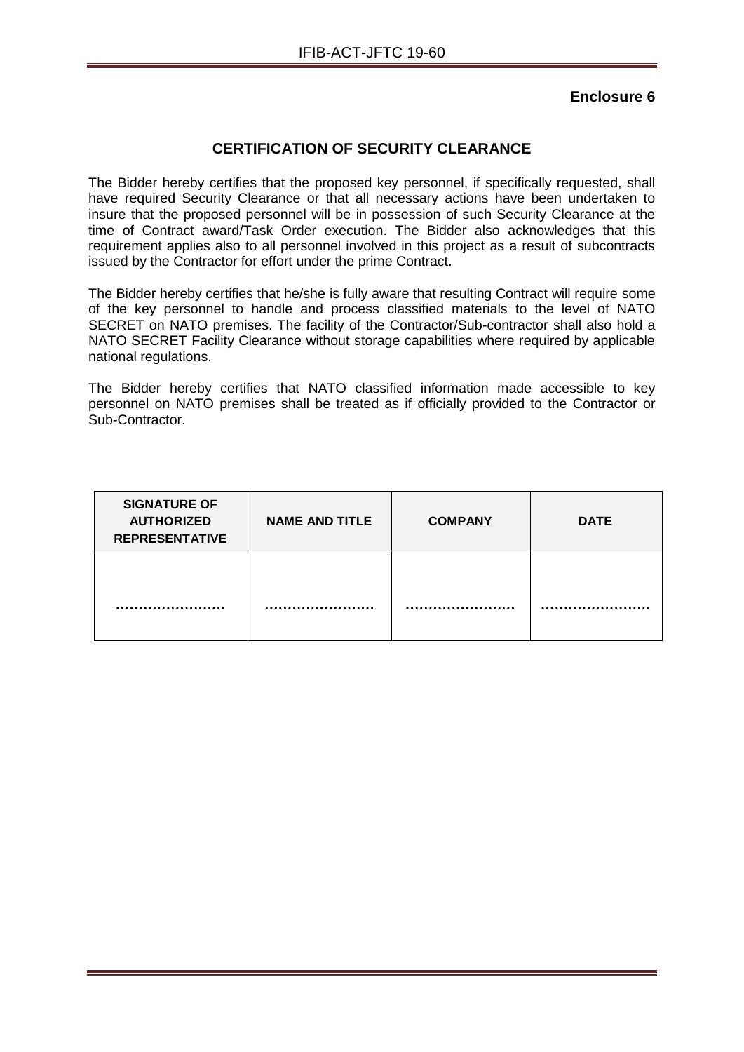**Enclosure 6**

## CERTIFICATION OF SECURITY CLEARANCE

The Bidder hereby certifies that the proposed key personnel, if specifically requested, shall have required Security Clearance or that all necessary actions have been undertaken to insure that the proposed personnel will be in possession of such Security Clearance at the time of Contract award/Task Order execution. The Bidder also acknowledges that this requirement applies also to all personnel involved in this project as a result of subcontracts issued by the Contractor for effort under the prime Contract.

The Bidder hereby certifies that he/she is fully aware that resulting Contract will require some of the key personnel to handle and process classified materials to the level of NATO SECRET on NATO premises. The facility of the Contractor/Sub-contractor shall also hold a NATO SECRET Facility Clearance without storage capabilities where required by applicable national regulations.

The Bidder hereby certifies that NATO classified information made accessible to key personnel on NATO premises shall be treated as if officially provided to the Contractor or Sub-Contractor.

| SIGNATURE OF AUTHORIZED REPRESENTATIVE | NAME AND TITLE | COMPANY | DATE |
|---|---|---|---|
| …………………… | …………………… | …………………… | …………………… |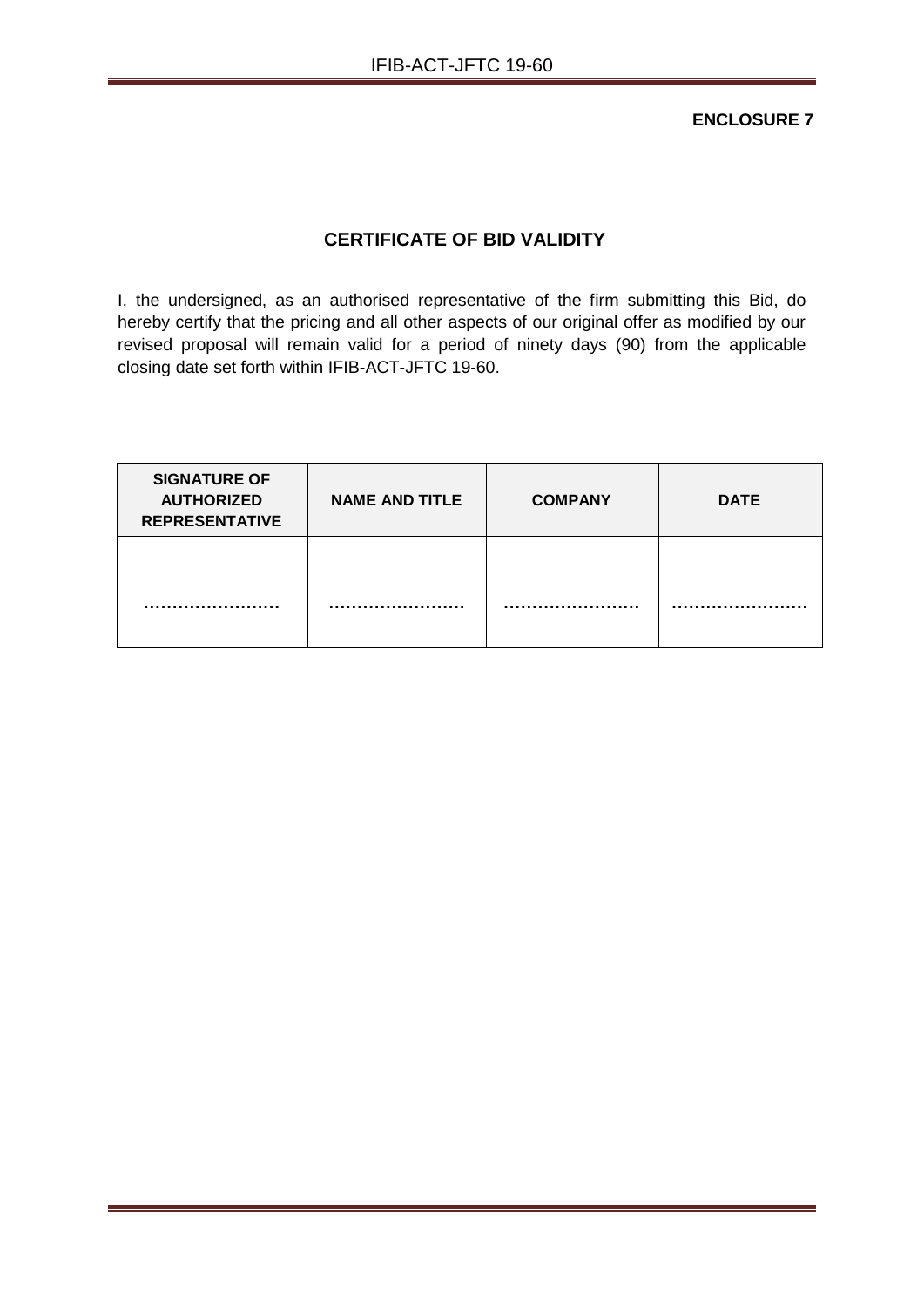**ENCLOSURE 7**

## CERTIFICATE OF BID VALIDITY

I, the undersigned, as an authorised representative of the firm submitting this Bid, do hereby certify that the pricing and all other aspects of our original offer as modified by our revised proposal will remain valid for a period of ninety days (90) from the applicable closing date set forth within IFIB-ACT-JFTC 19-60.

| SIGNATURE OF AUTHORIZED REPRESENTATIVE | NAME AND TITLE | COMPANY | DATE |
|---|---|---|---|
| …………………… | …………………… | …………………… | …………………… |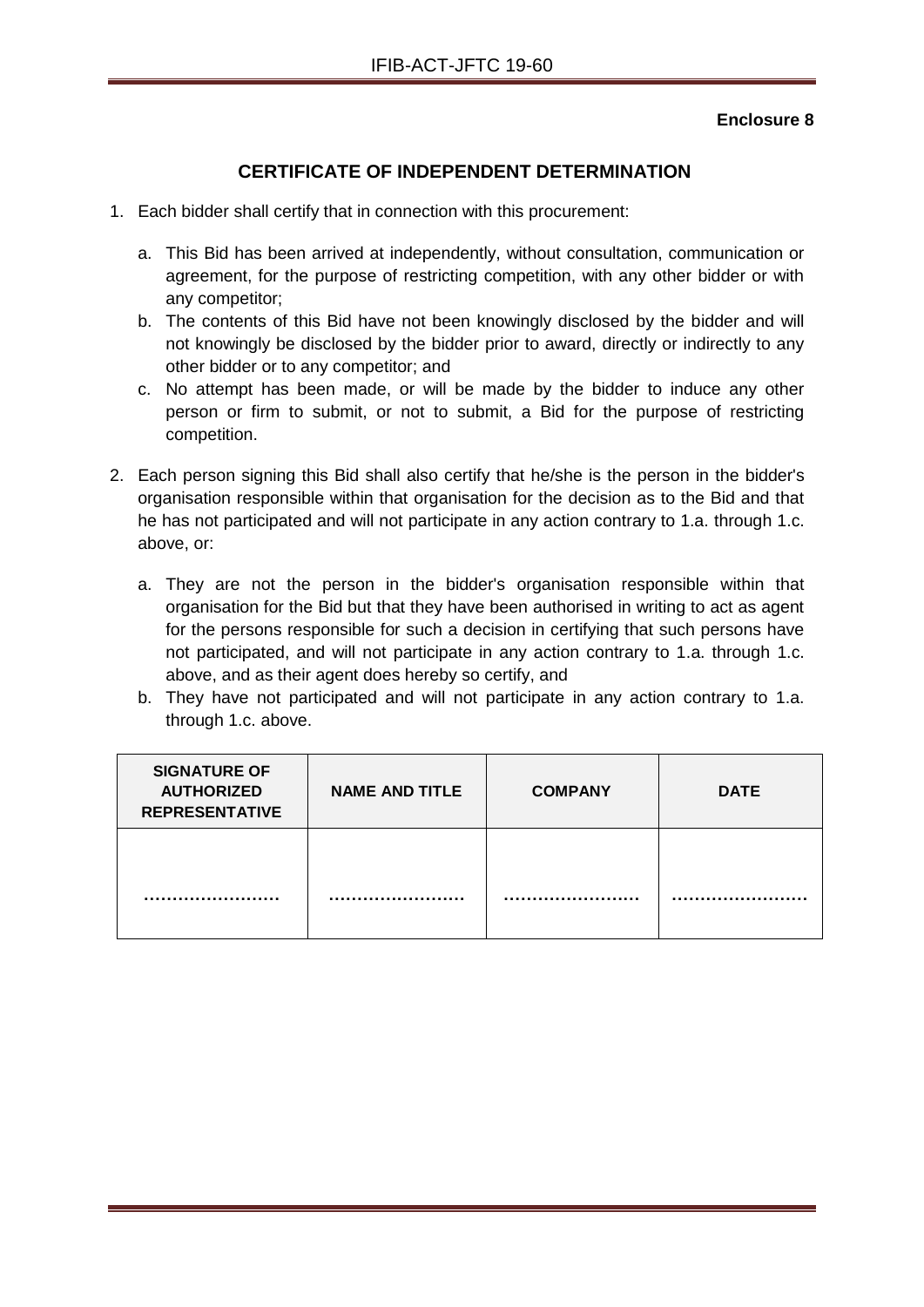**Enclosure 8**

## CERTIFICATE OF INDEPENDENT DETERMINATION

1. Each bidder shall certify that in connection with this procurement:

   a. This Bid has been arrived at independently, without consultation, communication or agreement, for the purpose of restricting competition, with any other bidder or with any competitor;

   b. The contents of this Bid have not been knowingly disclosed by the bidder and will not knowingly be disclosed by the bidder prior to award, directly or indirectly to any other bidder or to any competitor; and

   c. No attempt has been made, or will be made by the bidder to induce any other person or firm to submit, or not to submit, a Bid for the purpose of restricting competition.

2. Each person signing this Bid shall also certify that he/she is the person in the bidder's organisation responsible within that organisation for the decision as to the Bid and that he has not participated and will not participate in any action contrary to 1.a. through 1.c. above, or:

   a. They are not the person in the bidder's organisation responsible within that organisation for the Bid but that they have been authorised in writing to act as agent for the persons responsible for such a decision in certifying that such persons have not participated, and will not participate in any action contrary to 1.a. through 1.c. above, and as their agent does hereby so certify, and

   b. They have not participated and will not participate in any action contrary to 1.a. through 1.c. above.

| SIGNATURE OF AUTHORIZED REPRESENTATIVE | NAME AND TITLE | COMPANY | DATE |
|---|---|---|---|
| …………………… | …………………… | …………………… | …………………… |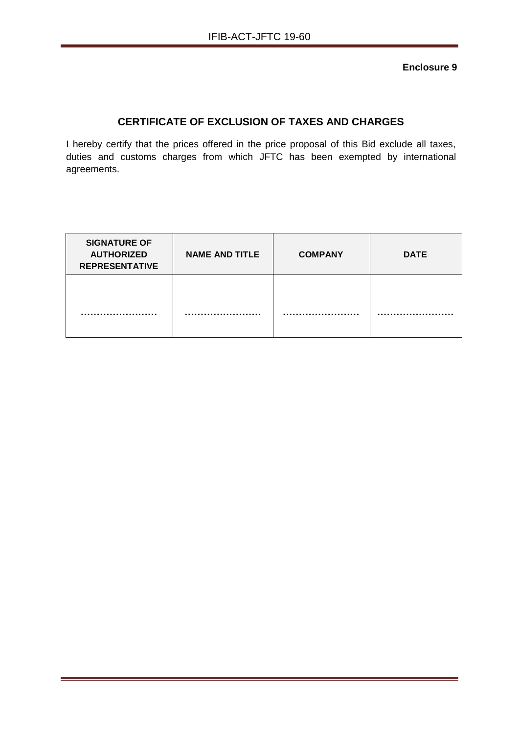**Enclosure 9**

## CERTIFICATE OF EXCLUSION OF TAXES AND CHARGES

I hereby certify that the prices offered in the price proposal of this Bid exclude all taxes, duties and customs charges from which JFTC has been exempted by international agreements.

| SIGNATURE OF AUTHORIZED REPRESENTATIVE | NAME AND TITLE | COMPANY | DATE |
|---|---|---|---|
| …………………… | …………………… | …………………… | …………………… |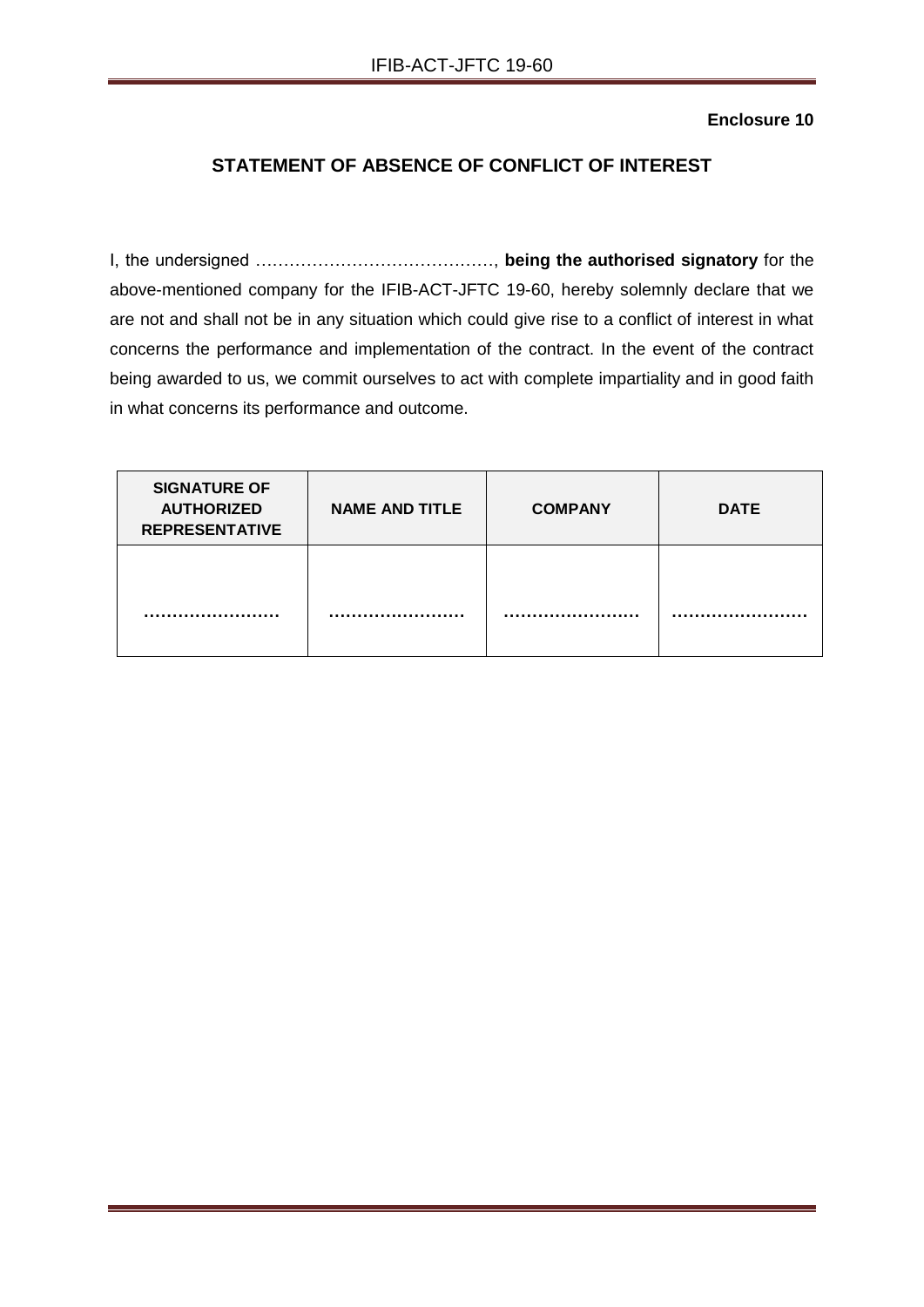**Enclosure 10**

## STATEMENT OF ABSENCE OF CONFLICT OF INTEREST

I, the undersigned ……………………………………, **being the authorised signatory** for the above-mentioned company for the IFIB-ACT-JFTC 19-60, hereby solemnly declare that we are not and shall not be in any situation which could give rise to a conflict of interest in what concerns the performance and implementation of the contract. In the event of the contract being awarded to us, we commit ourselves to act with complete impartiality and in good faith in what concerns its performance and outcome.

| SIGNATURE OF AUTHORIZED REPRESENTATIVE | NAME AND TITLE | COMPANY | DATE |
|---|---|---|---|
| …………………… | …………………… | …………………… | …………………… |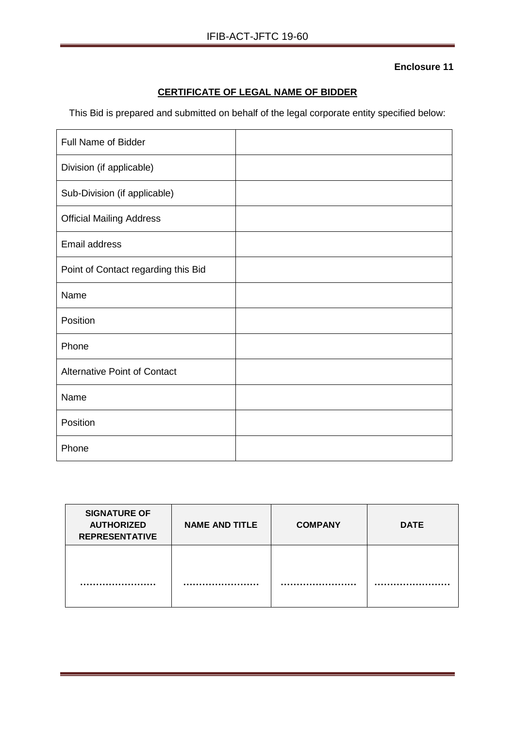**Enclosure 11**

## CERTIFICATE OF LEGAL NAME OF BIDDER

This Bid is prepared and submitted on behalf of the legal corporate entity specified below:

| | |
|---|---|
| Full Name of Bidder | |
| Division (if applicable) | |
| Sub-Division (if applicable) | |
| Official Mailing Address | |
| Email address | |
| Point of Contact regarding this Bid | |
| Name | |
| Position | |
| Phone | |
| Alternative Point of Contact | |
| Name | |
| Position | |
| Phone | |

| SIGNATURE OF AUTHORIZED REPRESENTATIVE | NAME AND TITLE | COMPANY | DATE |
|---|---|---|---|
| …………………… | …………………… | …………………… | …………………… |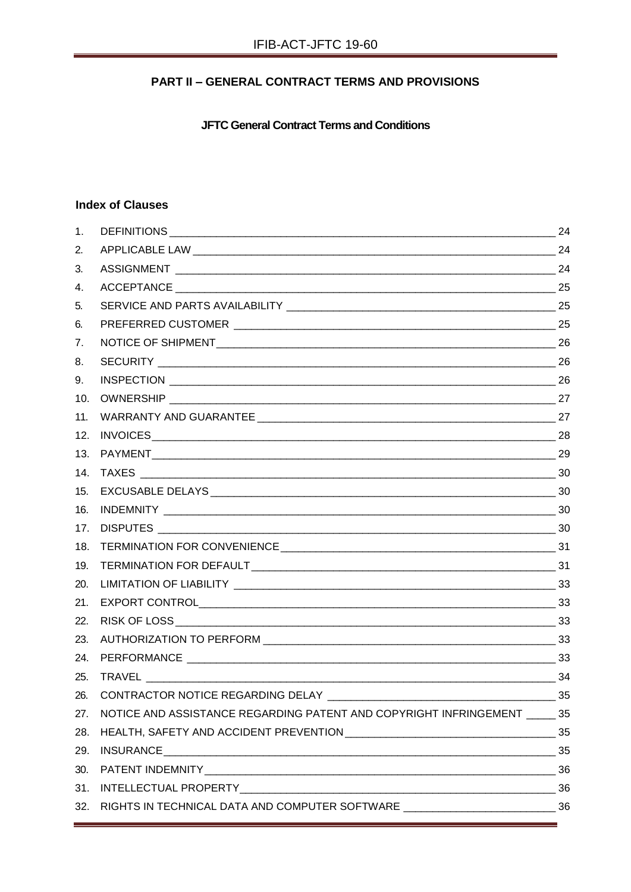## PART II – GENERAL CONTRACT TERMS AND PROVISIONS

### JFTC General Contract Terms and Conditions

#### Index of Clauses

| No. | Clause | Page |
|---|---|---|
| 1. | DEFINITIONS | 24 |
| 2. | APPLICABLE LAW | 24 |
| 3. | ASSIGNMENT | 24 |
| 4. | ACCEPTANCE | 25 |
| 5. | SERVICE AND PARTS AVAILABILITY | 25 |
| 6. | PREFERRED CUSTOMER | 25 |
| 7. | NOTICE OF SHIPMENT | 26 |
| 8. | SECURITY | 26 |
| 9. | INSPECTION | 26 |
| 10. | OWNERSHIP | 27 |
| 11. | WARRANTY AND GUARANTEE | 27 |
| 12. | INVOICES | 28 |
| 13. | PAYMENT | 29 |
| 14. | TAXES | 30 |
| 15. | EXCUSABLE DELAYS | 30 |
| 16. | INDEMNITY | 30 |
| 17. | DISPUTES | 30 |
| 18. | TERMINATION FOR CONVENIENCE | 31 |
| 19. | TERMINATION FOR DEFAULT | 31 |
| 20. | LIMITATION OF LIABILITY | 33 |
| 21. | EXPORT CONTROL | 33 |
| 22. | RISK OF LOSS | 33 |
| 23. | AUTHORIZATION TO PERFORM | 33 |
| 24. | PERFORMANCE | 33 |
| 25. | TRAVEL | 34 |
| 26. | CONTRACTOR NOTICE REGARDING DELAY | 35 |
| 27. | NOTICE AND ASSISTANCE REGARDING PATENT AND COPYRIGHT INFRINGEMENT | 35 |
| 28. | HEALTH, SAFETY AND ACCIDENT PREVENTION | 35 |
| 29. | INSURANCE | 35 |
| 30. | PATENT INDEMNITY | 36 |
| 31. | INTELLECTUAL PROPERTY | 36 |
| 32. | RIGHTS IN TECHNICAL DATA AND COMPUTER SOFTWARE | 36 |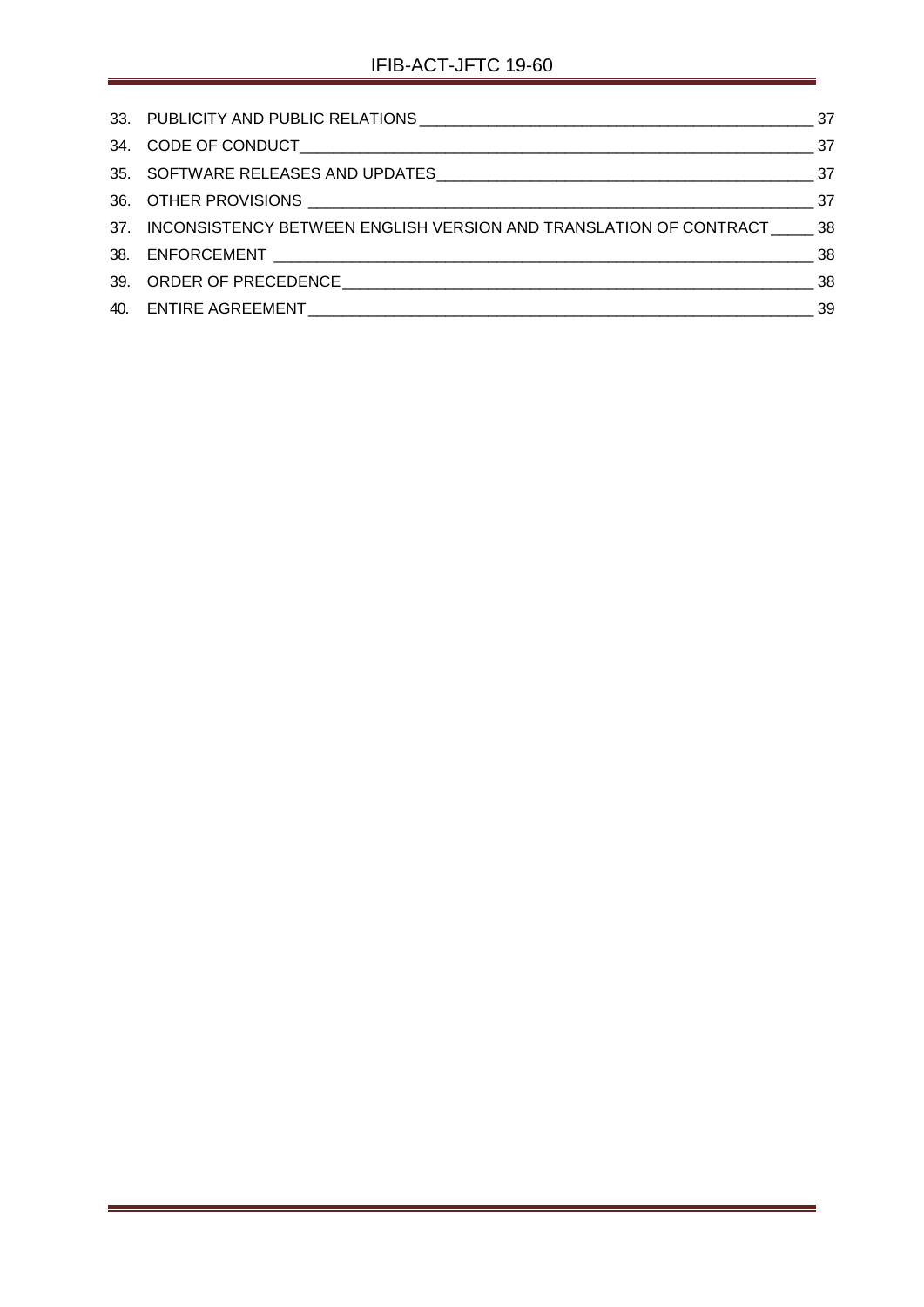33. PUBLICITY AND PUBLIC RELATIONS ____ 37
34. CODE OF CONDUCT ____ 37
35. SOFTWARE RELEASES AND UPDATES ____ 37
36. OTHER PROVISIONS ____ 37
37. INCONSISTENCY BETWEEN ENGLISH VERSION AND TRANSLATION OF CONTRACT ____ 38
38. ENFORCEMENT ____ 38
39. ORDER OF PRECEDENCE ____ 38
40. ENTIRE AGREEMENT ____ 39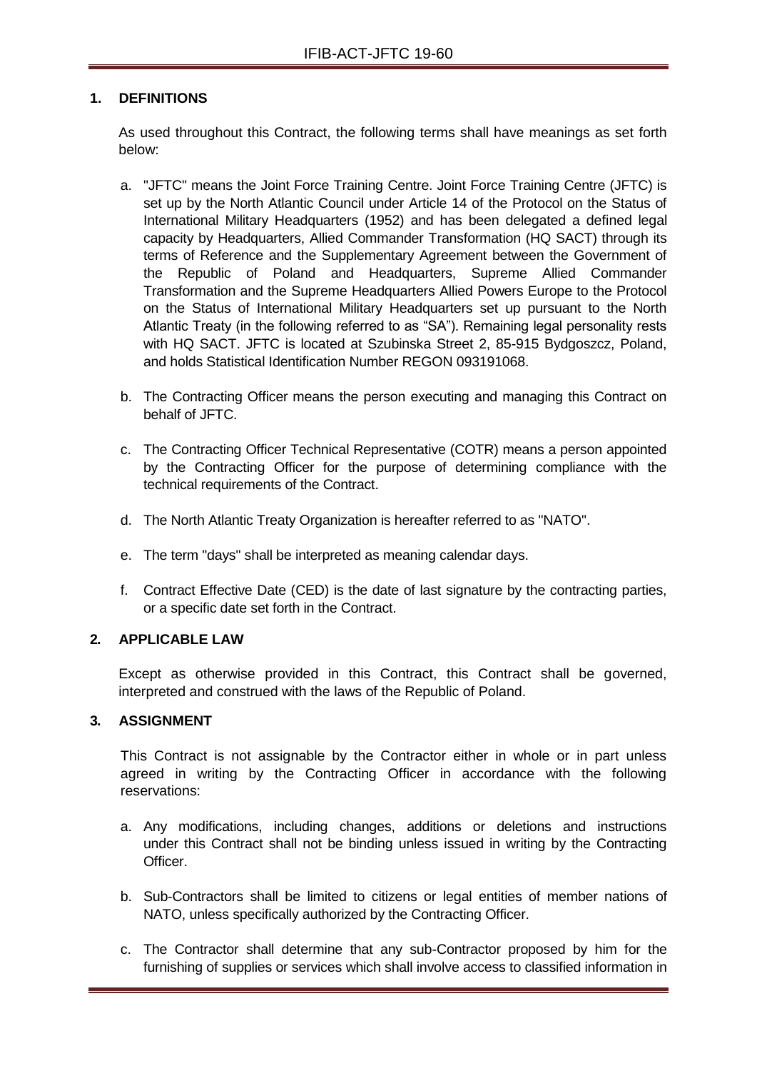## 1. DEFINITIONS

As used throughout this Contract, the following terms shall have meanings as set forth below:

a. "JFTC" means the Joint Force Training Centre. Joint Force Training Centre (JFTC) is set up by the North Atlantic Council under Article 14 of the Protocol on the Status of International Military Headquarters (1952) and has been delegated a defined legal capacity by Headquarters, Allied Commander Transformation (HQ SACT) through its terms of Reference and the Supplementary Agreement between the Government of the Republic of Poland and Headquarters, Supreme Allied Commander Transformation and the Supreme Headquarters Allied Powers Europe to the Protocol on the Status of International Military Headquarters set up pursuant to the North Atlantic Treaty (in the following referred to as "SA"). Remaining legal personality rests with HQ SACT. JFTC is located at Szubinska Street 2, 85-915 Bydgoszcz, Poland, and holds Statistical Identification Number REGON 093191068.

b. The Contracting Officer means the person executing and managing this Contract on behalf of JFTC.

c. The Contracting Officer Technical Representative (COTR) means a person appointed by the Contracting Officer for the purpose of determining compliance with the technical requirements of the Contract.

d. The North Atlantic Treaty Organization is hereafter referred to as "NATO".

e. The term "days" shall be interpreted as meaning calendar days.

f. Contract Effective Date (CED) is the date of last signature by the contracting parties, or a specific date set forth in the Contract.

## 2. APPLICABLE LAW

Except as otherwise provided in this Contract, this Contract shall be governed, interpreted and construed with the laws of the Republic of Poland.

## 3. ASSIGNMENT

This Contract is not assignable by the Contractor either in whole or in part unless agreed in writing by the Contracting Officer in accordance with the following reservations:

a. Any modifications, including changes, additions or deletions and instructions under this Contract shall not be binding unless issued in writing by the Contracting Officer.

b. Sub-Contractors shall be limited to citizens or legal entities of member nations of NATO, unless specifically authorized by the Contracting Officer.

c. The Contractor shall determine that any sub-Contractor proposed by him for the furnishing of supplies or services which shall involve access to classified information in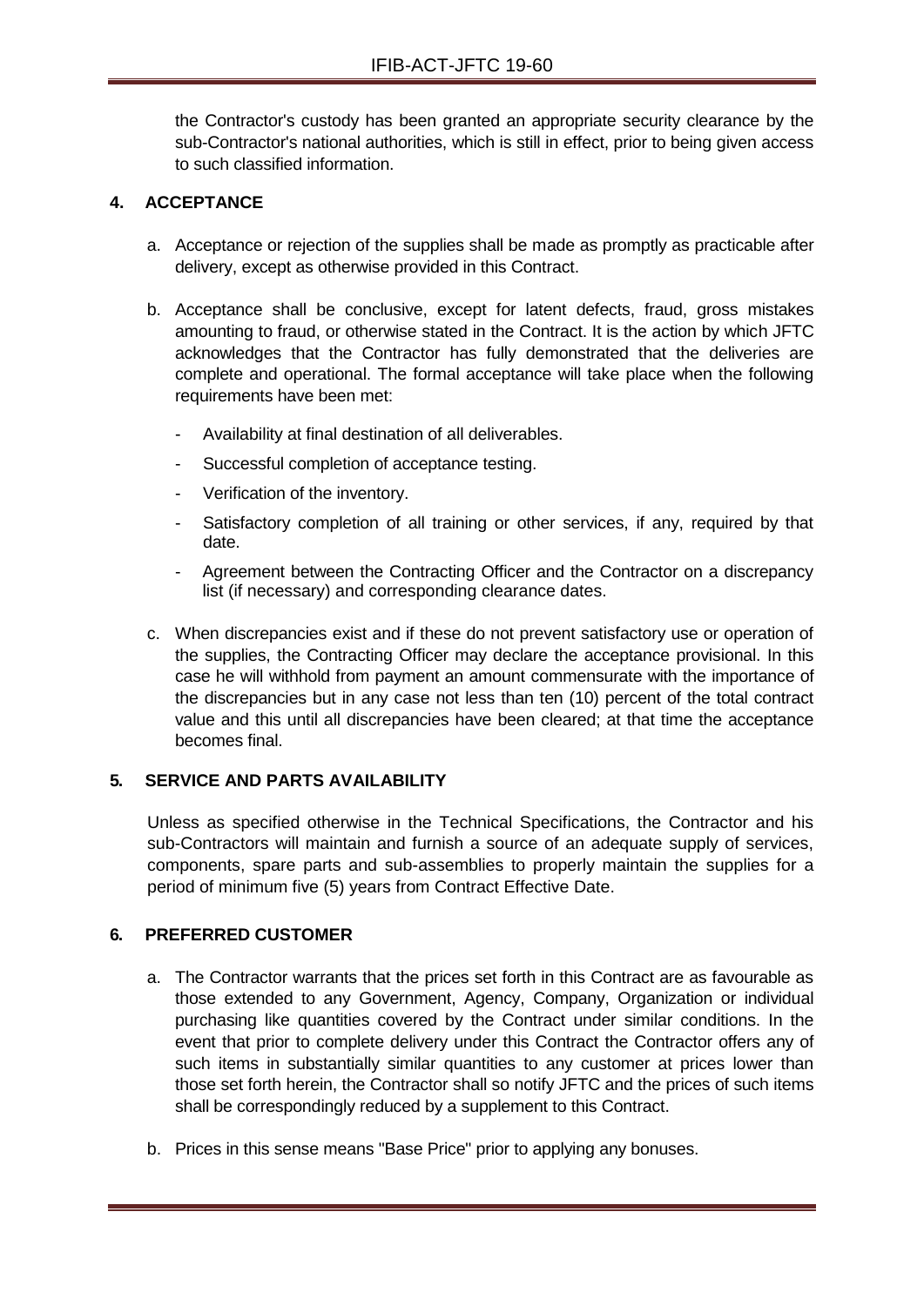the Contractor's custody has been granted an appropriate security clearance by the sub-Contractor's national authorities, which is still in effect, prior to being given access to such classified information.

## 4. ACCEPTANCE

a. Acceptance or rejection of the supplies shall be made as promptly as practicable after delivery, except as otherwise provided in this Contract.

b. Acceptance shall be conclusive, except for latent defects, fraud, gross mistakes amounting to fraud, or otherwise stated in the Contract. It is the action by which JFTC acknowledges that the Contractor has fully demonstrated that the deliveries are complete and operational. The formal acceptance will take place when the following requirements have been met:

   - Availability at final destination of all deliverables.
   - Successful completion of acceptance testing.
   - Verification of the inventory.
   - Satisfactory completion of all training or other services, if any, required by that date.
   - Agreement between the Contracting Officer and the Contractor on a discrepancy list (if necessary) and corresponding clearance dates.

c. When discrepancies exist and if these do not prevent satisfactory use or operation of the supplies, the Contracting Officer may declare the acceptance provisional. In this case he will withhold from payment an amount commensurate with the importance of the discrepancies but in any case not less than ten (10) percent of the total contract value and this until all discrepancies have been cleared; at that time the acceptance becomes final.

## 5. SERVICE AND PARTS AVAILABILITY

Unless as specified otherwise in the Technical Specifications, the Contractor and his sub-Contractors will maintain and furnish a source of an adequate supply of services, components, spare parts and sub-assemblies to properly maintain the supplies for a period of minimum five (5) years from Contract Effective Date.

## 6. PREFERRED CUSTOMER

a. The Contractor warrants that the prices set forth in this Contract are as favourable as those extended to any Government, Agency, Company, Organization or individual purchasing like quantities covered by the Contract under similar conditions. In the event that prior to complete delivery under this Contract the Contractor offers any of such items in substantially similar quantities to any customer at prices lower than those set forth herein, the Contractor shall so notify JFTC and the prices of such items shall be correspondingly reduced by a supplement to this Contract.

b. Prices in this sense means "Base Price" prior to applying any bonuses.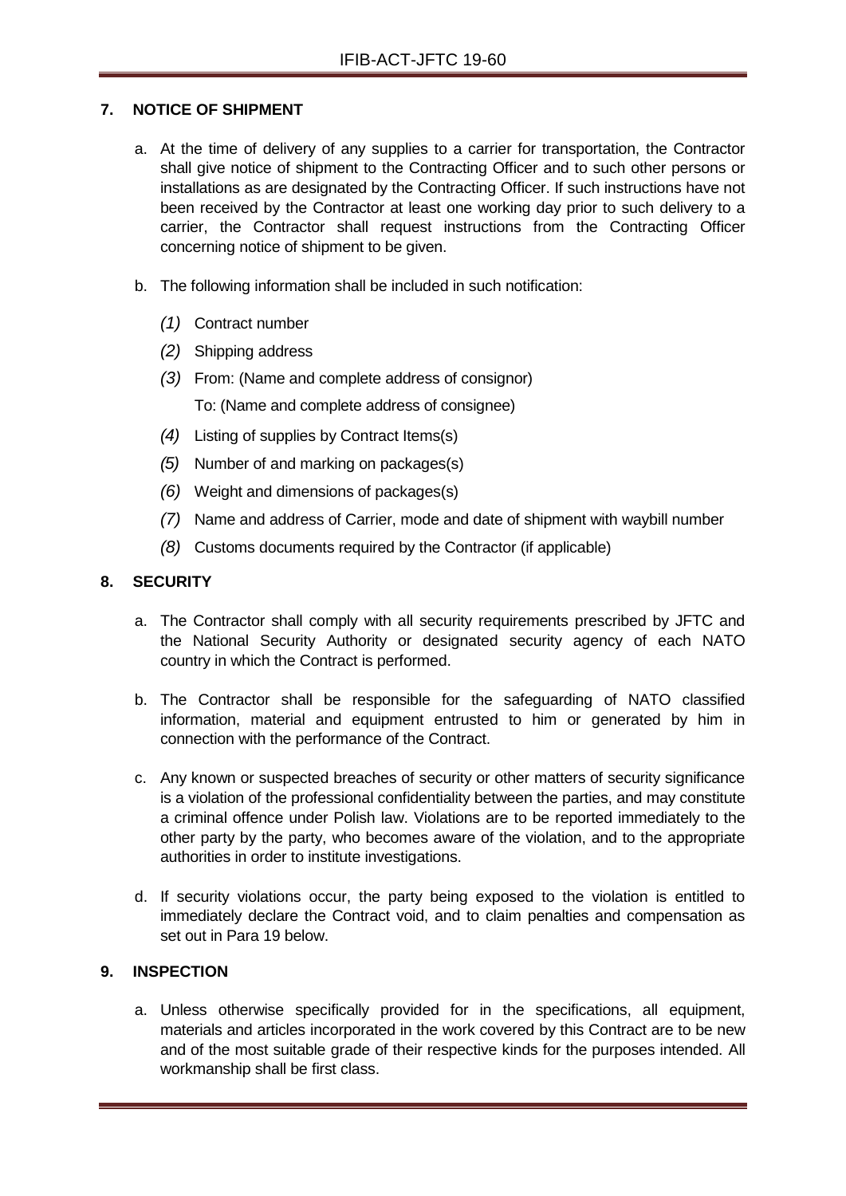## 7. NOTICE OF SHIPMENT

a. At the time of delivery of any supplies to a carrier for transportation, the Contractor shall give notice of shipment to the Contracting Officer and to such other persons or installations as are designated by the Contracting Officer. If such instructions have not been received by the Contractor at least one working day prior to such delivery to a carrier, the Contractor shall request instructions from the Contracting Officer concerning notice of shipment to be given.

b. The following information shall be included in such notification:

*(1)* Contract number

*(2)* Shipping address

*(3)* From: (Name and complete address of consignor)

To: (Name and complete address of consignee)

*(4)* Listing of supplies by Contract Items(s)

*(5)* Number of and marking on packages(s)

*(6)* Weight and dimensions of packages(s)

*(7)* Name and address of Carrier, mode and date of shipment with waybill number

*(8)* Customs documents required by the Contractor (if applicable)

## 8. SECURITY

a. The Contractor shall comply with all security requirements prescribed by JFTC and the National Security Authority or designated security agency of each NATO country in which the Contract is performed.

b. The Contractor shall be responsible for the safeguarding of NATO classified information, material and equipment entrusted to him or generated by him in connection with the performance of the Contract.

c. Any known or suspected breaches of security or other matters of security significance is a violation of the professional confidentiality between the parties, and may constitute a criminal offence under Polish law. Violations are to be reported immediately to the other party by the party, who becomes aware of the violation, and to the appropriate authorities in order to institute investigations.

d. If security violations occur, the party being exposed to the violation is entitled to immediately declare the Contract void, and to claim penalties and compensation as set out in Para 19 below.

## 9. INSPECTION

a. Unless otherwise specifically provided for in the specifications, all equipment, materials and articles incorporated in the work covered by this Contract are to be new and of the most suitable grade of their respective kinds for the purposes intended. All workmanship shall be first class.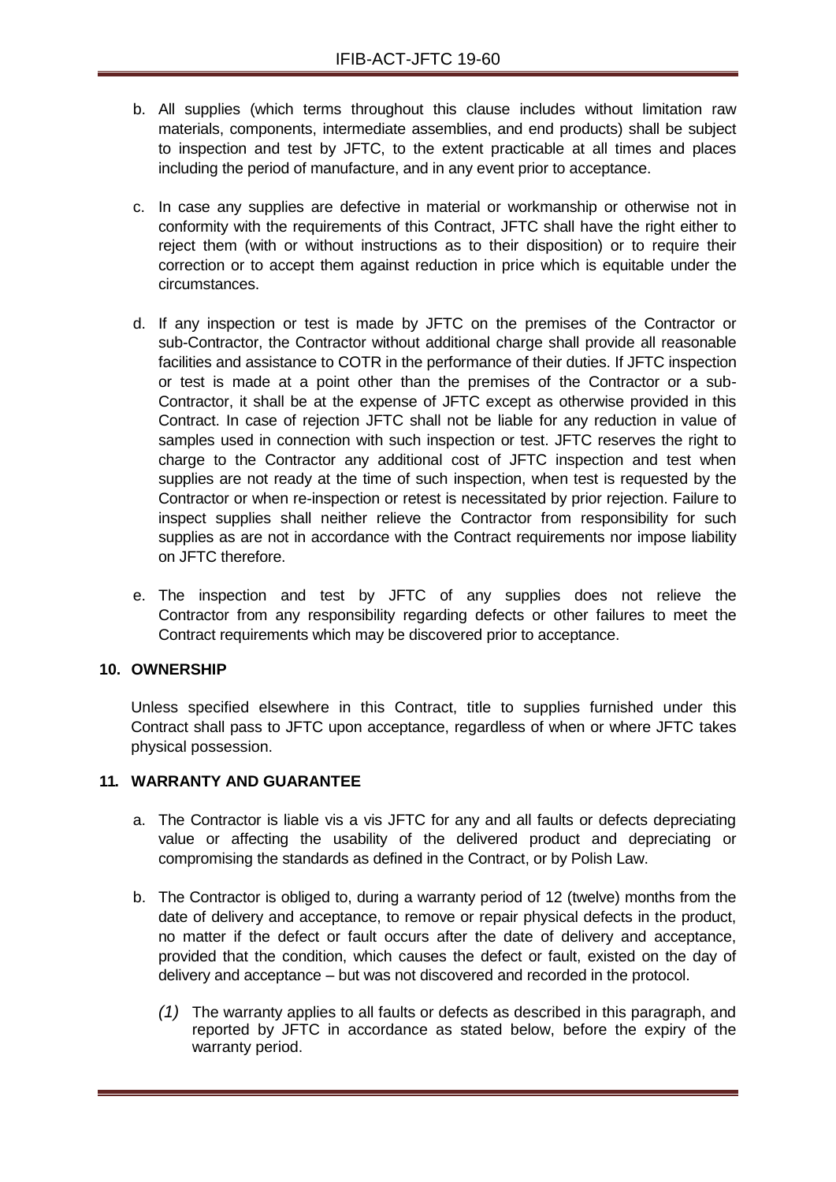b. All supplies (which terms throughout this clause includes without limitation raw materials, components, intermediate assemblies, and end products) shall be subject to inspection and test by JFTC, to the extent practicable at all times and places including the period of manufacture, and in any event prior to acceptance.

c. In case any supplies are defective in material or workmanship or otherwise not in conformity with the requirements of this Contract, JFTC shall have the right either to reject them (with or without instructions as to their disposition) or to require their correction or to accept them against reduction in price which is equitable under the circumstances.

d. If any inspection or test is made by JFTC on the premises of the Contractor or sub-Contractor, the Contractor without additional charge shall provide all reasonable facilities and assistance to COTR in the performance of their duties. If JFTC inspection or test is made at a point other than the premises of the Contractor or a sub-Contractor, it shall be at the expense of JFTC except as otherwise provided in this Contract. In case of rejection JFTC shall not be liable for any reduction in value of samples used in connection with such inspection or test. JFTC reserves the right to charge to the Contractor any additional cost of JFTC inspection and test when supplies are not ready at the time of such inspection, when test is requested by the Contractor or when re-inspection or retest is necessitated by prior rejection. Failure to inspect supplies shall neither relieve the Contractor from responsibility for such supplies as are not in accordance with the Contract requirements nor impose liability on JFTC therefore.

e. The inspection and test by JFTC of any supplies does not relieve the Contractor from any responsibility regarding defects or other failures to meet the Contract requirements which may be discovered prior to acceptance.

## 10. OWNERSHIP

Unless specified elsewhere in this Contract, title to supplies furnished under this Contract shall pass to JFTC upon acceptance, regardless of when or where JFTC takes physical possession.

## 11. WARRANTY AND GUARANTEE

a. The Contractor is liable vis a vis JFTC for any and all faults or defects depreciating value or affecting the usability of the delivered product and depreciating or compromising the standards as defined in the Contract, or by Polish Law.

b. The Contractor is obliged to, during a warranty period of 12 (twelve) months from the date of delivery and acceptance, to remove or repair physical defects in the product, no matter if the defect or fault occurs after the date of delivery and acceptance, provided that the condition, which causes the defect or fault, existed on the day of delivery and acceptance – but was not discovered and recorded in the protocol.

*(1)* The warranty applies to all faults or defects as described in this paragraph, and reported by JFTC in accordance as stated below, before the expiry of the warranty period.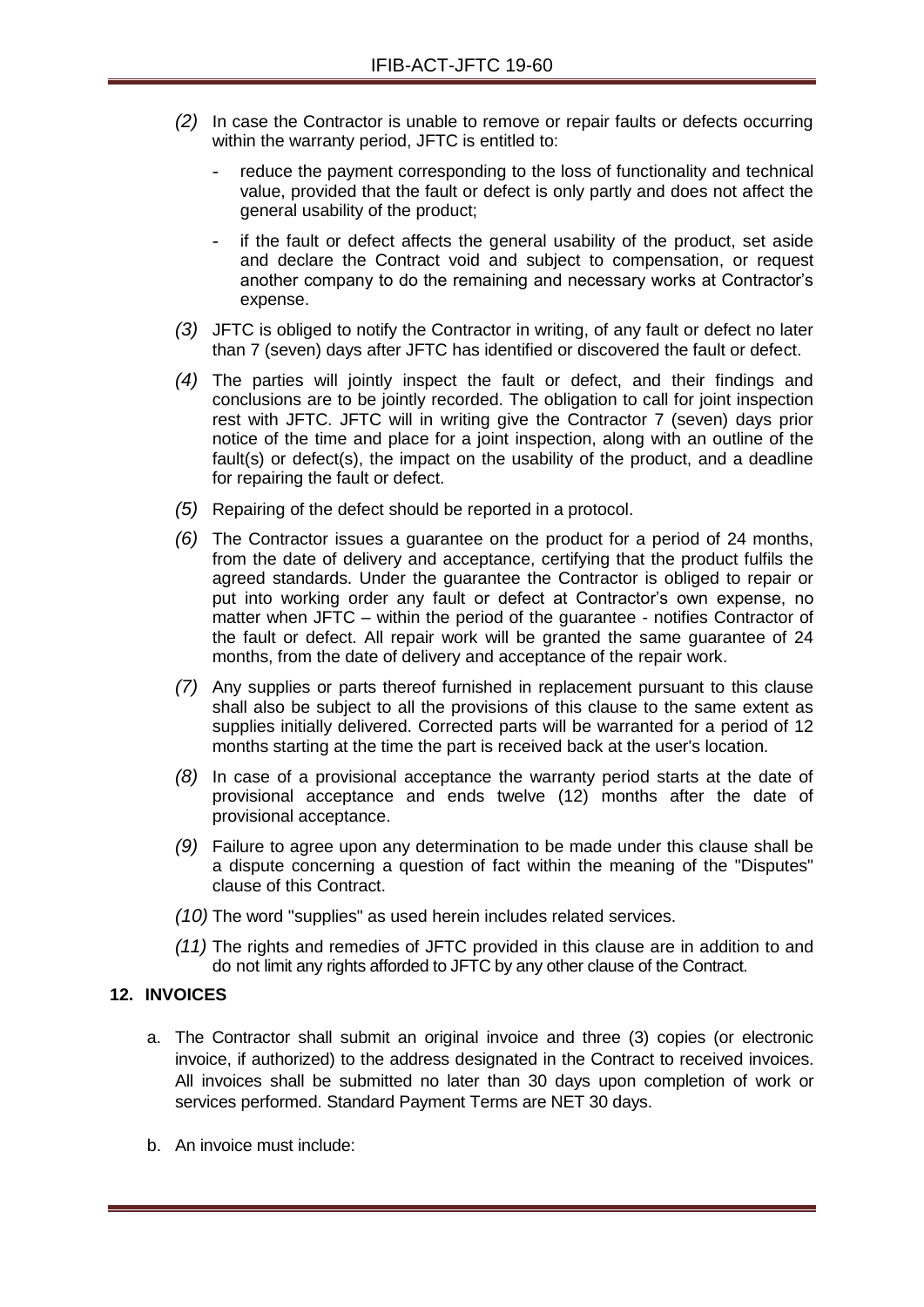*(2)* In case the Contractor is unable to remove or repair faults or defects occurring within the warranty period, JFTC is entitled to:

- reduce the payment corresponding to the loss of functionality and technical value, provided that the fault or defect is only partly and does not affect the general usability of the product;
- if the fault or defect affects the general usability of the product, set aside and declare the Contract void and subject to compensation, or request another company to do the remaining and necessary works at Contractor's expense.

*(3)* JFTC is obliged to notify the Contractor in writing, of any fault or defect no later than 7 (seven) days after JFTC has identified or discovered the fault or defect.

*(4)* The parties will jointly inspect the fault or defect, and their findings and conclusions are to be jointly recorded. The obligation to call for joint inspection rest with JFTC. JFTC will in writing give the Contractor 7 (seven) days prior notice of the time and place for a joint inspection, along with an outline of the fault(s) or defect(s), the impact on the usability of the product, and a deadline for repairing the fault or defect.

*(5)* Repairing of the defect should be reported in a protocol.

*(6)* The Contractor issues a guarantee on the product for a period of 24 months, from the date of delivery and acceptance, certifying that the product fulfils the agreed standards. Under the guarantee the Contractor is obliged to repair or put into working order any fault or defect at Contractor's own expense, no matter when JFTC – within the period of the guarantee - notifies Contractor of the fault or defect. All repair work will be granted the same guarantee of 24 months, from the date of delivery and acceptance of the repair work.

*(7)* Any supplies or parts thereof furnished in replacement pursuant to this clause shall also be subject to all the provisions of this clause to the same extent as supplies initially delivered. Corrected parts will be warranted for a period of 12 months starting at the time the part is received back at the user's location.

*(8)* In case of a provisional acceptance the warranty period starts at the date of provisional acceptance and ends twelve (12) months after the date of provisional acceptance.

*(9)* Failure to agree upon any determination to be made under this clause shall be a dispute concerning a question of fact within the meaning of the "Disputes" clause of this Contract.

*(10)* The word "supplies" as used herein includes related services.

*(11)* The rights and remedies of JFTC provided in this clause are in addition to and do not limit any rights afforded to JFTC by any other clause of the Contract.

## 12. INVOICES

a. The Contractor shall submit an original invoice and three (3) copies (or electronic invoice, if authorized) to the address designated in the Contract to received invoices. All invoices shall be submitted no later than 30 days upon completion of work or services performed. Standard Payment Terms are NET 30 days.

b. An invoice must include: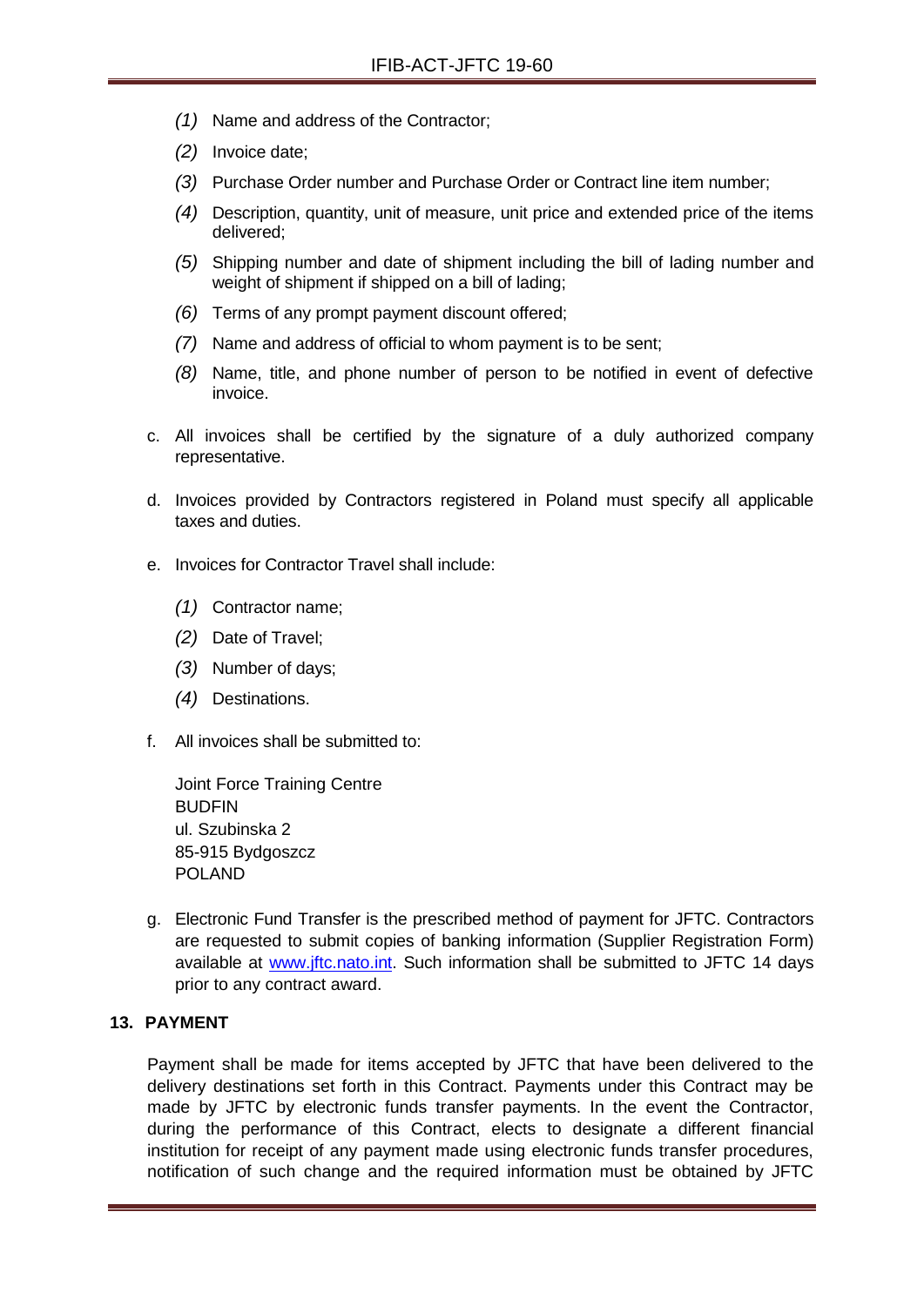*(1)* Name and address of the Contractor;

*(2)* Invoice date;

*(3)* Purchase Order number and Purchase Order or Contract line item number;

*(4)* Description, quantity, unit of measure, unit price and extended price of the items delivered;

*(5)* Shipping number and date of shipment including the bill of lading number and weight of shipment if shipped on a bill of lading;

*(6)* Terms of any prompt payment discount offered;

*(7)* Name and address of official to whom payment is to be sent;

*(8)* Name, title, and phone number of person to be notified in event of defective invoice.

c. All invoices shall be certified by the signature of a duly authorized company representative.

d. Invoices provided by Contractors registered in Poland must specify all applicable taxes and duties.

e. Invoices for Contractor Travel shall include:

*(1)* Contractor name;

*(2)* Date of Travel;

*(3)* Number of days;

*(4)* Destinations.

f. All invoices shall be submitted to:

Joint Force Training Centre
BUDFIN
ul. Szubinska 2
85-915 Bydgoszcz
POLAND

g. Electronic Fund Transfer is the prescribed method of payment for JFTC. Contractors are requested to submit copies of banking information (Supplier Registration Form) available at [www.jftc.nato.int](www.jftc.nato.int). Such information shall be submitted to JFTC 14 days prior to any contract award.

**13. PAYMENT**

Payment shall be made for items accepted by JFTC that have been delivered to the delivery destinations set forth in this Contract. Payments under this Contract may be made by JFTC by electronic funds transfer payments. In the event the Contractor, during the performance of this Contract, elects to designate a different financial institution for receipt of any payment made using electronic funds transfer procedures, notification of such change and the required information must be obtained by JFTC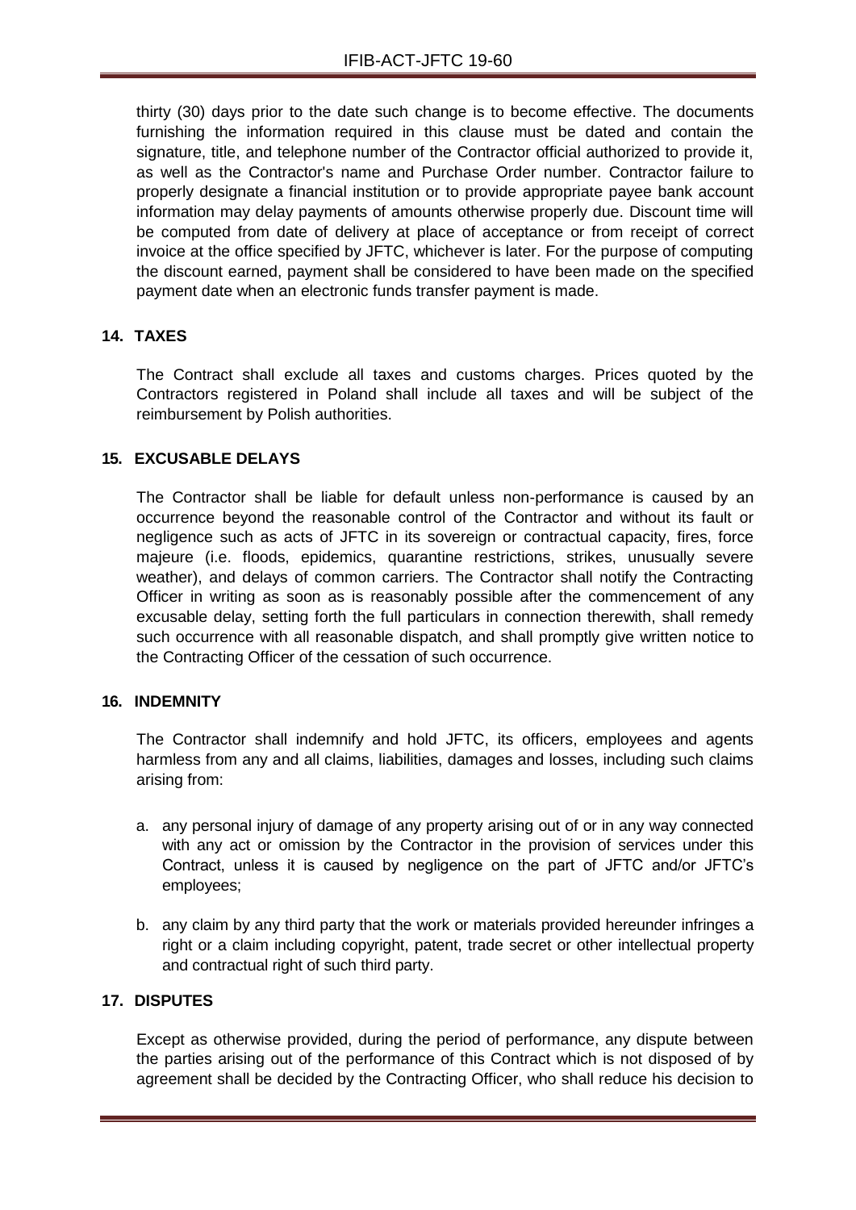thirty (30) days prior to the date such change is to become effective. The documents furnishing the information required in this clause must be dated and contain the signature, title, and telephone number of the Contractor official authorized to provide it, as well as the Contractor's name and Purchase Order number. Contractor failure to properly designate a financial institution or to provide appropriate payee bank account information may delay payments of amounts otherwise properly due. Discount time will be computed from date of delivery at place of acceptance or from receipt of correct invoice at the office specified by JFTC, whichever is later. For the purpose of computing the discount earned, payment shall be considered to have been made on the specified payment date when an electronic funds transfer payment is made.

## 14. TAXES

The Contract shall exclude all taxes and customs charges. Prices quoted by the Contractors registered in Poland shall include all taxes and will be subject of the reimbursement by Polish authorities.

## 15. EXCUSABLE DELAYS

The Contractor shall be liable for default unless non-performance is caused by an occurrence beyond the reasonable control of the Contractor and without its fault or negligence such as acts of JFTC in its sovereign or contractual capacity, fires, force majeure (i.e. floods, epidemics, quarantine restrictions, strikes, unusually severe weather), and delays of common carriers. The Contractor shall notify the Contracting Officer in writing as soon as is reasonably possible after the commencement of any excusable delay, setting forth the full particulars in connection therewith, shall remedy such occurrence with all reasonable dispatch, and shall promptly give written notice to the Contracting Officer of the cessation of such occurrence.

## 16. INDEMNITY

The Contractor shall indemnify and hold JFTC, its officers, employees and agents harmless from any and all claims, liabilities, damages and losses, including such claims arising from:

a. any personal injury of damage of any property arising out of or in any way connected with any act or omission by the Contractor in the provision of services under this Contract, unless it is caused by negligence on the part of JFTC and/or JFTC's employees;

b. any claim by any third party that the work or materials provided hereunder infringes a right or a claim including copyright, patent, trade secret or other intellectual property and contractual right of such third party.

## 17. DISPUTES

Except as otherwise provided, during the period of performance, any dispute between the parties arising out of the performance of this Contract which is not disposed of by agreement shall be decided by the Contracting Officer, who shall reduce his decision to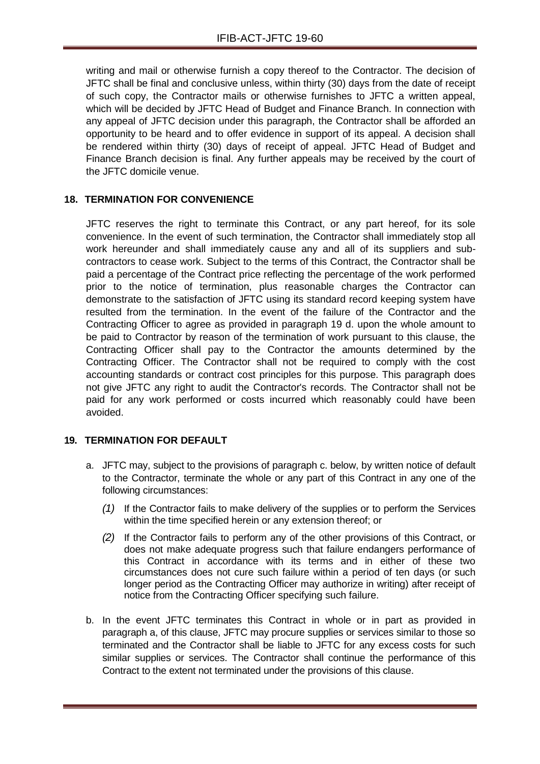writing and mail or otherwise furnish a copy thereof to the Contractor. The decision of JFTC shall be final and conclusive unless, within thirty (30) days from the date of receipt of such copy, the Contractor mails or otherwise furnishes to JFTC a written appeal, which will be decided by JFTC Head of Budget and Finance Branch. In connection with any appeal of JFTC decision under this paragraph, the Contractor shall be afforded an opportunity to be heard and to offer evidence in support of its appeal. A decision shall be rendered within thirty (30) days of receipt of appeal. JFTC Head of Budget and Finance Branch decision is final. Any further appeals may be received by the court of the JFTC domicile venue.

## 18. TERMINATION FOR CONVENIENCE

JFTC reserves the right to terminate this Contract, or any part hereof, for its sole convenience. In the event of such termination, the Contractor shall immediately stop all work hereunder and shall immediately cause any and all of its suppliers and sub-contractors to cease work. Subject to the terms of this Contract, the Contractor shall be paid a percentage of the Contract price reflecting the percentage of the work performed prior to the notice of termination, plus reasonable charges the Contractor can demonstrate to the satisfaction of JFTC using its standard record keeping system have resulted from the termination. In the event of the failure of the Contractor and the Contracting Officer to agree as provided in paragraph 19 d. upon the whole amount to be paid to Contractor by reason of the termination of work pursuant to this clause, the Contracting Officer shall pay to the Contractor the amounts determined by the Contracting Officer. The Contractor shall not be required to comply with the cost accounting standards or contract cost principles for this purpose. This paragraph does not give JFTC any right to audit the Contractor's records. The Contractor shall not be paid for any work performed or costs incurred which reasonably could have been avoided.

## 19. TERMINATION FOR DEFAULT

a. JFTC may, subject to the provisions of paragraph c. below, by written notice of default to the Contractor, terminate the whole or any part of this Contract in any one of the following circumstances:

   *(1)* If the Contractor fails to make delivery of the supplies or to perform the Services within the time specified herein or any extension thereof; or

   *(2)* If the Contractor fails to perform any of the other provisions of this Contract, or does not make adequate progress such that failure endangers performance of this Contract in accordance with its terms and in either of these two circumstances does not cure such failure within a period of ten days (or such longer period as the Contracting Officer may authorize in writing) after receipt of notice from the Contracting Officer specifying such failure.

b. In the event JFTC terminates this Contract in whole or in part as provided in paragraph a, of this clause, JFTC may procure supplies or services similar to those so terminated and the Contractor shall be liable to JFTC for any excess costs for such similar supplies or services. The Contractor shall continue the performance of this Contract to the extent not terminated under the provisions of this clause.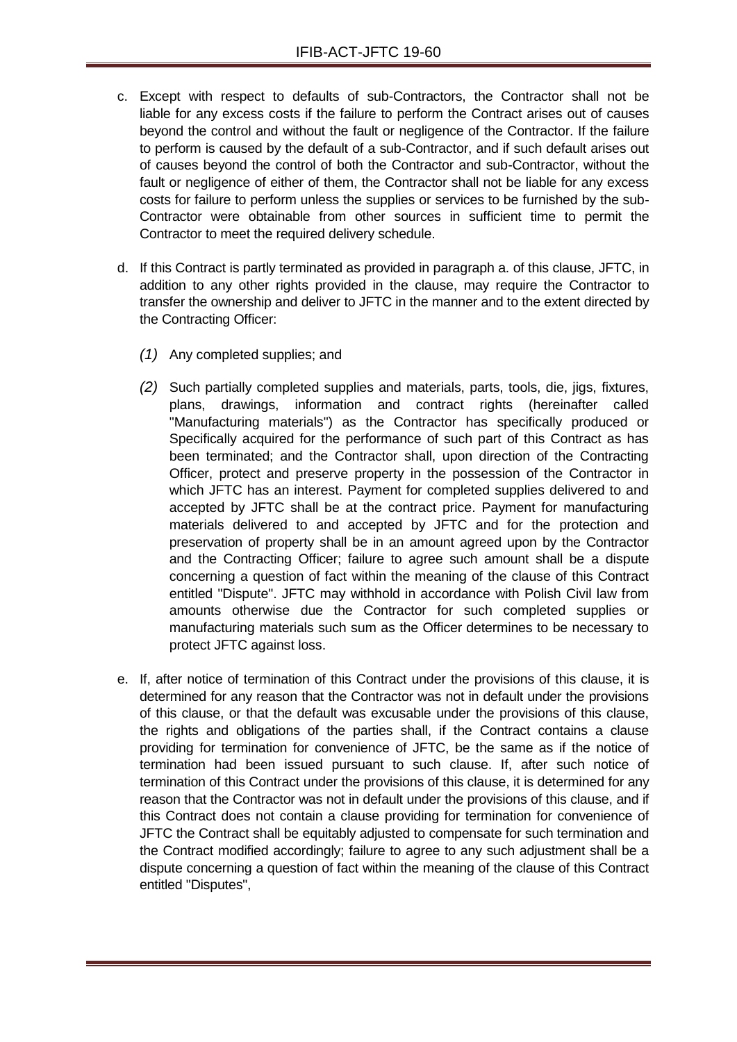c. Except with respect to defaults of sub-Contractors, the Contractor shall not be liable for any excess costs if the failure to perform the Contract arises out of causes beyond the control and without the fault or negligence of the Contractor. If the failure to perform is caused by the default of a sub-Contractor, and if such default arises out of causes beyond the control of both the Contractor and sub-Contractor, without the fault or negligence of either of them, the Contractor shall not be liable for any excess costs for failure to perform unless the supplies or services to be furnished by the sub-Contractor were obtainable from other sources in sufficient time to permit the Contractor to meet the required delivery schedule.

d. If this Contract is partly terminated as provided in paragraph a. of this clause, JFTC, in addition to any other rights provided in the clause, may require the Contractor to transfer the ownership and deliver to JFTC in the manner and to the extent directed by the Contracting Officer:

   *(1)* Any completed supplies; and

   *(2)* Such partially completed supplies and materials, parts, tools, die, jigs, fixtures, plans, drawings, information and contract rights (hereinafter called "Manufacturing materials") as the Contractor has specifically produced or Specifically acquired for the performance of such part of this Contract as has been terminated; and the Contractor shall, upon direction of the Contracting Officer, protect and preserve property in the possession of the Contractor in which JFTC has an interest. Payment for completed supplies delivered to and accepted by JFTC shall be at the contract price. Payment for manufacturing materials delivered to and accepted by JFTC and for the protection and preservation of property shall be in an amount agreed upon by the Contractor and the Contracting Officer; failure to agree such amount shall be a dispute concerning a question of fact within the meaning of the clause of this Contract entitled "Dispute". JFTC may withhold in accordance with Polish Civil law from amounts otherwise due the Contractor for such completed supplies or manufacturing materials such sum as the Officer determines to be necessary to protect JFTC against loss.

e. If, after notice of termination of this Contract under the provisions of this clause, it is determined for any reason that the Contractor was not in default under the provisions of this clause, or that the default was excusable under the provisions of this clause, the rights and obligations of the parties shall, if the Contract contains a clause providing for termination for convenience of JFTC, be the same as if the notice of termination had been issued pursuant to such clause. If, after such notice of termination of this Contract under the provisions of this clause, it is determined for any reason that the Contractor was not in default under the provisions of this clause, and if this Contract does not contain a clause providing for termination for convenience of JFTC the Contract shall be equitably adjusted to compensate for such termination and the Contract modified accordingly; failure to agree to any such adjustment shall be a dispute concerning a question of fact within the meaning of the clause of this Contract entitled "Disputes",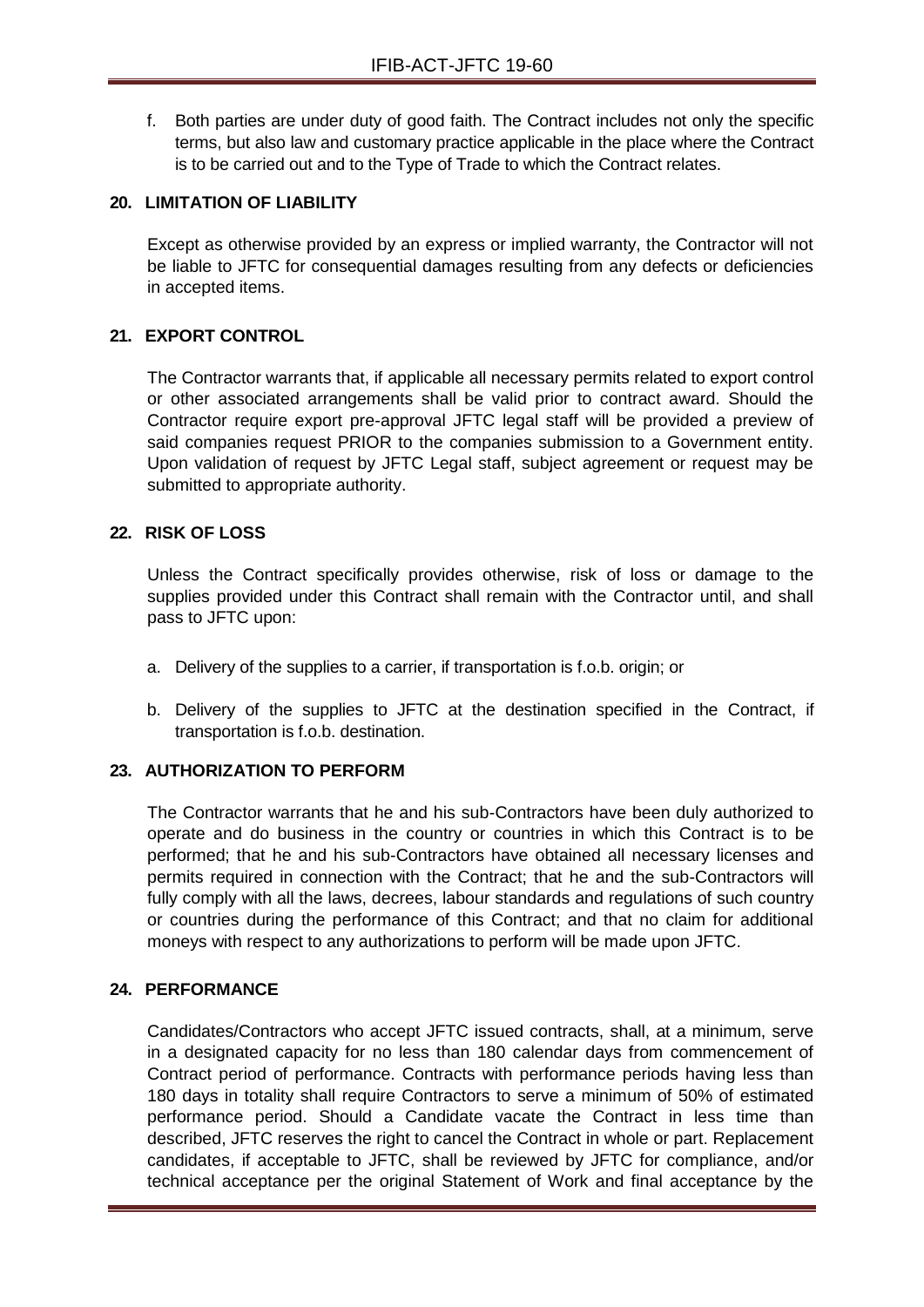f. Both parties are under duty of good faith. The Contract includes not only the specific terms, but also law and customary practice applicable in the place where the Contract is to be carried out and to the Type of Trade to which the Contract relates.

## 20. LIMITATION OF LIABILITY

Except as otherwise provided by an express or implied warranty, the Contractor will not be liable to JFTC for consequential damages resulting from any defects or deficiencies in accepted items.

## 21. EXPORT CONTROL

The Contractor warrants that, if applicable all necessary permits related to export control or other associated arrangements shall be valid prior to contract award. Should the Contractor require export pre-approval JFTC legal staff will be provided a preview of said companies request PRIOR to the companies submission to a Government entity. Upon validation of request by JFTC Legal staff, subject agreement or request may be submitted to appropriate authority.

## 22. RISK OF LOSS

Unless the Contract specifically provides otherwise, risk of loss or damage to the supplies provided under this Contract shall remain with the Contractor until, and shall pass to JFTC upon:

a. Delivery of the supplies to a carrier, if transportation is f.o.b. origin; or

b. Delivery of the supplies to JFTC at the destination specified in the Contract, if transportation is f.o.b. destination.

## 23. AUTHORIZATION TO PERFORM

The Contractor warrants that he and his sub-Contractors have been duly authorized to operate and do business in the country or countries in which this Contract is to be performed; that he and his sub-Contractors have obtained all necessary licenses and permits required in connection with the Contract; that he and the sub-Contractors will fully comply with all the laws, decrees, labour standards and regulations of such country or countries during the performance of this Contract; and that no claim for additional moneys with respect to any authorizations to perform will be made upon JFTC.

## 24. PERFORMANCE

Candidates/Contractors who accept JFTC issued contracts, shall, at a minimum, serve in a designated capacity for no less than 180 calendar days from commencement of Contract period of performance. Contracts with performance periods having less than 180 days in totality shall require Contractors to serve a minimum of 50% of estimated performance period. Should a Candidate vacate the Contract in less time than described, JFTC reserves the right to cancel the Contract in whole or part. Replacement candidates, if acceptable to JFTC, shall be reviewed by JFTC for compliance, and/or technical acceptance per the original Statement of Work and final acceptance by the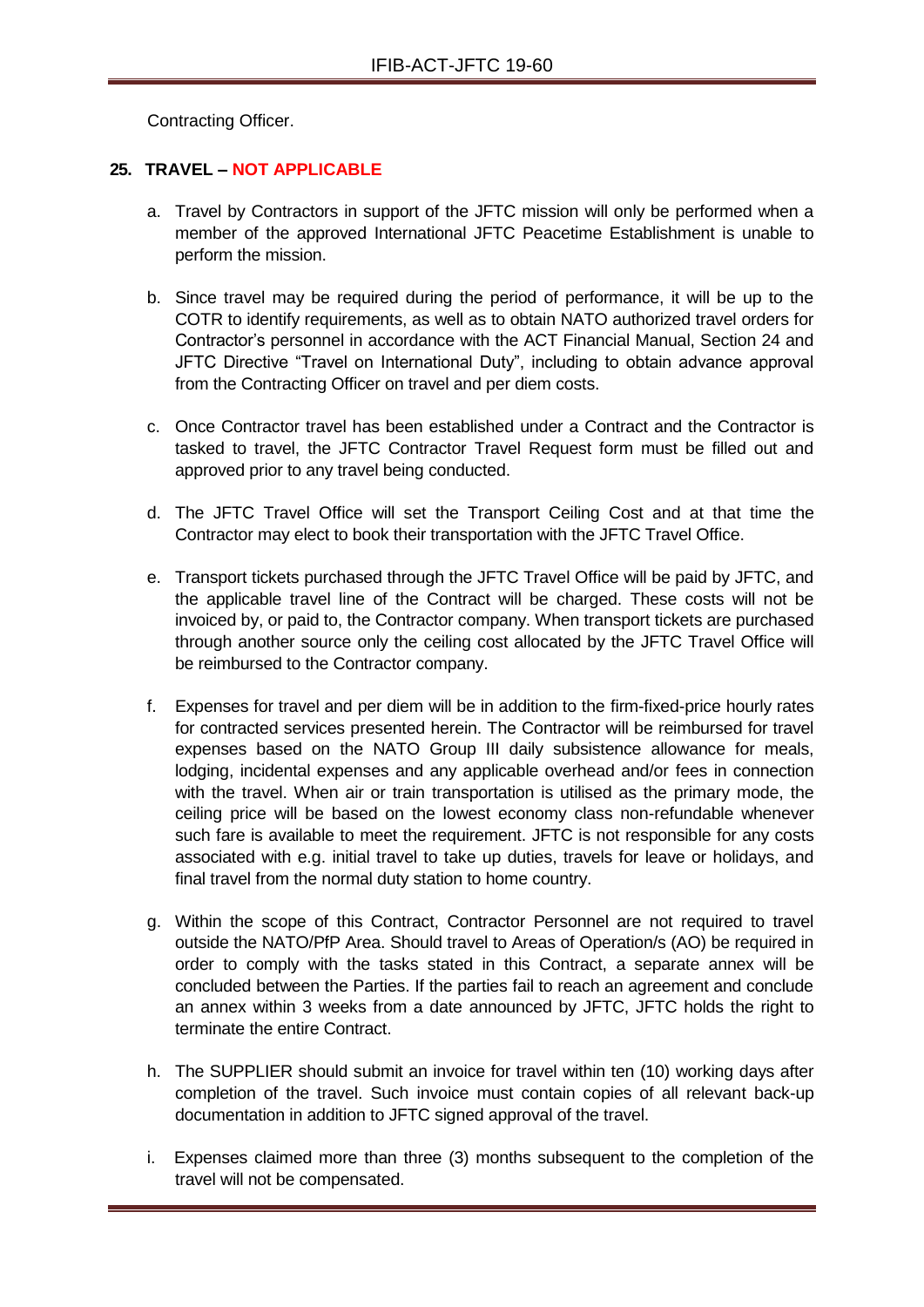Contracting Officer.

**25. TRAVEL – NOT APPLICABLE**

a. Travel by Contractors in support of the JFTC mission will only be performed when a member of the approved International JFTC Peacetime Establishment is unable to perform the mission.

b. Since travel may be required during the period of performance, it will be up to the COTR to identify requirements, as well as to obtain NATO authorized travel orders for Contractor's personnel in accordance with the ACT Financial Manual, Section 24 and JFTC Directive "Travel on International Duty", including to obtain advance approval from the Contracting Officer on travel and per diem costs.

c. Once Contractor travel has been established under a Contract and the Contractor is tasked to travel, the JFTC Contractor Travel Request form must be filled out and approved prior to any travel being conducted.

d. The JFTC Travel Office will set the Transport Ceiling Cost and at that time the Contractor may elect to book their transportation with the JFTC Travel Office.

e. Transport tickets purchased through the JFTC Travel Office will be paid by JFTC, and the applicable travel line of the Contract will be charged. These costs will not be invoiced by, or paid to, the Contractor company. When transport tickets are purchased through another source only the ceiling cost allocated by the JFTC Travel Office will be reimbursed to the Contractor company.

f. Expenses for travel and per diem will be in addition to the firm-fixed-price hourly rates for contracted services presented herein. The Contractor will be reimbursed for travel expenses based on the NATO Group III daily subsistence allowance for meals, lodging, incidental expenses and any applicable overhead and/or fees in connection with the travel. When air or train transportation is utilised as the primary mode, the ceiling price will be based on the lowest economy class non-refundable whenever such fare is available to meet the requirement. JFTC is not responsible for any costs associated with e.g. initial travel to take up duties, travels for leave or holidays, and final travel from the normal duty station to home country.

g. Within the scope of this Contract, Contractor Personnel are not required to travel outside the NATO/PfP Area. Should travel to Areas of Operation/s (AO) be required in order to comply with the tasks stated in this Contract, a separate annex will be concluded between the Parties. If the parties fail to reach an agreement and conclude an annex within 3 weeks from a date announced by JFTC, JFTC holds the right to terminate the entire Contract.

h. The SUPPLIER should submit an invoice for travel within ten (10) working days after completion of the travel. Such invoice must contain copies of all relevant back-up documentation in addition to JFTC signed approval of the travel.

i. Expenses claimed more than three (3) months subsequent to the completion of the travel will not be compensated.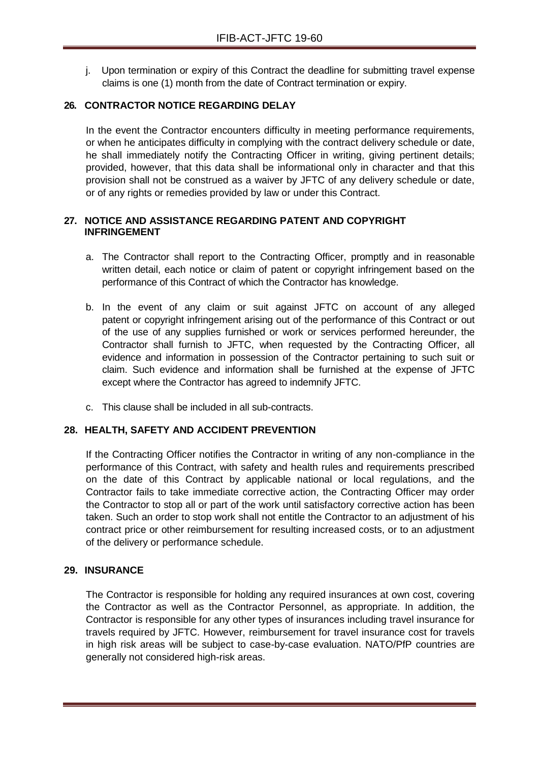j. Upon termination or expiry of this Contract the deadline for submitting travel expense claims is one (1) month from the date of Contract termination or expiry.

## 26. CONTRACTOR NOTICE REGARDING DELAY

In the event the Contractor encounters difficulty in meeting performance requirements, or when he anticipates difficulty in complying with the contract delivery schedule or date, he shall immediately notify the Contracting Officer in writing, giving pertinent details; provided, however, that this data shall be informational only in character and that this provision shall not be construed as a waiver by JFTC of any delivery schedule or date, or of any rights or remedies provided by law or under this Contract.

## 27. NOTICE AND ASSISTANCE REGARDING PATENT AND COPYRIGHT INFRINGEMENT

a. The Contractor shall report to the Contracting Officer, promptly and in reasonable written detail, each notice or claim of patent or copyright infringement based on the performance of this Contract of which the Contractor has knowledge.

b. In the event of any claim or suit against JFTC on account of any alleged patent or copyright infringement arising out of the performance of this Contract or out of the use of any supplies furnished or work or services performed hereunder, the Contractor shall furnish to JFTC, when requested by the Contracting Officer, all evidence and information in possession of the Contractor pertaining to such suit or claim. Such evidence and information shall be furnished at the expense of JFTC except where the Contractor has agreed to indemnify JFTC.

c. This clause shall be included in all sub-contracts.

## 28. HEALTH, SAFETY AND ACCIDENT PREVENTION

If the Contracting Officer notifies the Contractor in writing of any non-compliance in the performance of this Contract, with safety and health rules and requirements prescribed on the date of this Contract by applicable national or local regulations, and the Contractor fails to take immediate corrective action, the Contracting Officer may order the Contractor to stop all or part of the work until satisfactory corrective action has been taken. Such an order to stop work shall not entitle the Contractor to an adjustment of his contract price or other reimbursement for resulting increased costs, or to an adjustment of the delivery or performance schedule.

## 29. INSURANCE

The Contractor is responsible for holding any required insurances at own cost, covering the Contractor as well as the Contractor Personnel, as appropriate. In addition, the Contractor is responsible for any other types of insurances including travel insurance for travels required by JFTC. However, reimbursement for travel insurance cost for travels in high risk areas will be subject to case-by-case evaluation. NATO/PfP countries are generally not considered high-risk areas.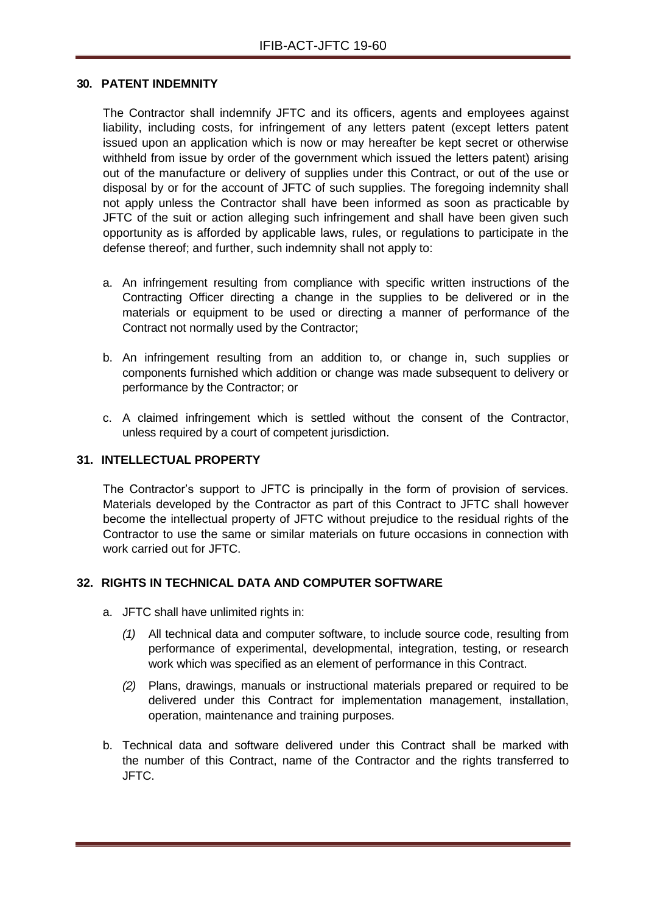## 30. PATENT INDEMNITY

The Contractor shall indemnify JFTC and its officers, agents and employees against liability, including costs, for infringement of any letters patent (except letters patent issued upon an application which is now or may hereafter be kept secret or otherwise withheld from issue by order of the government which issued the letters patent) arising out of the manufacture or delivery of supplies under this Contract, or out of the use or disposal by or for the account of JFTC of such supplies. The foregoing indemnity shall not apply unless the Contractor shall have been informed as soon as practicable by JFTC of the suit or action alleging such infringement and shall have been given such opportunity as is afforded by applicable laws, rules, or regulations to participate in the defense thereof; and further, such indemnity shall not apply to:

a. An infringement resulting from compliance with specific written instructions of the Contracting Officer directing a change in the supplies to be delivered or in the materials or equipment to be used or directing a manner of performance of the Contract not normally used by the Contractor;

b. An infringement resulting from an addition to, or change in, such supplies or components furnished which addition or change was made subsequent to delivery or performance by the Contractor; or

c. A claimed infringement which is settled without the consent of the Contractor, unless required by a court of competent jurisdiction.

## 31. INTELLECTUAL PROPERTY

The Contractor's support to JFTC is principally in the form of provision of services. Materials developed by the Contractor as part of this Contract to JFTC shall however become the intellectual property of JFTC without prejudice to the residual rights of the Contractor to use the same or similar materials on future occasions in connection with work carried out for JFTC.

## 32. RIGHTS IN TECHNICAL DATA AND COMPUTER SOFTWARE

a. JFTC shall have unlimited rights in:

   *(1)* All technical data and computer software, to include source code, resulting from performance of experimental, developmental, integration, testing, or research work which was specified as an element of performance in this Contract.

   *(2)* Plans, drawings, manuals or instructional materials prepared or required to be delivered under this Contract for implementation management, installation, operation, maintenance and training purposes.

b. Technical data and software delivered under this Contract shall be marked with the number of this Contract, name of the Contractor and the rights transferred to JFTC.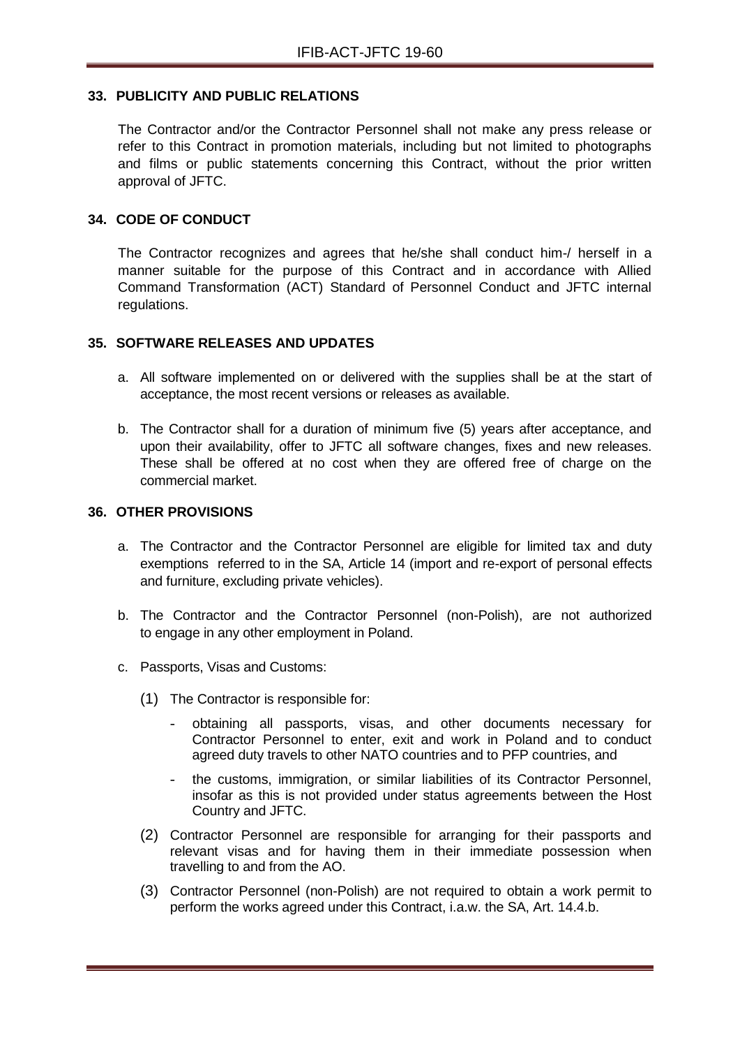## 33. PUBLICITY AND PUBLIC RELATIONS

The Contractor and/or the Contractor Personnel shall not make any press release or refer to this Contract in promotion materials, including but not limited to photographs and films or public statements concerning this Contract, without the prior written approval of JFTC.

## 34. CODE OF CONDUCT

The Contractor recognizes and agrees that he/she shall conduct him-/ herself in a manner suitable for the purpose of this Contract and in accordance with Allied Command Transformation (ACT) Standard of Personnel Conduct and JFTC internal regulations.

## 35. SOFTWARE RELEASES AND UPDATES

a. All software implemented on or delivered with the supplies shall be at the start of acceptance, the most recent versions or releases as available.

b. The Contractor shall for a duration of minimum five (5) years after acceptance, and upon their availability, offer to JFTC all software changes, fixes and new releases. These shall be offered at no cost when they are offered free of charge on the commercial market.

## 36. OTHER PROVISIONS

a. The Contractor and the Contractor Personnel are eligible for limited tax and duty exemptions referred to in the SA, Article 14 (import and re-export of personal effects and furniture, excluding private vehicles).

b. The Contractor and the Contractor Personnel (non-Polish), are not authorized to engage in any other employment in Poland.

c. Passports, Visas and Customs:

(1) The Contractor is responsible for:

- obtaining all passports, visas, and other documents necessary for Contractor Personnel to enter, exit and work in Poland and to conduct agreed duty travels to other NATO countries and to PFP countries, and
- the customs, immigration, or similar liabilities of its Contractor Personnel, insofar as this is not provided under status agreements between the Host Country and JFTC.

(2) Contractor Personnel are responsible for arranging for their passports and relevant visas and for having them in their immediate possession when travelling to and from the AO.

(3) Contractor Personnel (non-Polish) are not required to obtain a work permit to perform the works agreed under this Contract, i.a.w. the SA, Art. 14.4.b.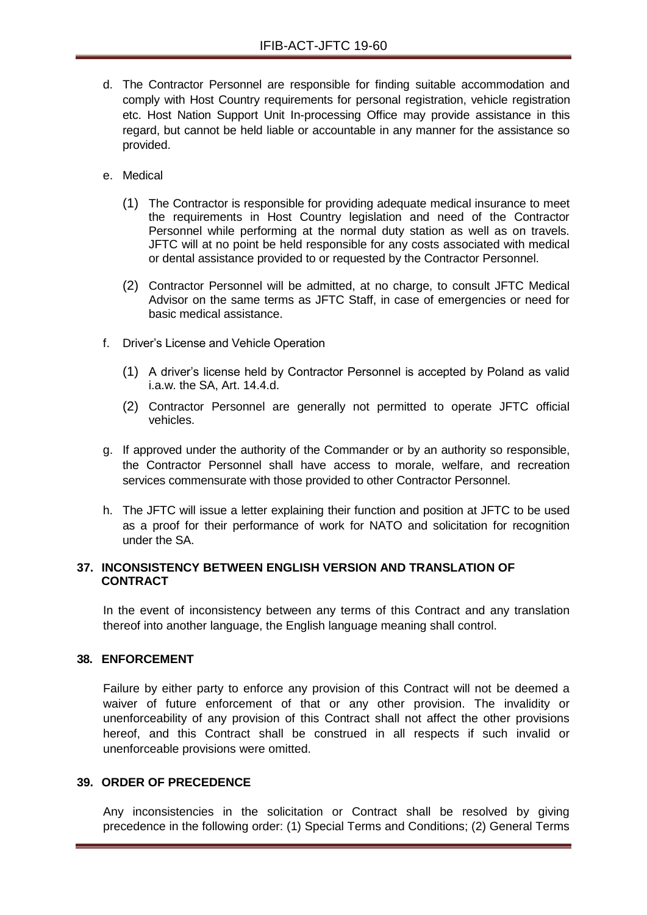d. The Contractor Personnel are responsible for finding suitable accommodation and comply with Host Country requirements for personal registration, vehicle registration etc. Host Nation Support Unit In-processing Office may provide assistance in this regard, but cannot be held liable or accountable in any manner for the assistance so provided.

e. Medical

   (1) The Contractor is responsible for providing adequate medical insurance to meet the requirements in Host Country legislation and need of the Contractor Personnel while performing at the normal duty station as well as on travels. JFTC will at no point be held responsible for any costs associated with medical or dental assistance provided to or requested by the Contractor Personnel.

   (2) Contractor Personnel will be admitted, at no charge, to consult JFTC Medical Advisor on the same terms as JFTC Staff, in case of emergencies or need for basic medical assistance.

f. Driver's License and Vehicle Operation

   (1) A driver's license held by Contractor Personnel is accepted by Poland as valid i.a.w. the SA, Art. 14.4.d.

   (2) Contractor Personnel are generally not permitted to operate JFTC official vehicles.

g. If approved under the authority of the Commander or by an authority so responsible, the Contractor Personnel shall have access to morale, welfare, and recreation services commensurate with those provided to other Contractor Personnel.

h. The JFTC will issue a letter explaining their function and position at JFTC to be used as a proof for their performance of work for NATO and solicitation for recognition under the SA.

## 37. INCONSISTENCY BETWEEN ENGLISH VERSION AND TRANSLATION OF CONTRACT

In the event of inconsistency between any terms of this Contract and any translation thereof into another language, the English language meaning shall control.

## 38. ENFORCEMENT

Failure by either party to enforce any provision of this Contract will not be deemed a waiver of future enforcement of that or any other provision. The invalidity or unenforceability of any provision of this Contract shall not affect the other provisions hereof, and this Contract shall be construed in all respects if such invalid or unenforceable provisions were omitted.

## 39. ORDER OF PRECEDENCE

Any inconsistencies in the solicitation or Contract shall be resolved by giving precedence in the following order: (1) Special Terms and Conditions; (2) General Terms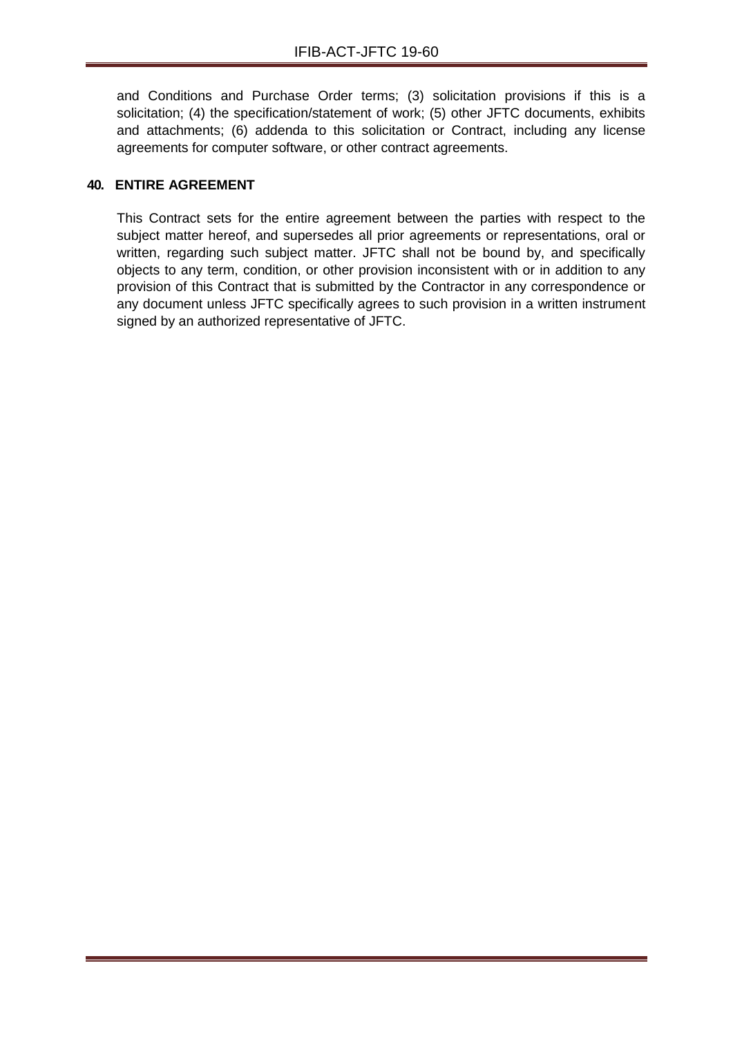and Conditions and Purchase Order terms; (3) solicitation provisions if this is a solicitation; (4) the specification/statement of work; (5) other JFTC documents, exhibits and attachments; (6) addenda to this solicitation or Contract, including any license agreements for computer software, or other contract agreements.

## 40. ENTIRE AGREEMENT

This Contract sets for the entire agreement between the parties with respect to the subject matter hereof, and supersedes all prior agreements or representations, oral or written, regarding such subject matter. JFTC shall not be bound by, and specifically objects to any term, condition, or other provision inconsistent with or in addition to any provision of this Contract that is submitted by the Contractor in any correspondence or any document unless JFTC specifically agrees to such provision in a written instrument signed by an authorized representative of JFTC.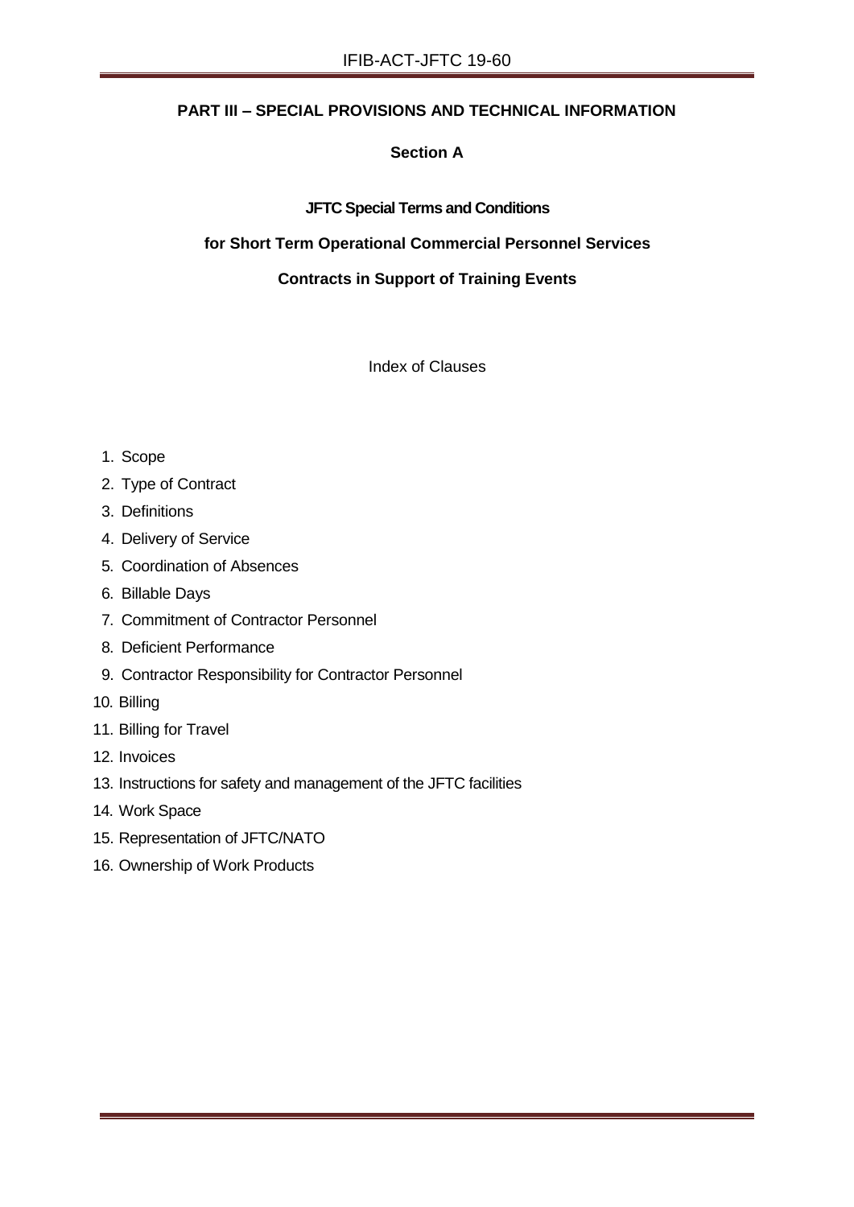# PART III – SPECIAL PROVISIONS AND TECHNICAL INFORMATION

## Section A

### JFTC Special Terms and Conditions

### for Short Term Operational Commercial Personnel Services

### Contracts in Support of Training Events

Index of Clauses

1. Scope
2. Type of Contract
3. Definitions
4. Delivery of Service
5. Coordination of Absences
6. Billable Days
7. Commitment of Contractor Personnel
8. Deficient Performance
9. Contractor Responsibility for Contractor Personnel
10. Billing
11. Billing for Travel
12. Invoices
13. Instructions for safety and management of the JFTC facilities
14. Work Space
15. Representation of JFTC/NATO
16. Ownership of Work Products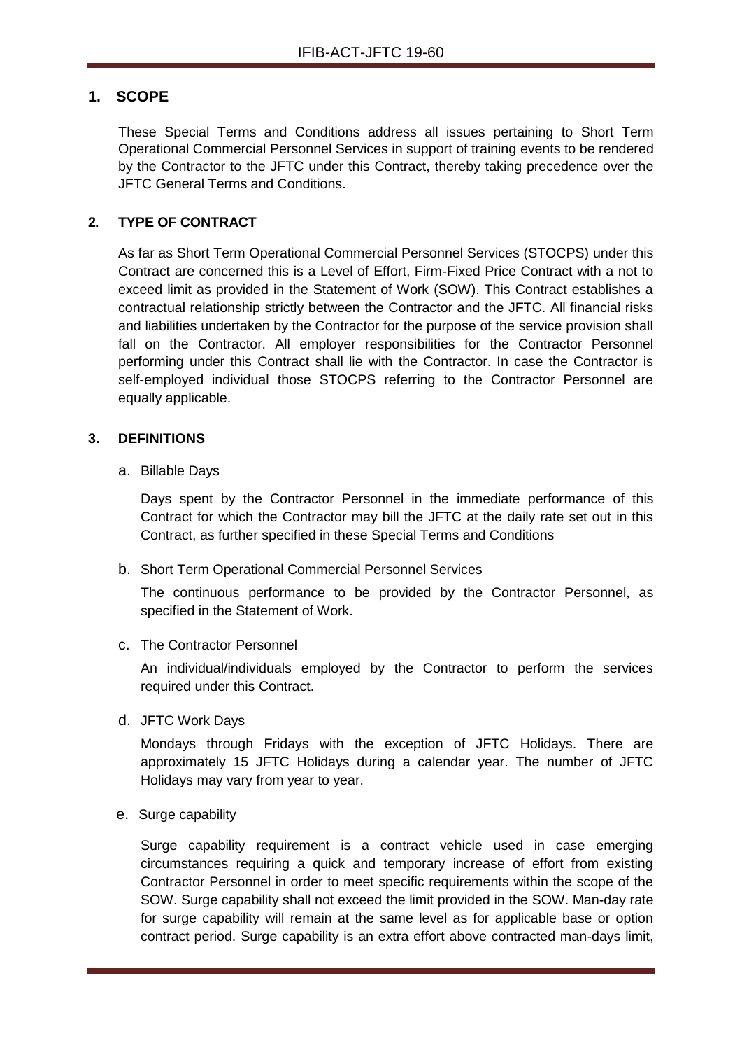## 1. SCOPE

These Special Terms and Conditions address all issues pertaining to Short Term Operational Commercial Personnel Services in support of training events to be rendered by the Contractor to the JFTC under this Contract, thereby taking precedence over the JFTC General Terms and Conditions.

## 2. TYPE OF CONTRACT

As far as Short Term Operational Commercial Personnel Services (STOCPS) under this Contract are concerned this is a Level of Effort, Firm-Fixed Price Contract with a not to exceed limit as provided in the Statement of Work (SOW). This Contract establishes a contractual relationship strictly between the Contractor and the JFTC. All financial risks and liabilities undertaken by the Contractor for the purpose of the service provision shall fall on the Contractor. All employer responsibilities for the Contractor Personnel performing under this Contract shall lie with the Contractor. In case the Contractor is self-employed individual those STOCPS referring to the Contractor Personnel are equally applicable.

## 3. DEFINITIONS

a. Billable Days

Days spent by the Contractor Personnel in the immediate performance of this Contract for which the Contractor may bill the JFTC at the daily rate set out in this Contract, as further specified in these Special Terms and Conditions

b. Short Term Operational Commercial Personnel Services

The continuous performance to be provided by the Contractor Personnel, as specified in the Statement of Work.

c. The Contractor Personnel

An individual/individuals employed by the Contractor to perform the services required under this Contract.

d. JFTC Work Days

Mondays through Fridays with the exception of JFTC Holidays. There are approximately 15 JFTC Holidays during a calendar year. The number of JFTC Holidays may vary from year to year.

e. Surge capability

Surge capability requirement is a contract vehicle used in case emerging circumstances requiring a quick and temporary increase of effort from existing Contractor Personnel in order to meet specific requirements within the scope of the SOW. Surge capability shall not exceed the limit provided in the SOW. Man-day rate for surge capability will remain at the same level as for applicable base or option contract period. Surge capability is an extra effort above contracted man-days limit,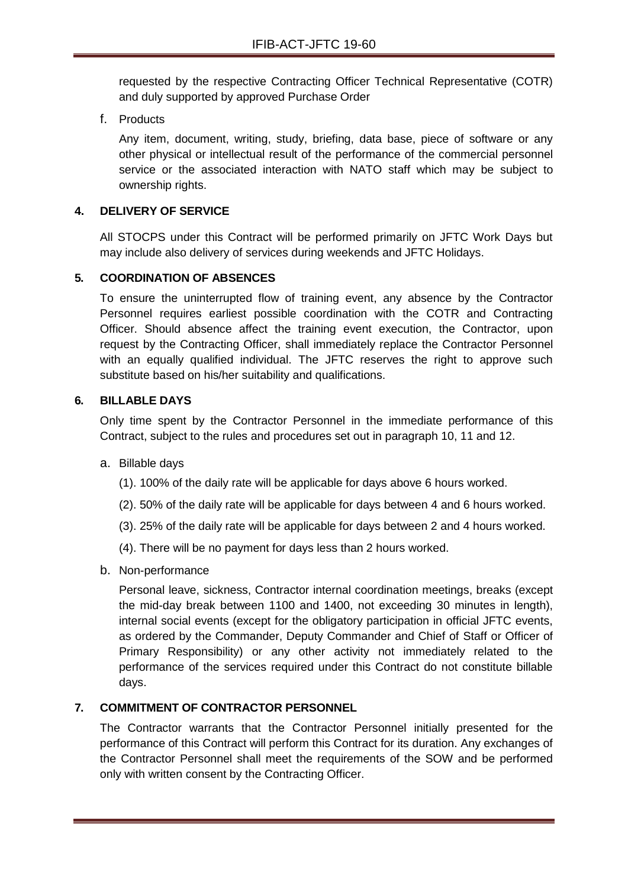requested by the respective Contracting Officer Technical Representative (COTR) and duly supported by approved Purchase Order

f. Products

Any item, document, writing, study, briefing, data base, piece of software or any other physical or intellectual result of the performance of the commercial personnel service or the associated interaction with NATO staff which may be subject to ownership rights.

## 4. DELIVERY OF SERVICE

All STOCPS under this Contract will be performed primarily on JFTC Work Days but may include also delivery of services during weekends and JFTC Holidays.

## 5. COORDINATION OF ABSENCES

To ensure the uninterrupted flow of training event, any absence by the Contractor Personnel requires earliest possible coordination with the COTR and Contracting Officer. Should absence affect the training event execution, the Contractor, upon request by the Contracting Officer, shall immediately replace the Contractor Personnel with an equally qualified individual. The JFTC reserves the right to approve such substitute based on his/her suitability and qualifications.

## 6. BILLABLE DAYS

Only time spent by the Contractor Personnel in the immediate performance of this Contract, subject to the rules and procedures set out in paragraph 10, 11 and 12.

a. Billable days

(1). 100% of the daily rate will be applicable for days above 6 hours worked.

(2). 50% of the daily rate will be applicable for days between 4 and 6 hours worked.

(3). 25% of the daily rate will be applicable for days between 2 and 4 hours worked.

(4). There will be no payment for days less than 2 hours worked.

b. Non-performance

Personal leave, sickness, Contractor internal coordination meetings, breaks (except the mid-day break between 1100 and 1400, not exceeding 30 minutes in length), internal social events (except for the obligatory participation in official JFTC events, as ordered by the Commander, Deputy Commander and Chief of Staff or Officer of Primary Responsibility) or any other activity not immediately related to the performance of the services required under this Contract do not constitute billable days.

## 7. COMMITMENT OF CONTRACTOR PERSONNEL

The Contractor warrants that the Contractor Personnel initially presented for the performance of this Contract will perform this Contract for its duration. Any exchanges of the Contractor Personnel shall meet the requirements of the SOW and be performed only with written consent by the Contracting Officer.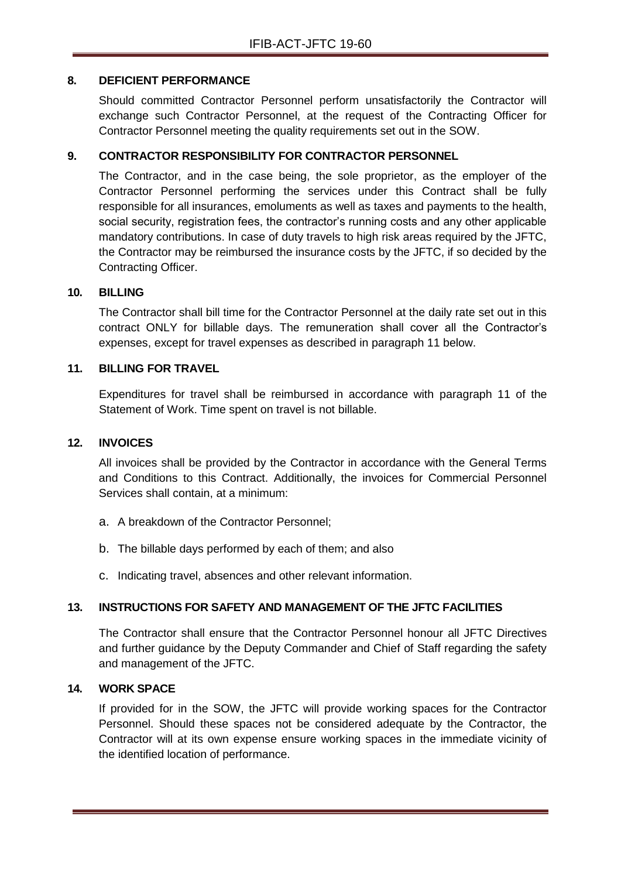## 8. DEFICIENT PERFORMANCE

Should committed Contractor Personnel perform unsatisfactorily the Contractor will exchange such Contractor Personnel, at the request of the Contracting Officer for Contractor Personnel meeting the quality requirements set out in the SOW.

## 9. CONTRACTOR RESPONSIBILITY FOR CONTRACTOR PERSONNEL

The Contractor, and in the case being, the sole proprietor, as the employer of the Contractor Personnel performing the services under this Contract shall be fully responsible for all insurances, emoluments as well as taxes and payments to the health, social security, registration fees, the contractor's running costs and any other applicable mandatory contributions. In case of duty travels to high risk areas required by the JFTC, the Contractor may be reimbursed the insurance costs by the JFTC, if so decided by the Contracting Officer.

## 10. BILLING

The Contractor shall bill time for the Contractor Personnel at the daily rate set out in this contract ONLY for billable days. The remuneration shall cover all the Contractor's expenses, except for travel expenses as described in paragraph 11 below.

## 11. BILLING FOR TRAVEL

Expenditures for travel shall be reimbursed in accordance with paragraph 11 of the Statement of Work. Time spent on travel is not billable.

## 12. INVOICES

All invoices shall be provided by the Contractor in accordance with the General Terms and Conditions to this Contract. Additionally, the invoices for Commercial Personnel Services shall contain, at a minimum:

a. A breakdown of the Contractor Personnel;

b. The billable days performed by each of them; and also

c. Indicating travel, absences and other relevant information.

## 13. INSTRUCTIONS FOR SAFETY AND MANAGEMENT OF THE JFTC FACILITIES

The Contractor shall ensure that the Contractor Personnel honour all JFTC Directives and further guidance by the Deputy Commander and Chief of Staff regarding the safety and management of the JFTC.

## 14. WORK SPACE

If provided for in the SOW, the JFTC will provide working spaces for the Contractor Personnel. Should these spaces not be considered adequate by the Contractor, the Contractor will at its own expense ensure working spaces in the immediate vicinity of the identified location of performance.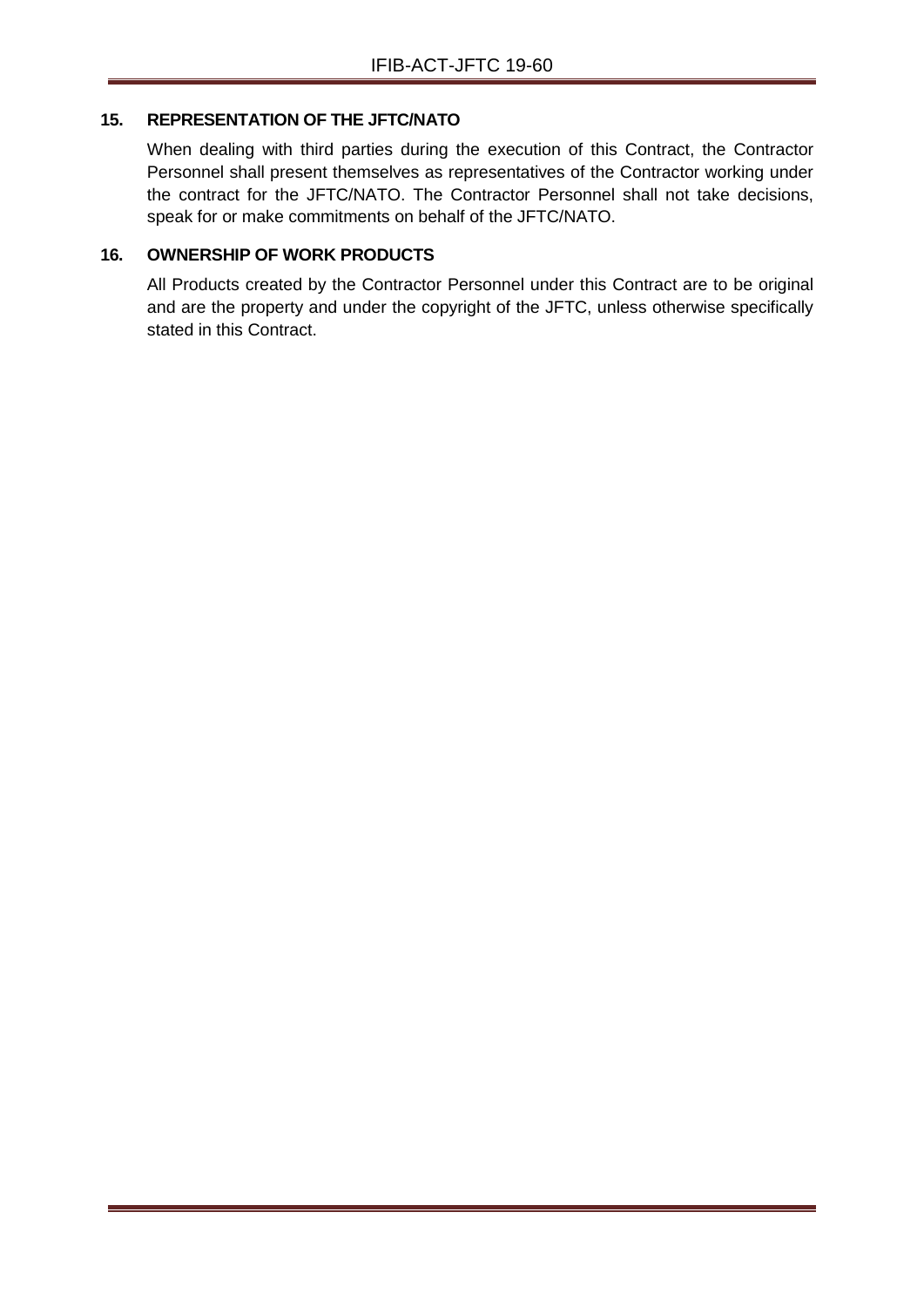## 15. REPRESENTATION OF THE JFTC/NATO

When dealing with third parties during the execution of this Contract, the Contractor Personnel shall present themselves as representatives of the Contractor working under the contract for the JFTC/NATO. The Contractor Personnel shall not take decisions, speak for or make commitments on behalf of the JFTC/NATO.

## 16. OWNERSHIP OF WORK PRODUCTS

All Products created by the Contractor Personnel under this Contract are to be original and are the property and under the copyright of the JFTC, unless otherwise specifically stated in this Contract.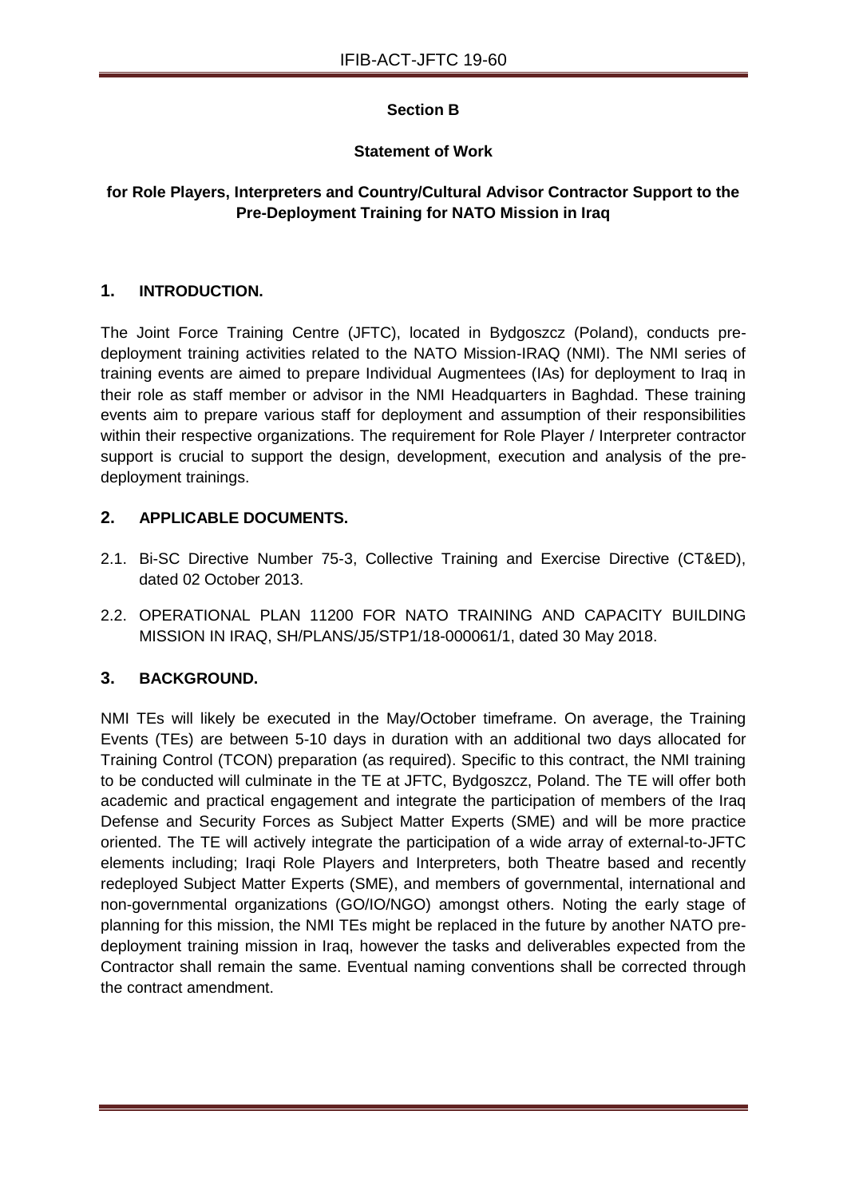**Section B**

**Statement of Work**

**for Role Players, Interpreters and Country/Cultural Advisor Contractor Support to the Pre-Deployment Training for NATO Mission in Iraq**

## 1. INTRODUCTION.

The Joint Force Training Centre (JFTC), located in Bydgoszcz (Poland), conducts pre-deployment training activities related to the NATO Mission-IRAQ (NMI). The NMI series of training events are aimed to prepare Individual Augmentees (IAs) for deployment to Iraq in their role as staff member or advisor in the NMI Headquarters in Baghdad. These training events aim to prepare various staff for deployment and assumption of their responsibilities within their respective organizations. The requirement for Role Player / Interpreter contractor support is crucial to support the design, development, execution and analysis of the pre-deployment trainings.

## 2. APPLICABLE DOCUMENTS.

2.1. Bi-SC Directive Number 75-3, Collective Training and Exercise Directive (CT&ED), dated 02 October 2013.

2.2. OPERATIONAL PLAN 11200 FOR NATO TRAINING AND CAPACITY BUILDING MISSION IN IRAQ, SH/PLANS/J5/STP1/18-000061/1, dated 30 May 2018.

## 3. BACKGROUND.

NMI TEs will likely be executed in the May/October timeframe. On average, the Training Events (TEs) are between 5-10 days in duration with an additional two days allocated for Training Control (TCON) preparation (as required). Specific to this contract, the NMI training to be conducted will culminate in the TE at JFTC, Bydgoszcz, Poland. The TE will offer both academic and practical engagement and integrate the participation of members of the Iraq Defense and Security Forces as Subject Matter Experts (SME) and will be more practice oriented. The TE will actively integrate the participation of a wide array of external-to-JFTC elements including; Iraqi Role Players and Interpreters, both Theatre based and recently redeployed Subject Matter Experts (SME), and members of governmental, international and non-governmental organizations (GO/IO/NGO) amongst others. Noting the early stage of planning for this mission, the NMI TEs might be replaced in the future by another NATO pre-deployment training mission in Iraq, however the tasks and deliverables expected from the Contractor shall remain the same. Eventual naming conventions shall be corrected through the contract amendment.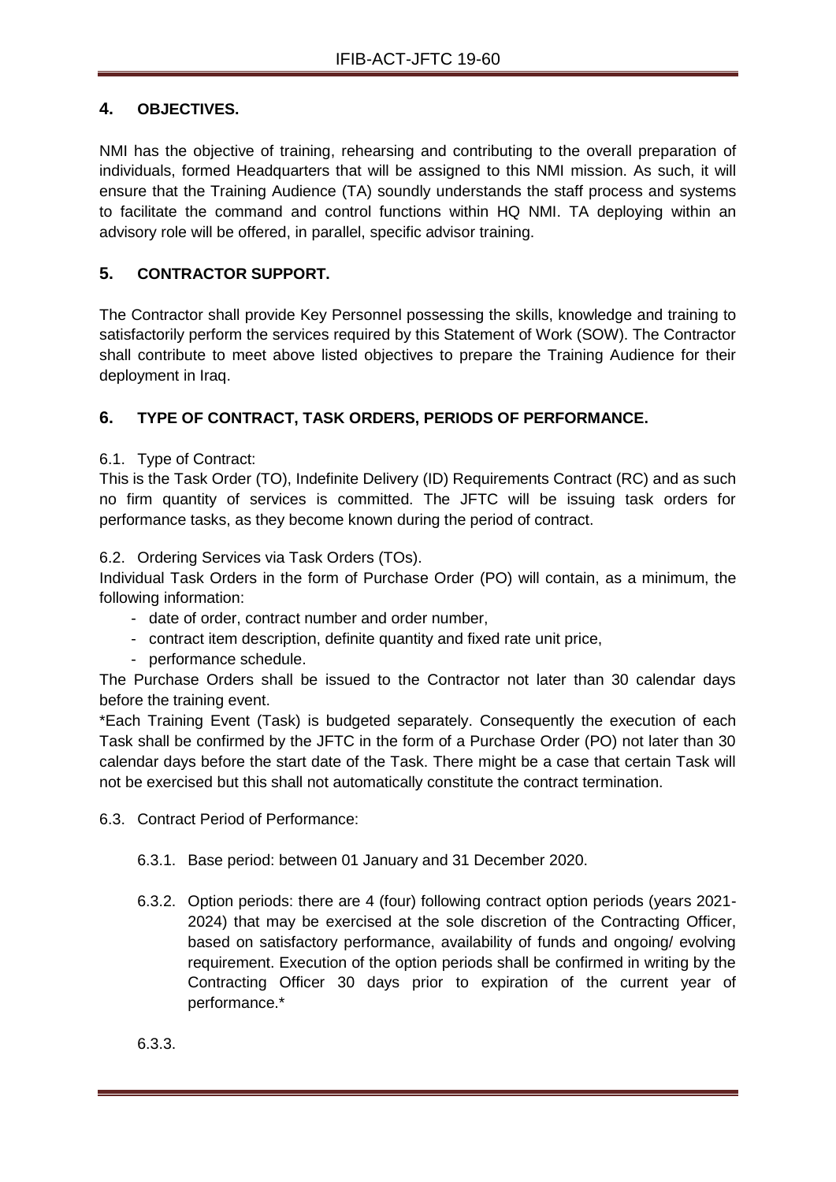## 4. OBJECTIVES.

NMI has the objective of training, rehearsing and contributing to the overall preparation of individuals, formed Headquarters that will be assigned to this NMI mission. As such, it will ensure that the Training Audience (TA) soundly understands the staff process and systems to facilitate the command and control functions within HQ NMI. TA deploying within an advisory role will be offered, in parallel, specific advisor training.

## 5. CONTRACTOR SUPPORT.

The Contractor shall provide Key Personnel possessing the skills, knowledge and training to satisfactorily perform the services required by this Statement of Work (SOW). The Contractor shall contribute to meet above listed objectives to prepare the Training Audience for their deployment in Iraq.

## 6. TYPE OF CONTRACT, TASK ORDERS, PERIODS OF PERFORMANCE.

6.1. Type of Contract:
This is the Task Order (TO), Indefinite Delivery (ID) Requirements Contract (RC) and as such no firm quantity of services is committed. The JFTC will be issuing task orders for performance tasks, as they become known during the period of contract.

6.2. Ordering Services via Task Orders (TOs).
Individual Task Orders in the form of Purchase Order (PO) will contain, as a minimum, the following information:

- date of order, contract number and order number,
- contract item description, definite quantity and fixed rate unit price,
- performance schedule.

The Purchase Orders shall be issued to the Contractor not later than 30 calendar days before the training event.

*Each Training Event (Task) is budgeted separately. Consequently the execution of each Task shall be confirmed by the JFTC in the form of a Purchase Order (PO) not later than 30 calendar days before the start date of the Task. There might be a case that certain Task will not be exercised but this shall not automatically constitute the contract termination.

6.3. Contract Period of Performance:

6.3.1. Base period: between 01 January and 31 December 2020.

6.3.2. Option periods: there are 4 (four) following contract option periods (years 2021-2024) that may be exercised at the sole discretion of the Contracting Officer, based on satisfactory performance, availability of funds and ongoing/ evolving requirement. Execution of the option periods shall be confirmed in writing by the Contracting Officer 30 days prior to expiration of the current year of performance.*

6.3.3.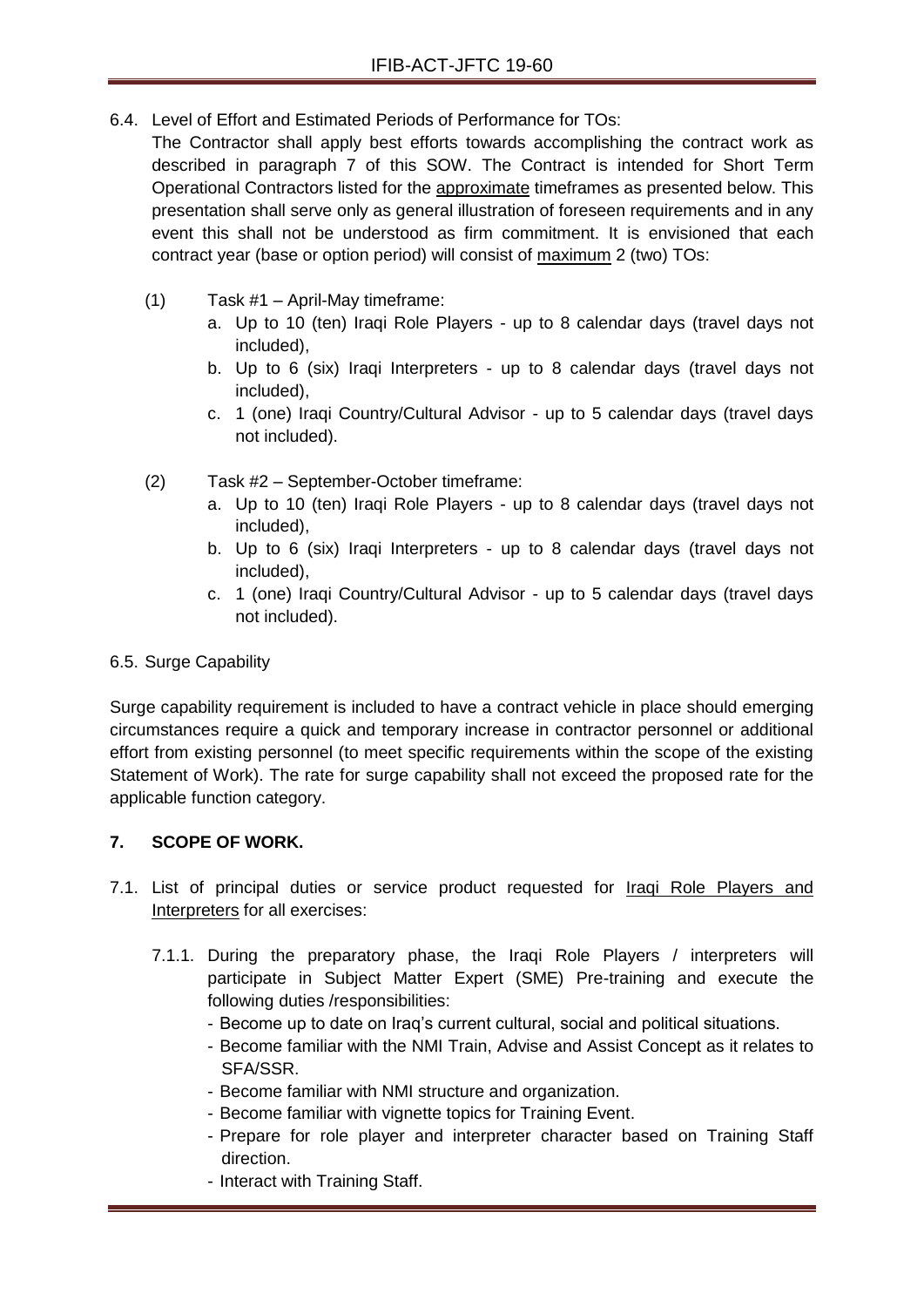6.4. Level of Effort and Estimated Periods of Performance for TOs:

The Contractor shall apply best efforts towards accomplishing the contract work as described in paragraph 7 of this SOW. The Contract is intended for Short Term Operational Contractors listed for the <u>approximate</u> timeframes as presented below. This presentation shall serve only as general illustration of foreseen requirements and in any event this shall not be understood as firm commitment. It is envisioned that each contract year (base or option period) will consist of <u>maximum</u> 2 (two) TOs:

(1) Task #1 – April-May timeframe:

a. Up to 10 (ten) Iraqi Role Players - up to 8 calendar days (travel days not included),
b. Up to 6 (six) Iraqi Interpreters - up to 8 calendar days (travel days not included),
c. 1 (one) Iraqi Country/Cultural Advisor - up to 5 calendar days (travel days not included).

(2) Task #2 – September-October timeframe:

a. Up to 10 (ten) Iraqi Role Players - up to 8 calendar days (travel days not included),
b. Up to 6 (six) Iraqi Interpreters - up to 8 calendar days (travel days not included),
c. 1 (one) Iraqi Country/Cultural Advisor - up to 5 calendar days (travel days not included).

6.5. Surge Capability

Surge capability requirement is included to have a contract vehicle in place should emerging circumstances require a quick and temporary increase in contractor personnel or additional effort from existing personnel (to meet specific requirements within the scope of the existing Statement of Work). The rate for surge capability shall not exceed the proposed rate for the applicable function category.

## 7. SCOPE OF WORK.

7.1. List of principal duties or service product requested for <u>Iraqi Role Players and Interpreters</u> for all exercises:

7.1.1. During the preparatory phase, the Iraqi Role Players / interpreters will participate in Subject Matter Expert (SME) Pre-training and execute the following duties /responsibilities:

- Become up to date on Iraq's current cultural, social and political situations.
- Become familiar with the NMI Train, Advise and Assist Concept as it relates to SFA/SSR.
- Become familiar with NMI structure and organization.
- Become familiar with vignette topics for Training Event.
- Prepare for role player and interpreter character based on Training Staff direction.
- Interact with Training Staff.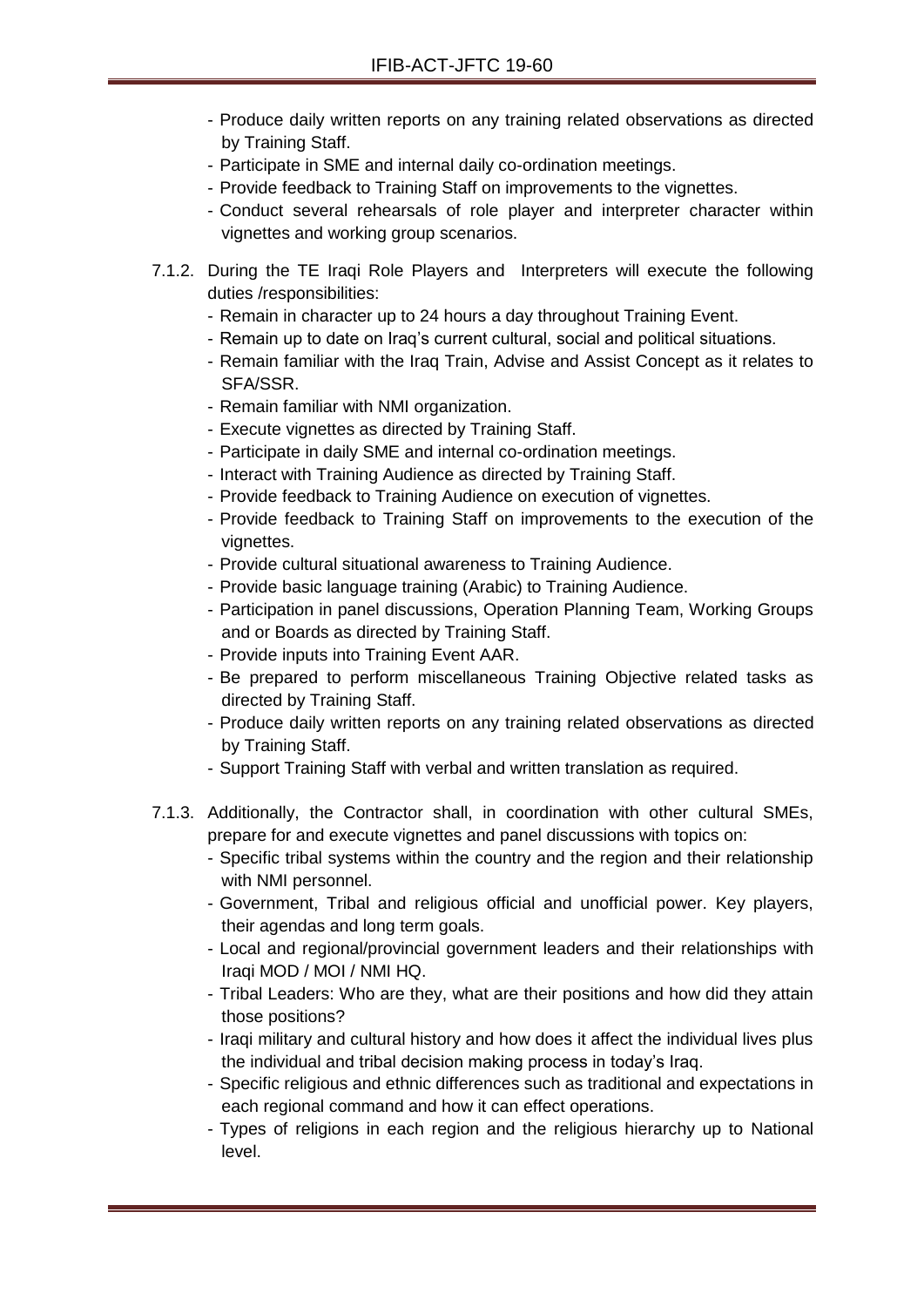- Produce daily written reports on any training related observations as directed by Training Staff.
- Participate in SME and internal daily co-ordination meetings.
- Provide feedback to Training Staff on improvements to the vignettes.
- Conduct several rehearsals of role player and interpreter character within vignettes and working group scenarios.

7.1.2. During the TE Iraqi Role Players and Interpreters will execute the following duties /responsibilities:

- Remain in character up to 24 hours a day throughout Training Event.
- Remain up to date on Iraq's current cultural, social and political situations.
- Remain familiar with the Iraq Train, Advise and Assist Concept as it relates to SFA/SSR.
- Remain familiar with NMI organization.
- Execute vignettes as directed by Training Staff.
- Participate in daily SME and internal co-ordination meetings.
- Interact with Training Audience as directed by Training Staff.
- Provide feedback to Training Audience on execution of vignettes.
- Provide feedback to Training Staff on improvements to the execution of the vignettes.
- Provide cultural situational awareness to Training Audience.
- Provide basic language training (Arabic) to Training Audience.
- Participation in panel discussions, Operation Planning Team, Working Groups and or Boards as directed by Training Staff.
- Provide inputs into Training Event AAR.
- Be prepared to perform miscellaneous Training Objective related tasks as directed by Training Staff.
- Produce daily written reports on any training related observations as directed by Training Staff.
- Support Training Staff with verbal and written translation as required.

7.1.3. Additionally, the Contractor shall, in coordination with other cultural SMEs, prepare for and execute vignettes and panel discussions with topics on:

- Specific tribal systems within the country and the region and their relationship with NMI personnel.
- Government, Tribal and religious official and unofficial power. Key players, their agendas and long term goals.
- Local and regional/provincial government leaders and their relationships with Iraqi MOD / MOI / NMI HQ.
- Tribal Leaders: Who are they, what are their positions and how did they attain those positions?
- Iraqi military and cultural history and how does it affect the individual lives plus the individual and tribal decision making process in today's Iraq.
- Specific religious and ethnic differences such as traditional and expectations in each regional command and how it can effect operations.
- Types of religions in each region and the religious hierarchy up to National level.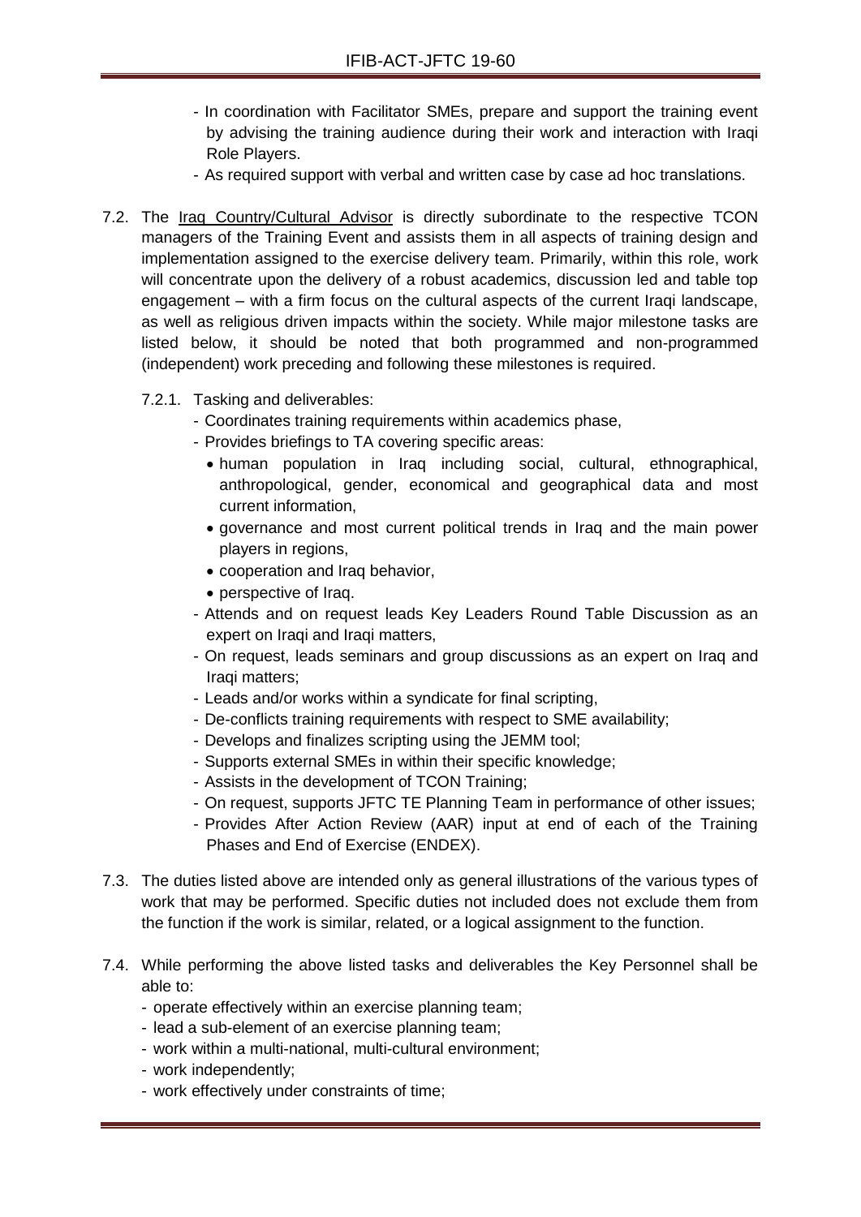- In coordination with Facilitator SMEs, prepare and support the training event by advising the training audience during their work and interaction with Iraqi Role Players.
- As required support with verbal and written case by case ad hoc translations.

7.2. The Iraq Country/Cultural Advisor is directly subordinate to the respective TCON managers of the Training Event and assists them in all aspects of training design and implementation assigned to the exercise delivery team. Primarily, within this role, work will concentrate upon the delivery of a robust academics, discussion led and table top engagement – with a firm focus on the cultural aspects of the current Iraqi landscape, as well as religious driven impacts within the society. While major milestone tasks are listed below, it should be noted that both programmed and non-programmed (independent) work preceding and following these milestones is required.

7.2.1. Tasking and deliverables:

- Coordinates training requirements within academics phase,
- Provides briefings to TA covering specific areas:
  - human population in Iraq including social, cultural, ethnographical, anthropological, gender, economical and geographical data and most current information,
  - governance and most current political trends in Iraq and the main power players in regions,
  - cooperation and Iraq behavior,
  - perspective of Iraq.
- Attends and on request leads Key Leaders Round Table Discussion as an expert on Iraqi and Iraqi matters,
- On request, leads seminars and group discussions as an expert on Iraq and Iraqi matters;
- Leads and/or works within a syndicate for final scripting,
- De-conflicts training requirements with respect to SME availability;
- Develops and finalizes scripting using the JEMM tool;
- Supports external SMEs in within their specific knowledge;
- Assists in the development of TCON Training;
- On request, supports JFTC TE Planning Team in performance of other issues;
- Provides After Action Review (AAR) input at end of each of the Training Phases and End of Exercise (ENDEX).

7.3. The duties listed above are intended only as general illustrations of the various types of work that may be performed. Specific duties not included does not exclude them from the function if the work is similar, related, or a logical assignment to the function.

7.4. While performing the above listed tasks and deliverables the Key Personnel shall be able to:

- operate effectively within an exercise planning team;
- lead a sub-element of an exercise planning team;
- work within a multi-national, multi-cultural environment;
- work independently;
- work effectively under constraints of time;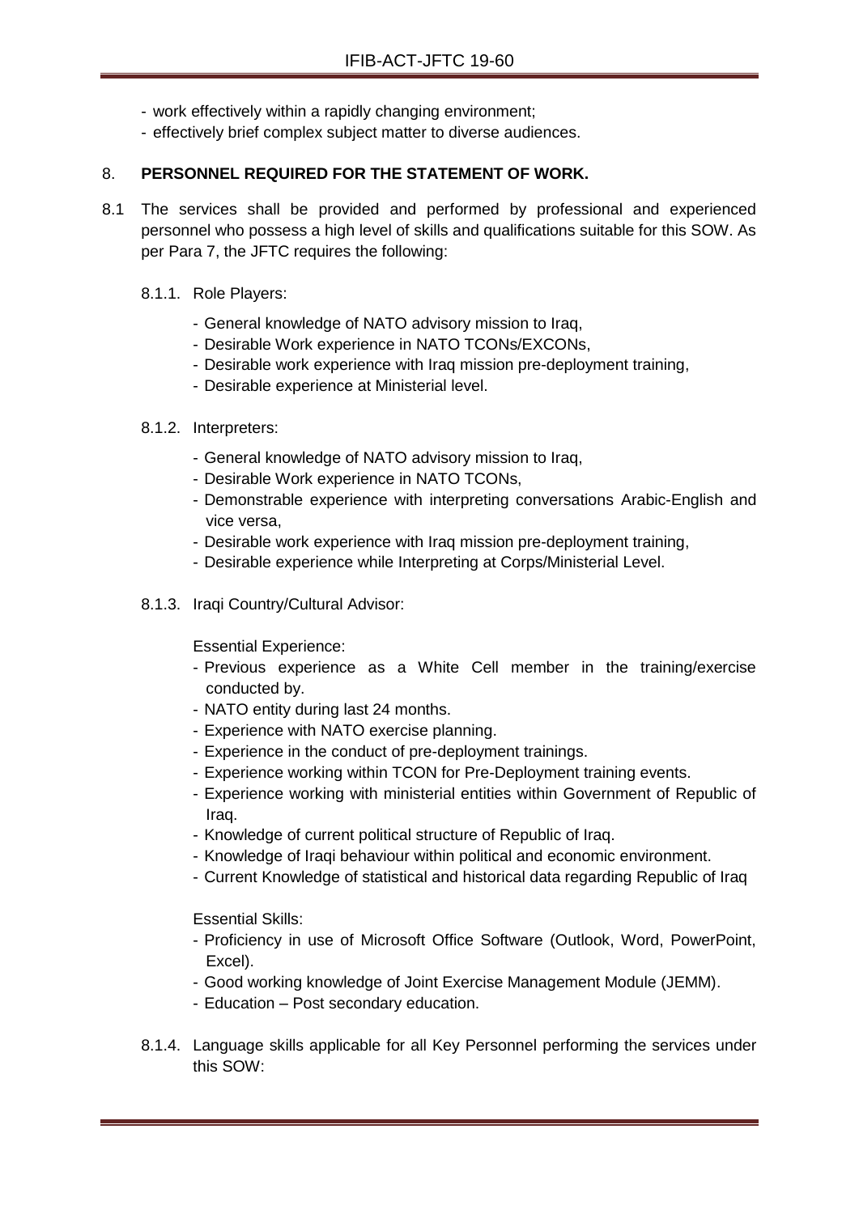- work effectively within a rapidly changing environment;
- effectively brief complex subject matter to diverse audiences.

## 8. PERSONNEL REQUIRED FOR THE STATEMENT OF WORK.

8.1 The services shall be provided and performed by professional and experienced personnel who possess a high level of skills and qualifications suitable for this SOW. As per Para 7, the JFTC requires the following:

8.1.1. Role Players:

- General knowledge of NATO advisory mission to Iraq,
- Desirable Work experience in NATO TCONs/EXCONs,
- Desirable work experience with Iraq mission pre-deployment training,
- Desirable experience at Ministerial level.

8.1.2. Interpreters:

- General knowledge of NATO advisory mission to Iraq,
- Desirable Work experience in NATO TCONs,
- Demonstrable experience with interpreting conversations Arabic-English and vice versa,
- Desirable work experience with Iraq mission pre-deployment training,
- Desirable experience while Interpreting at Corps/Ministerial Level.

8.1.3. Iraqi Country/Cultural Advisor:

Essential Experience:

- Previous experience as a White Cell member in the training/exercise conducted by.
- NATO entity during last 24 months.
- Experience with NATO exercise planning.
- Experience in the conduct of pre-deployment trainings.
- Experience working within TCON for Pre-Deployment training events.
- Experience working with ministerial entities within Government of Republic of Iraq.
- Knowledge of current political structure of Republic of Iraq.
- Knowledge of Iraqi behaviour within political and economic environment.
- Current Knowledge of statistical and historical data regarding Republic of Iraq

Essential Skills:

- Proficiency in use of Microsoft Office Software (Outlook, Word, PowerPoint, Excel).
- Good working knowledge of Joint Exercise Management Module (JEMM).
- Education – Post secondary education.

8.1.4. Language skills applicable for all Key Personnel performing the services under this SOW: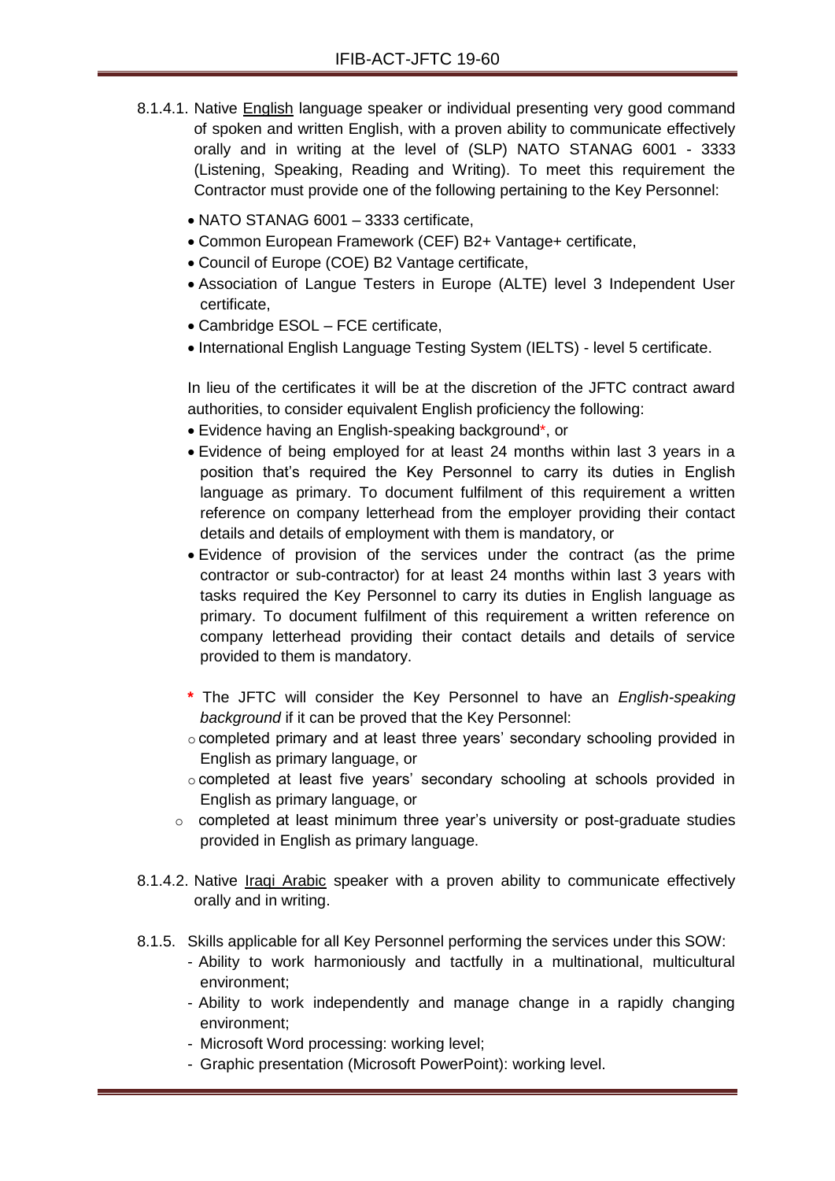8.1.4.1. Native English language speaker or individual presenting very good command of spoken and written English, with a proven ability to communicate effectively orally and in writing at the level of (SLP) NATO STANAG 6001 - 3333 (Listening, Speaking, Reading and Writing). To meet this requirement the Contractor must provide one of the following pertaining to the Key Personnel:

- NATO STANAG 6001 – 3333 certificate,
- Common European Framework (CEF) B2+ Vantage+ certificate,
- Council of Europe (COE) B2 Vantage certificate,
- Association of Langue Testers in Europe (ALTE) level 3 Independent User certificate,
- Cambridge ESOL – FCE certificate,
- International English Language Testing System (IELTS) - level 5 certificate.

In lieu of the certificates it will be at the discretion of the JFTC contract award authorities, to consider equivalent English proficiency the following:

- Evidence having an English-speaking background*, or
- Evidence of being employed for at least 24 months within last 3 years in a position that's required the Key Personnel to carry its duties in English language as primary. To document fulfilment of this requirement a written reference on company letterhead from the employer providing their contact details and details of employment with them is mandatory, or
- Evidence of provision of the services under the contract (as the prime contractor or sub-contractor) for at least 24 months within last 3 years with tasks required the Key Personnel to carry its duties in English language as primary. To document fulfilment of this requirement a written reference on company letterhead providing their contact details and details of service provided to them is mandatory.

\* The JFTC will consider the Key Personnel to have an *English-speaking background* if it can be proved that the Key Personnel:

- completed primary and at least three years' secondary schooling provided in English as primary language, or
- completed at least five years' secondary schooling at schools provided in English as primary language, or
- completed at least minimum three year's university or post-graduate studies provided in English as primary language.

8.1.4.2. Native Iraqi Arabic speaker with a proven ability to communicate effectively orally and in writing.

8.1.5. Skills applicable for all Key Personnel performing the services under this SOW:

- Ability to work harmoniously and tactfully in a multinational, multicultural environment;
- Ability to work independently and manage change in a rapidly changing environment;
- Microsoft Word processing: working level;
- Graphic presentation (Microsoft PowerPoint): working level.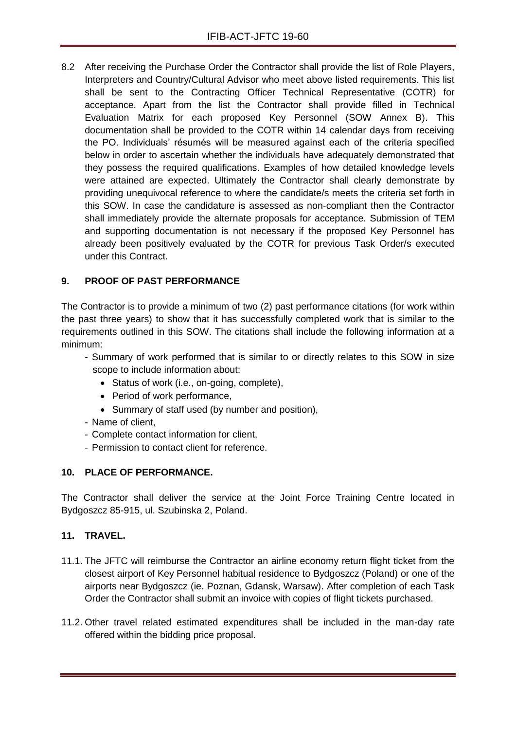8.2 After receiving the Purchase Order the Contractor shall provide the list of Role Players, Interpreters and Country/Cultural Advisor who meet above listed requirements. This list shall be sent to the Contracting Officer Technical Representative (COTR) for acceptance. Apart from the list the Contractor shall provide filled in Technical Evaluation Matrix for each proposed Key Personnel (SOW Annex B). This documentation shall be provided to the COTR within 14 calendar days from receiving the PO. Individuals' résumés will be measured against each of the criteria specified below in order to ascertain whether the individuals have adequately demonstrated that they possess the required qualifications. Examples of how detailed knowledge levels were attained are expected. Ultimately the Contractor shall clearly demonstrate by providing unequivocal reference to where the candidate/s meets the criteria set forth in this SOW. In case the candidature is assessed as non-compliant then the Contractor shall immediately provide the alternate proposals for acceptance. Submission of TEM and supporting documentation is not necessary if the proposed Key Personnel has already been positively evaluated by the COTR for previous Task Order/s executed under this Contract.

## 9. PROOF OF PAST PERFORMANCE

The Contractor is to provide a minimum of two (2) past performance citations (for work within the past three years) to show that it has successfully completed work that is similar to the requirements outlined in this SOW. The citations shall include the following information at a minimum:

- Summary of work performed that is similar to or directly relates to this SOW in size scope to include information about:
  - Status of work (i.e., on-going, complete),
  - Period of work performance,
  - Summary of staff used (by number and position),
- Name of client,
- Complete contact information for client,
- Permission to contact client for reference.

## 10. PLACE OF PERFORMANCE.

The Contractor shall deliver the service at the Joint Force Training Centre located in Bydgoszcz 85-915, ul. Szubinska 2, Poland.

## 11. TRAVEL.

11.1. The JFTC will reimburse the Contractor an airline economy return flight ticket from the closest airport of Key Personnel habitual residence to Bydgoszcz (Poland) or one of the airports near Bydgoszcz (ie. Poznan, Gdansk, Warsaw). After completion of each Task Order the Contractor shall submit an invoice with copies of flight tickets purchased.

11.2. Other travel related estimated expenditures shall be included in the man-day rate offered within the bidding price proposal.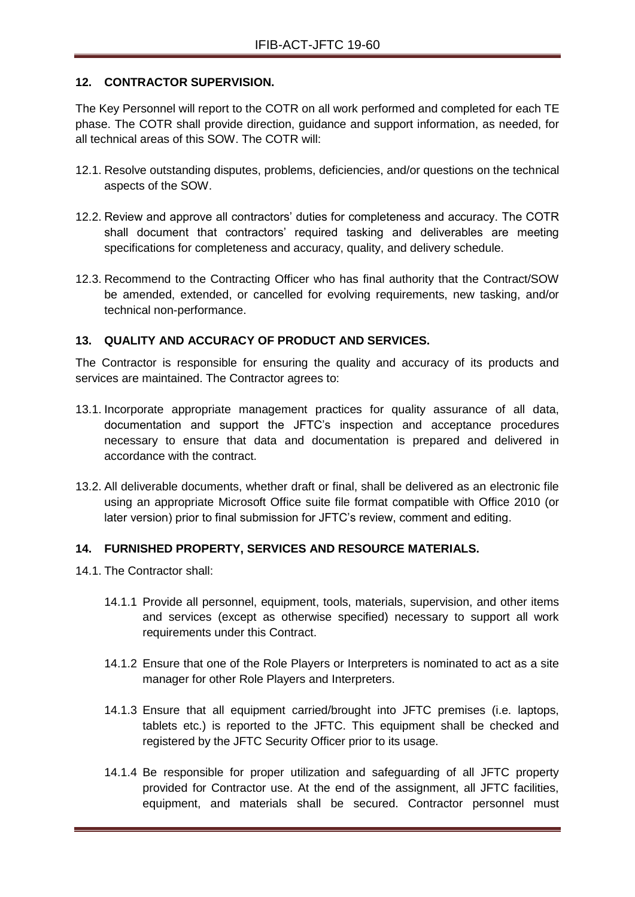## 12. CONTRACTOR SUPERVISION.

The Key Personnel will report to the COTR on all work performed and completed for each TE phase. The COTR shall provide direction, guidance and support information, as needed, for all technical areas of this SOW. The COTR will:

12.1. Resolve outstanding disputes, problems, deficiencies, and/or questions on the technical aspects of the SOW.

12.2. Review and approve all contractors' duties for completeness and accuracy. The COTR shall document that contractors' required tasking and deliverables are meeting specifications for completeness and accuracy, quality, and delivery schedule.

12.3. Recommend to the Contracting Officer who has final authority that the Contract/SOW be amended, extended, or cancelled for evolving requirements, new tasking, and/or technical non-performance.

## 13. QUALITY AND ACCURACY OF PRODUCT AND SERVICES.

The Contractor is responsible for ensuring the quality and accuracy of its products and services are maintained. The Contractor agrees to:

13.1. Incorporate appropriate management practices for quality assurance of all data, documentation and support the JFTC's inspection and acceptance procedures necessary to ensure that data and documentation is prepared and delivered in accordance with the contract.

13.2. All deliverable documents, whether draft or final, shall be delivered as an electronic file using an appropriate Microsoft Office suite file format compatible with Office 2010 (or later version) prior to final submission for JFTC's review, comment and editing.

## 14. FURNISHED PROPERTY, SERVICES AND RESOURCE MATERIALS.

14.1. The Contractor shall:

14.1.1 Provide all personnel, equipment, tools, materials, supervision, and other items and services (except as otherwise specified) necessary to support all work requirements under this Contract.

14.1.2 Ensure that one of the Role Players or Interpreters is nominated to act as a site manager for other Role Players and Interpreters.

14.1.3 Ensure that all equipment carried/brought into JFTC premises (i.e. laptops, tablets etc.) is reported to the JFTC. This equipment shall be checked and registered by the JFTC Security Officer prior to its usage.

14.1.4 Be responsible for proper utilization and safeguarding of all JFTC property provided for Contractor use. At the end of the assignment, all JFTC facilities, equipment, and materials shall be secured. Contractor personnel must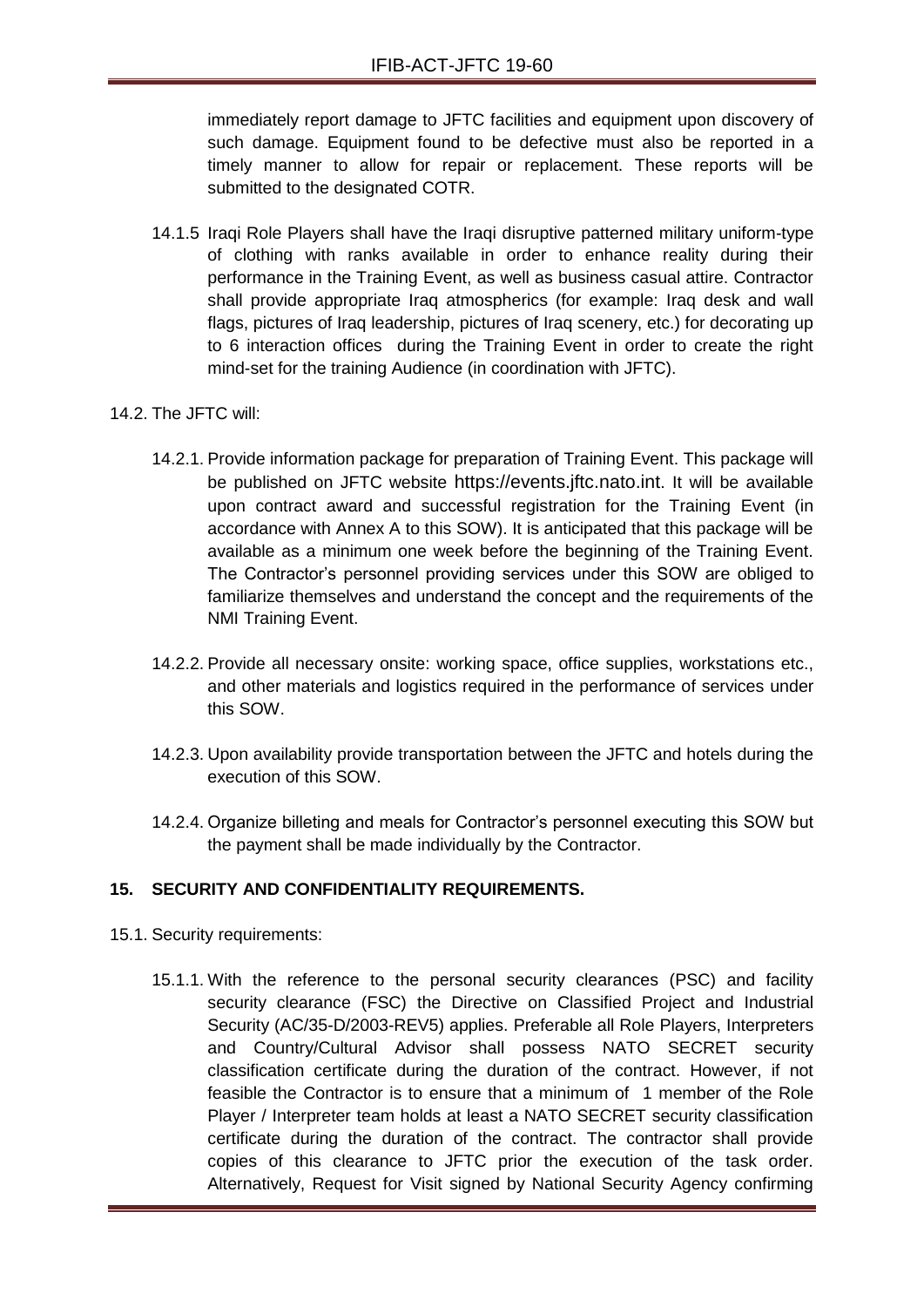immediately report damage to JFTC facilities and equipment upon discovery of such damage. Equipment found to be defective must also be reported in a timely manner to allow for repair or replacement. These reports will be submitted to the designated COTR.

14.1.5 Iraqi Role Players shall have the Iraqi disruptive patterned military uniform-type of clothing with ranks available in order to enhance reality during their performance in the Training Event, as well as business casual attire. Contractor shall provide appropriate Iraq atmospherics (for example: Iraq desk and wall flags, pictures of Iraq leadership, pictures of Iraq scenery, etc.) for decorating up to 6 interaction offices during the Training Event in order to create the right mind-set for the training Audience (in coordination with JFTC).

14.2. The JFTC will:

14.2.1. Provide information package for preparation of Training Event. This package will be published on JFTC website https://events.jftc.nato.int. It will be available upon contract award and successful registration for the Training Event (in accordance with Annex A to this SOW). It is anticipated that this package will be available as a minimum one week before the beginning of the Training Event. The Contractor's personnel providing services under this SOW are obliged to familiarize themselves and understand the concept and the requirements of the NMI Training Event.

14.2.2. Provide all necessary onsite: working space, office supplies, workstations etc., and other materials and logistics required in the performance of services under this SOW.

14.2.3. Upon availability provide transportation between the JFTC and hotels during the execution of this SOW.

14.2.4. Organize billeting and meals for Contractor's personnel executing this SOW but the payment shall be made individually by the Contractor.

## 15. SECURITY AND CONFIDENTIALITY REQUIREMENTS.

15.1. Security requirements:

15.1.1. With the reference to the personal security clearances (PSC) and facility security clearance (FSC) the Directive on Classified Project and Industrial Security (AC/35-D/2003-REV5) applies. Preferable all Role Players, Interpreters and Country/Cultural Advisor shall possess NATO SECRET security classification certificate during the duration of the contract. However, if not feasible the Contractor is to ensure that a minimum of 1 member of the Role Player / Interpreter team holds at least a NATO SECRET security classification certificate during the duration of the contract. The contractor shall provide copies of this clearance to JFTC prior the execution of the task order. Alternatively, Request for Visit signed by National Security Agency confirming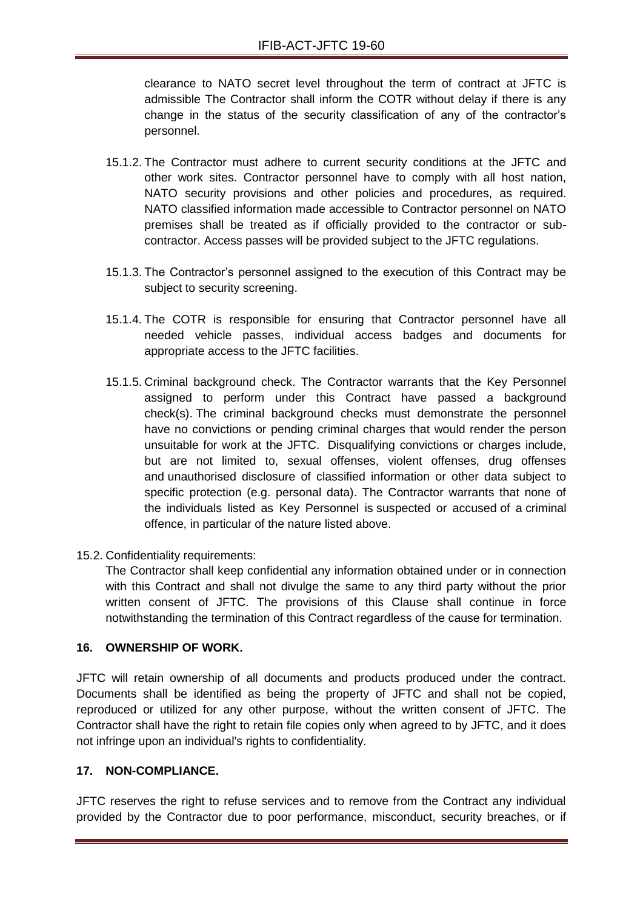clearance to NATO secret level throughout the term of contract at JFTC is admissible The Contractor shall inform the COTR without delay if there is any change in the status of the security classification of any of the contractor's personnel.

15.1.2. The Contractor must adhere to current security conditions at the JFTC and other work sites. Contractor personnel have to comply with all host nation, NATO security provisions and other policies and procedures, as required. NATO classified information made accessible to Contractor personnel on NATO premises shall be treated as if officially provided to the contractor or sub-contractor. Access passes will be provided subject to the JFTC regulations.

15.1.3. The Contractor's personnel assigned to the execution of this Contract may be subject to security screening.

15.1.4. The COTR is responsible for ensuring that Contractor personnel have all needed vehicle passes, individual access badges and documents for appropriate access to the JFTC facilities.

15.1.5. Criminal background check. The Contractor warrants that the Key Personnel assigned to perform under this Contract have passed a background check(s). The criminal background checks must demonstrate the personnel have no convictions or pending criminal charges that would render the person unsuitable for work at the JFTC. Disqualifying convictions or charges include, but are not limited to, sexual offenses, violent offenses, drug offenses and unauthorised disclosure of classified information or other data subject to specific protection (e.g. personal data). The Contractor warrants that none of the individuals listed as Key Personnel is suspected or accused of a criminal offence, in particular of the nature listed above.

15.2. Confidentiality requirements:

The Contractor shall keep confidential any information obtained under or in connection with this Contract and shall not divulge the same to any third party without the prior written consent of JFTC. The provisions of this Clause shall continue in force notwithstanding the termination of this Contract regardless of the cause for termination.

## 16. OWNERSHIP OF WORK.

JFTC will retain ownership of all documents and products produced under the contract. Documents shall be identified as being the property of JFTC and shall not be copied, reproduced or utilized for any other purpose, without the written consent of JFTC. The Contractor shall have the right to retain file copies only when agreed to by JFTC, and it does not infringe upon an individual's rights to confidentiality.

## 17. NON-COMPLIANCE.

JFTC reserves the right to refuse services and to remove from the Contract any individual provided by the Contractor due to poor performance, misconduct, security breaches, or if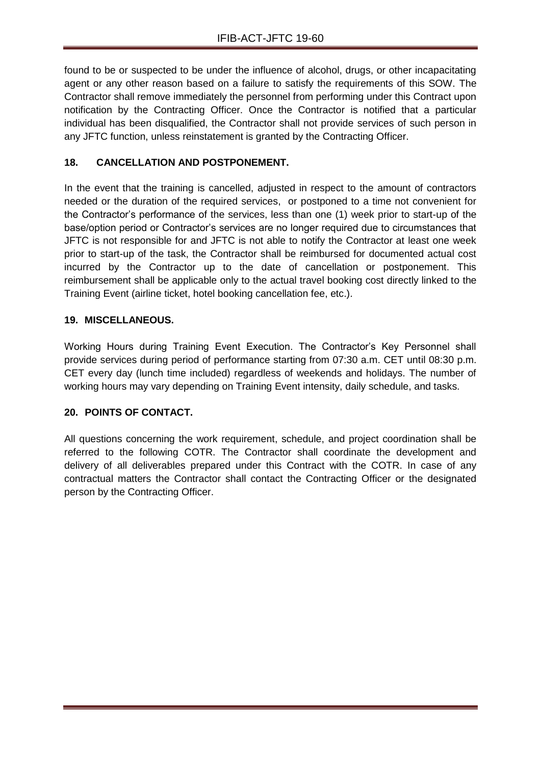found to be or suspected to be under the influence of alcohol, drugs, or other incapacitating agent or any other reason based on a failure to satisfy the requirements of this SOW. The Contractor shall remove immediately the personnel from performing under this Contract upon notification by the Contracting Officer. Once the Contractor is notified that a particular individual has been disqualified, the Contractor shall not provide services of such person in any JFTC function, unless reinstatement is granted by the Contracting Officer.

## 18. CANCELLATION AND POSTPONEMENT.

In the event that the training is cancelled, adjusted in respect to the amount of contractors needed or the duration of the required services, or postponed to a time not convenient for the Contractor's performance of the services, less than one (1) week prior to start-up of the base/option period or Contractor's services are no longer required due to circumstances that JFTC is not responsible for and JFTC is not able to notify the Contractor at least one week prior to start-up of the task, the Contractor shall be reimbursed for documented actual cost incurred by the Contractor up to the date of cancellation or postponement. This reimbursement shall be applicable only to the actual travel booking cost directly linked to the Training Event (airline ticket, hotel booking cancellation fee, etc.).

## 19. MISCELLANEOUS.

Working Hours during Training Event Execution. The Contractor's Key Personnel shall provide services during period of performance starting from 07:30 a.m. CET until 08:30 p.m. CET every day (lunch time included) regardless of weekends and holidays. The number of working hours may vary depending on Training Event intensity, daily schedule, and tasks.

## 20. POINTS OF CONTACT.

All questions concerning the work requirement, schedule, and project coordination shall be referred to the following COTR. The Contractor shall coordinate the development and delivery of all deliverables prepared under this Contract with the COTR. In case of any contractual matters the Contractor shall contact the Contracting Officer or the designated person by the Contracting Officer.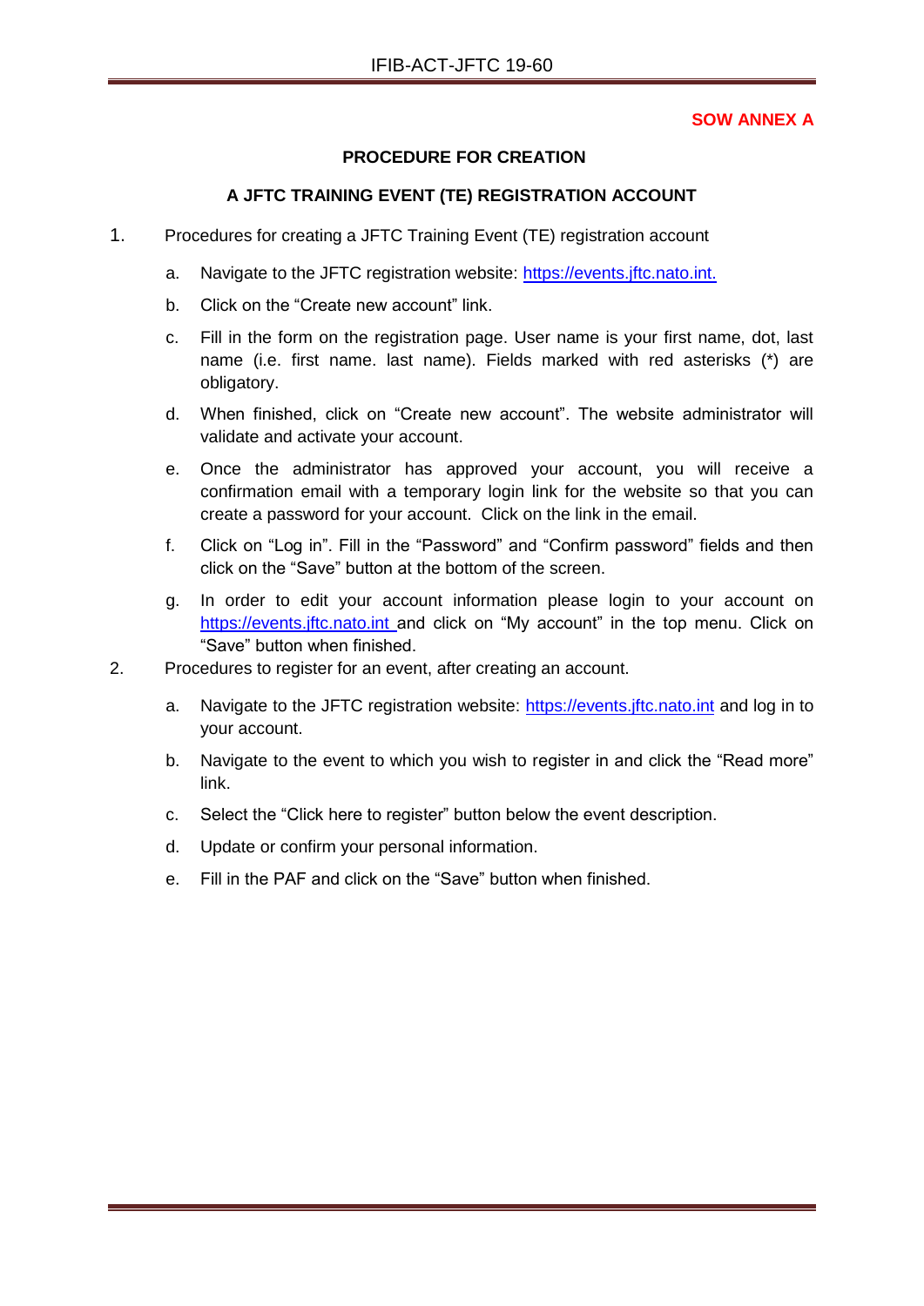**SOW ANNEX A**

**PROCEDURE FOR CREATION**

**A JFTC TRAINING EVENT (TE) REGISTRATION ACCOUNT**

1. Procedures for creating a JFTC Training Event (TE) registration account

   a. Navigate to the JFTC registration website: https://events.jftc.nato.int.

   b. Click on the “Create new account” link.

   c. Fill in the form on the registration page. User name is your first name, dot, last name (i.e. first name. last name). Fields marked with red asterisks (*) are obligatory.

   d. When finished, click on “Create new account”. The website administrator will validate and activate your account.

   e. Once the administrator has approved your account, you will receive a confirmation email with a temporary login link for the website so that you can create a password for your account. Click on the link in the email.

   f. Click on “Log in”. Fill in the “Password” and “Confirm password” fields and then click on the “Save” button at the bottom of the screen.

   g. In order to edit your account information please login to your account on https://events.jftc.nato.int and click on “My account” in the top menu. Click on “Save” button when finished.

2. Procedures to register for an event, after creating an account.

   a. Navigate to the JFTC registration website: https://events.jftc.nato.int and log in to your account.

   b. Navigate to the event to which you wish to register in and click the “Read more” link.

   c. Select the “Click here to register” button below the event description.

   d. Update or confirm your personal information.

   e. Fill in the PAF and click on the “Save” button when finished.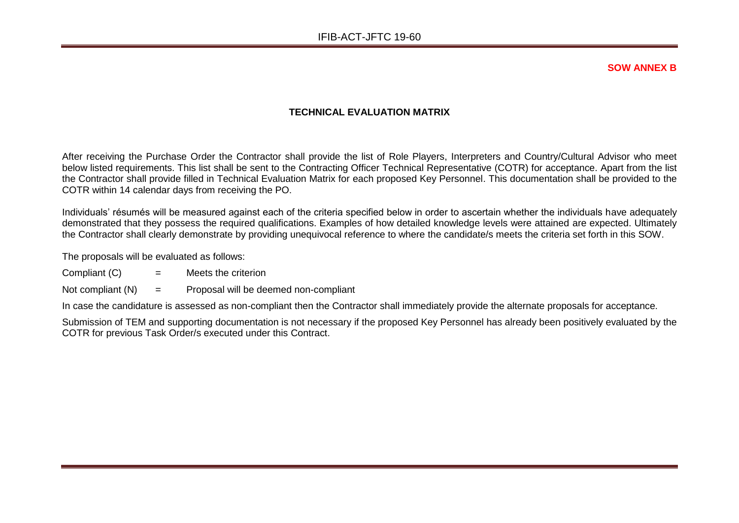**SOW ANNEX B**

## TECHNICAL EVALUATION MATRIX

After receiving the Purchase Order the Contractor shall provide the list of Role Players, Interpreters and Country/Cultural Advisor who meet below listed requirements. This list shall be sent to the Contracting Officer Technical Representative (COTR) for acceptance. Apart from the list the Contractor shall provide filled in Technical Evaluation Matrix for each proposed Key Personnel. This documentation shall be provided to the COTR within 14 calendar days from receiving the PO.

Individuals' résumés will be measured against each of the criteria specified below in order to ascertain whether the individuals have adequately demonstrated that they possess the required qualifications. Examples of how detailed knowledge levels were attained are expected. Ultimately the Contractor shall clearly demonstrate by providing unequivocal reference to where the candidate/s meets the criteria set forth in this SOW.

The proposals will be evaluated as follows:

Compliant (C) = Meets the criterion

Not compliant (N) = Proposal will be deemed non-compliant

In case the candidature is assessed as non-compliant then the Contractor shall immediately provide the alternate proposals for acceptance.

Submission of TEM and supporting documentation is not necessary if the proposed Key Personnel has already been positively evaluated by the COTR for previous Task Order/s executed under this Contract.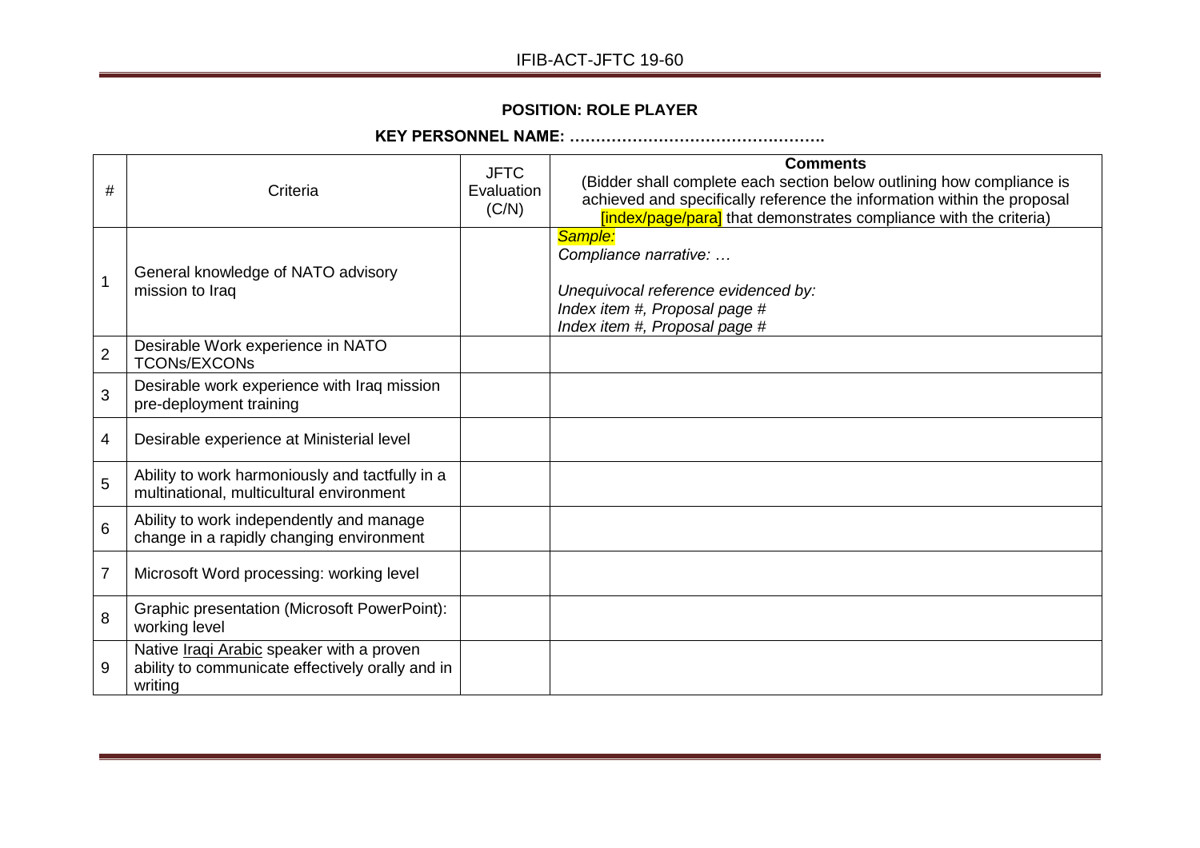**POSITION: ROLE PLAYER**

**KEY PERSONNEL NAME: ………………………………………….**

| # | Criteria | JFTC Evaluation (C/N) | **Comments** (Bidder shall complete each section below outlining how compliance is achieved and specifically reference the information within the proposal [index/page/para] that demonstrates compliance with the criteria) |
|---|---|---|---|
| 1 | General knowledge of NATO advisory mission to Iraq | | *Sample:* *Compliance narrative: …* *Unequivocal reference evidenced by:* *Index item #, Proposal page #* *Index item #, Proposal page #* |
| 2 | Desirable Work experience in NATO TCONs/EXCONs | | |
| 3 | Desirable work experience with Iraq mission pre-deployment training | | |
| 4 | Desirable experience at Ministerial level | | |
| 5 | Ability to work harmoniously and tactfully in a multinational, multicultural environment | | |
| 6 | Ability to work independently and manage change in a rapidly changing environment | | |
| 7 | Microsoft Word processing: working level | | |
| 8 | Graphic presentation (Microsoft PowerPoint): working level | | |
| 9 | Native Iraqi Arabic speaker with a proven ability to communicate effectively orally and in writing | | |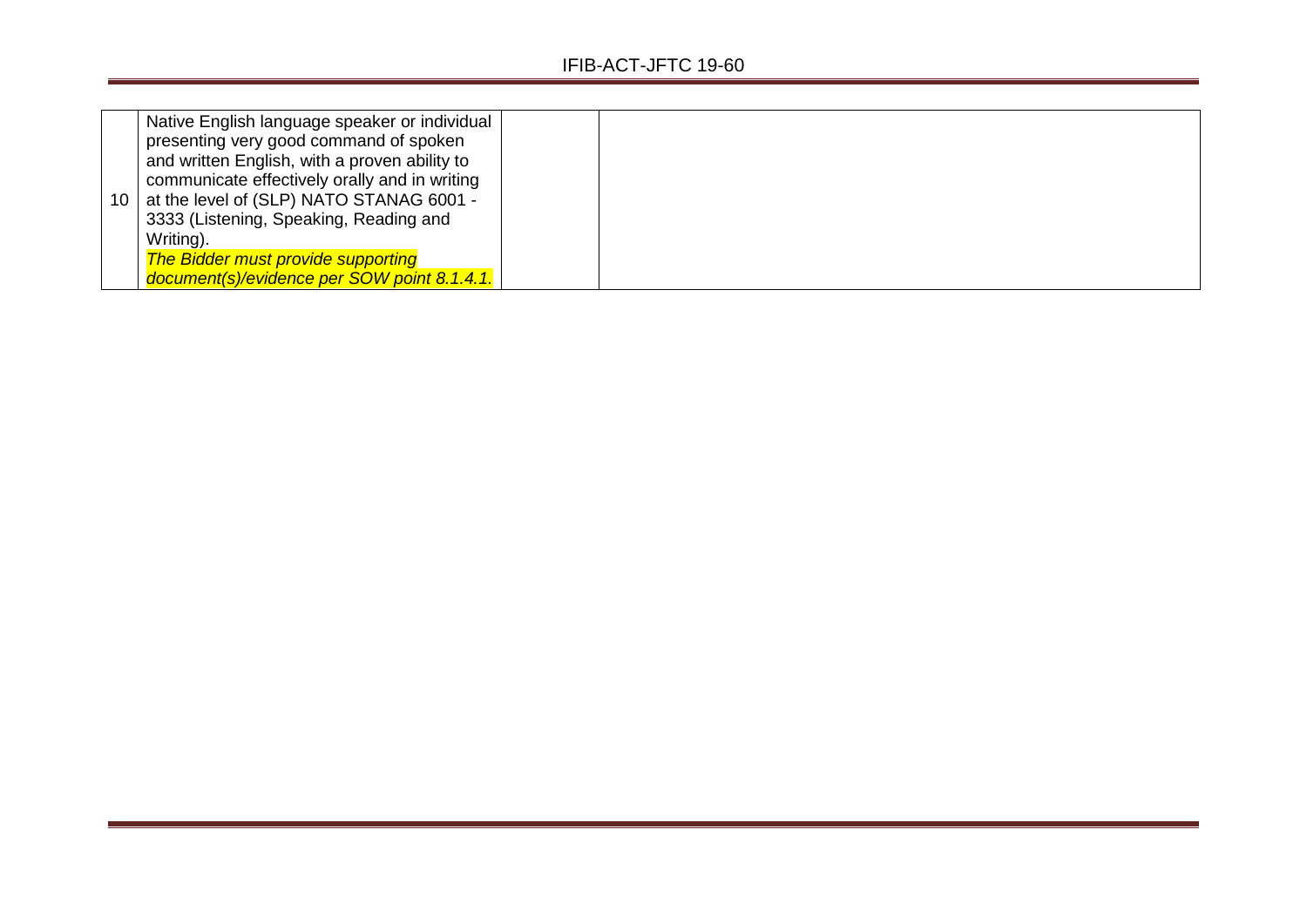| | | | |
|---|---|---|---|
| 10 | Native English language speaker or individual presenting very good command of spoken and written English, with a proven ability to communicate effectively orally and in writing at the level of (SLP) NATO STANAG 6001 - 3333 (Listening, Speaking, Reading and Writing).<br>***The Bidder must provide supporting document(s)/evidence per SOW point 8.1.4.1.*** | | |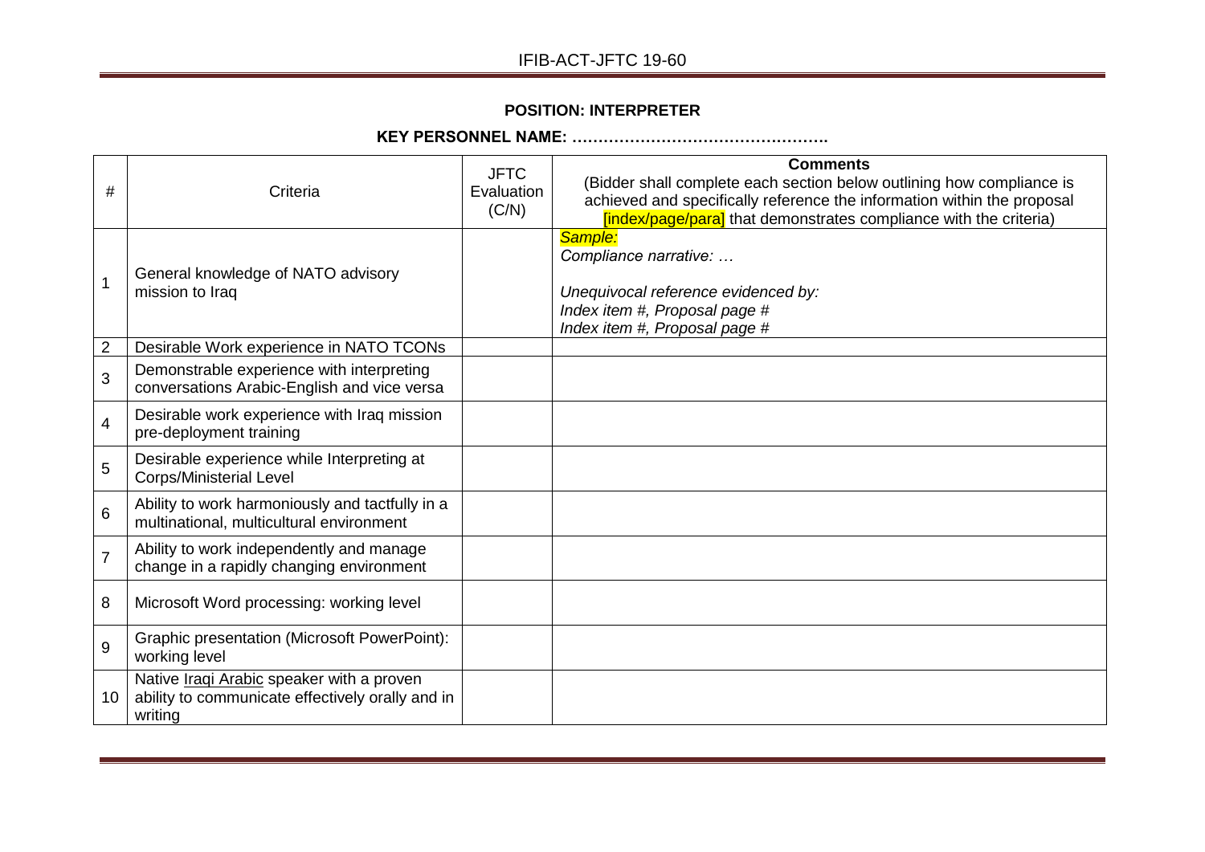**POSITION: INTERPRETER**

**KEY PERSONNEL NAME: ………………………………………….**

| # | Criteria | JFTC Evaluation (C/N) | **Comments** (Bidder shall complete each section below outlining how compliance is achieved and specifically reference the information within the proposal [index/page/para] that demonstrates compliance with the criteria) |
|---|---|---|---|
| 1 | General knowledge of NATO advisory mission to Iraq | | *Sample:* *Compliance narrative: …* *Unequivocal reference evidenced by:* *Index item #, Proposal page #* *Index item #, Proposal page #* |
| 2 | Desirable Work experience in NATO TCONs | | |
| 3 | Demonstrable experience with interpreting conversations Arabic-English and vice versa | | |
| 4 | Desirable work experience with Iraq mission pre-deployment training | | |
| 5 | Desirable experience while Interpreting at Corps/Ministerial Level | | |
| 6 | Ability to work harmoniously and tactfully in a multinational, multicultural environment | | |
| 7 | Ability to work independently and manage change in a rapidly changing environment | | |
| 8 | Microsoft Word processing: working level | | |
| 9 | Graphic presentation (Microsoft PowerPoint): working level | | |
| 10 | Native Iraqi Arabic speaker with a proven ability to communicate effectively orally and in writing | | |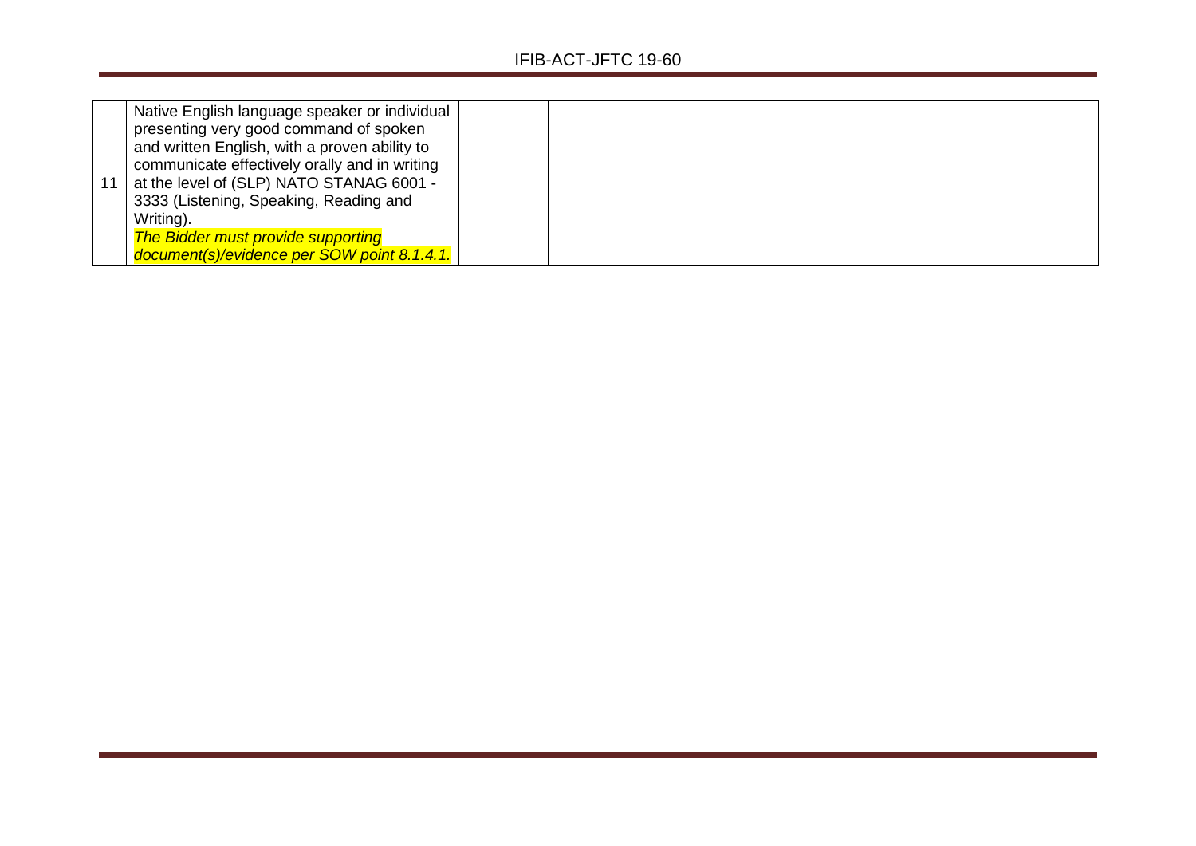| | | | |
|---|---|---|---|
| 11 | Native English language speaker or individual presenting very good command of spoken and written English, with a proven ability to communicate effectively orally and in writing at the level of (SLP) NATO STANAG 6001 - 3333 (Listening, Speaking, Reading and Writing).<br>***The Bidder must provide supporting document(s)/evidence per SOW point 8.1.4.1.*** | | |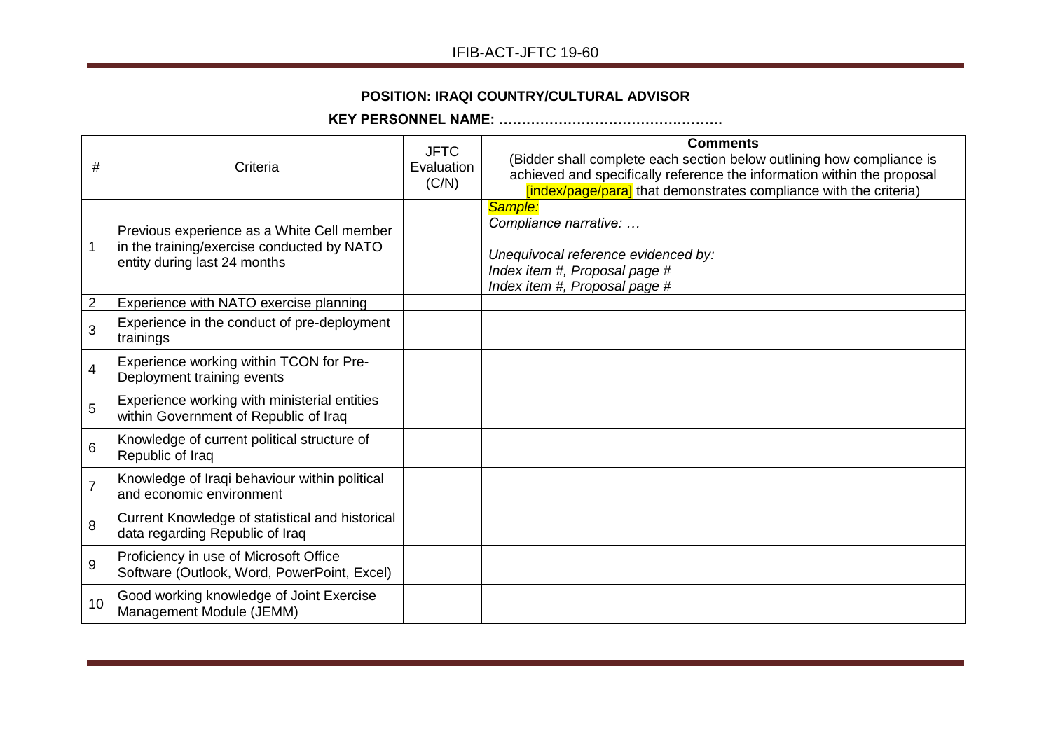**POSITION: IRAQI COUNTRY/CULTURAL ADVISOR**

**KEY PERSONNEL NAME: ………………………………………….**

| # | Criteria | JFTC Evaluation (C/N) | **Comments** (Bidder shall complete each section below outlining how compliance is achieved and specifically reference the information within the proposal [index/page/para] that demonstrates compliance with the criteria) |
|---|---|---|---|
| 1 | Previous experience as a White Cell member in the training/exercise conducted by NATO entity during last 24 months | | *Sample:* *Compliance narrative: …* *Unequivocal reference evidenced by:* *Index item #, Proposal page #* *Index item #, Proposal page #* |
| 2 | Experience with NATO exercise planning | | |
| 3 | Experience in the conduct of pre-deployment trainings | | |
| 4 | Experience working within TCON for Pre-Deployment training events | | |
| 5 | Experience working with ministerial entities within Government of Republic of Iraq | | |
| 6 | Knowledge of current political structure of Republic of Iraq | | |
| 7 | Knowledge of Iraqi behaviour within political and economic environment | | |
| 8 | Current Knowledge of statistical and historical data regarding Republic of Iraq | | |
| 9 | Proficiency in use of Microsoft Office Software (Outlook, Word, PowerPoint, Excel) | | |
| 10 | Good working knowledge of Joint Exercise Management Module (JEMM) | | |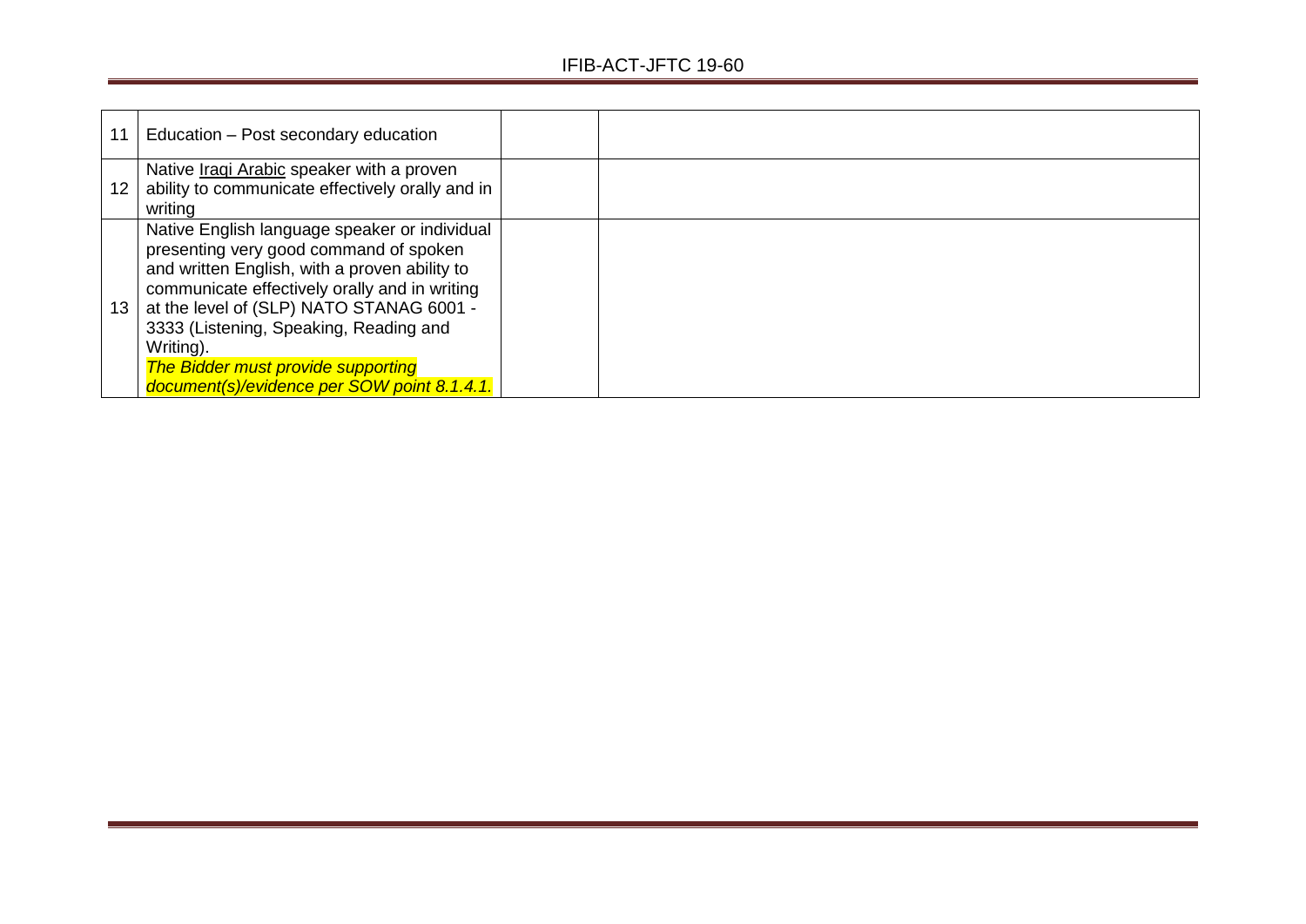| | | | |
|---|---|---|---|
| 11 | Education – Post secondary education | | |
| 12 | Native Iraqi Arabic speaker with a proven ability to communicate effectively orally and in writing | | |
| 13 | Native English language speaker or individual presenting very good command of spoken and written English, with a proven ability to communicate effectively orally and in writing at the level of (SLP) NATO STANAG 6001 - 3333 (Listening, Speaking, Reading and Writing). ***The Bidder must provide supporting document(s)/evidence per SOW point 8.1.4.1.*** | | |